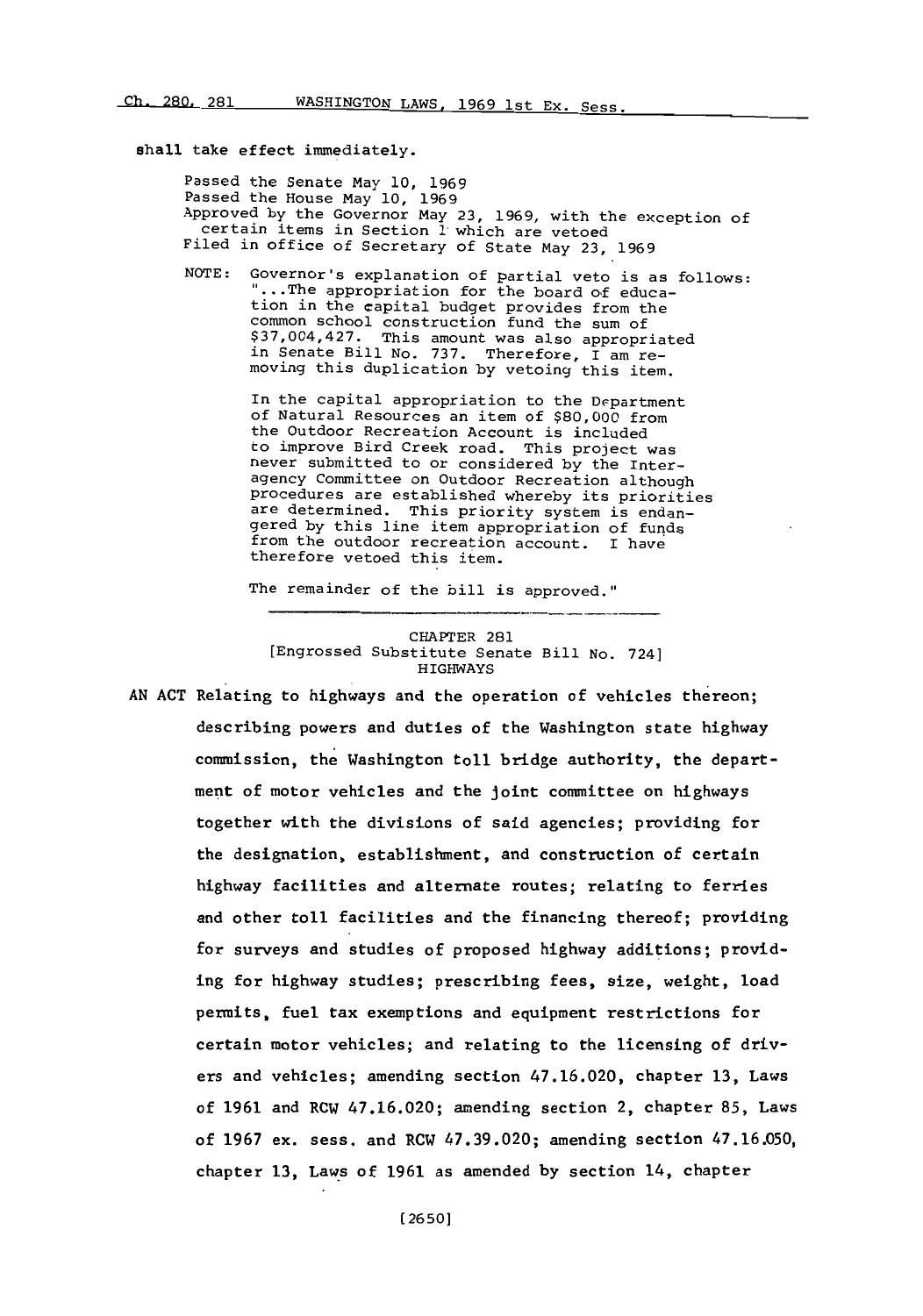shall take effect immediately.

Passed the Senate May 10, 1969
Passed the House May 10, 1969
Approved by the Governor May 23, 1969, with the exception of certain items in Section 1 which are vetoed
Filed in office of Secretary of State May 23, 1969

NOTE: Governor's explanation of partial veto is as follows: "...The appropriation for the board of education in the capital budget provides from the common school construction fund the sum of $37,004,427. This amount was also appropriated in Senate Bill No. 737. Therefore, I am removing this duplication by vetoing this item.

In the capital appropriation to the Department of Natural Resources an item of $80,000 from the Outdoor Recreation Account is included to improve Bird Creek road. This project was never submitted to or considered by the Interagency Committee on Outdoor Recreation although procedures are established whereby its priorities are determined. This priority system is endangered by this line item appropriation of funds from the outdoor recreation account. I have therefore vetoed this item.

The remainder of the bill is approved."

---

## CHAPTER 281
### [Engrossed Substitute Senate Bill No. 724]
### HIGHWAYS

AN ACT Relating to highways and the operation of vehicles thereon; describing powers and duties of the Washington state highway commission, the Washington toll bridge authority, the department of motor vehicles and the joint committee on highways together with the divisions of said agencies; providing for the designation, establishment, and construction of certain highway facilities and alternate routes; relating to ferries and other toll facilities and the financing thereof; providing for surveys and studies of proposed highway additions; providing for highway studies; prescribing fees, size, weight, load permits, fuel tax exemptions and equipment restrictions for certain motor vehicles; and relating to the licensing of drivers and vehicles; amending section 47.16.020, chapter 13, Laws of 1961 and RCW 47.16.020; amending section 2, chapter 85, Laws of 1967 ex. sess. and RCW 47.39.020; amending section 47.16.050, chapter 13, Laws of 1961 as amended by section 14, chapter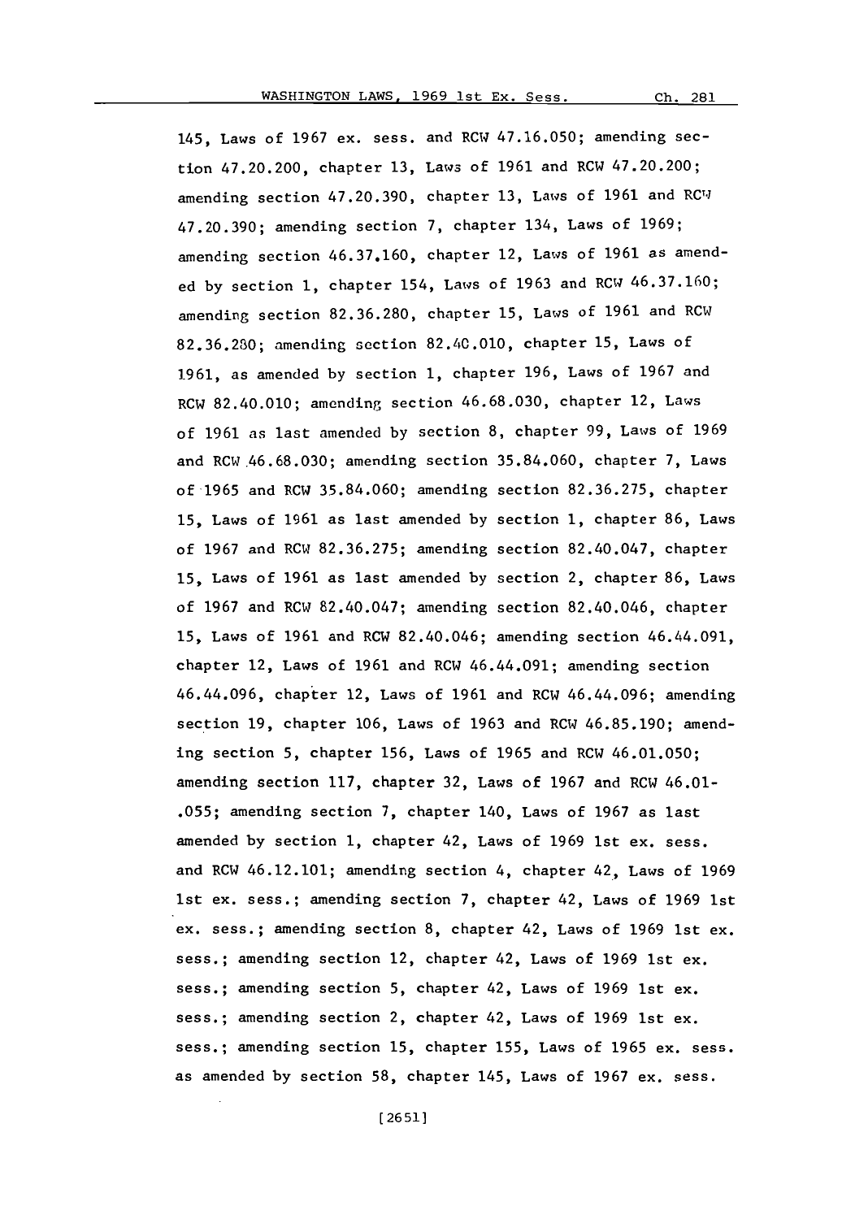145, Laws of 1967 ex. sess. and RCW 47.16.050; amending section 47.20.200, chapter 13, Laws of 1961 and RCW 47.20.200; amending section 47.20.390, chapter 13, Laws of 1961 and RCW 47.20.390; amending section 7, chapter 134, Laws of 1969; amending section 46.37.160, chapter 12, Laws of 1961 as amended by section 1, chapter 154, Laws of 1963 and RCW 46.37.160; amending section 82.36.280, chapter 15, Laws of 1961 and RCW 82.36.280; amending section 82.40.010, chapter 15, Laws of 1961, as amended by section 1, chapter 196, Laws of 1967 and RCW 82.40.010; amending section 46.68.030, chapter 12, Laws of 1961 as last amended by section 8, chapter 99, Laws of 1969 and RCW 46.68.030; amending section 35.84.060, chapter 7, Laws of 1965 and RCW 35.84.060; amending section 82.36.275, chapter 15, Laws of 1961 as last amended by section 1, chapter 86, Laws of 1967 and RCW 82.36.275; amending section 82.40.047, chapter 15, Laws of 1961 as last amended by section 2, chapter 86, Laws of 1967 and RCW 82.40.047; amending section 82.40.046, chapter 15, Laws of 1961 and RCW 82.40.046; amending section 46.44.091, chapter 12, Laws of 1961 and RCW 46.44.091; amending section 46.44.096, chapter 12, Laws of 1961 and RCW 46.44.096; amending section 19, chapter 106, Laws of 1963 and RCW 46.85.190; amending section 5, chapter 156, Laws of 1965 and RCW 46.01.050; amending section 117, chapter 32, Laws of 1967 and RCW 46.01-.055; amending section 7, chapter 140, Laws of 1967 as last amended by section 1, chapter 42, Laws of 1969 1st ex. sess. and RCW 46.12.101; amending section 4, chapter 42, Laws of 1969 1st ex. sess.; amending section 7, chapter 42, Laws of 1969 1st ex. sess.; amending section 8, chapter 42, Laws of 1969 1st ex. sess.; amending section 12, chapter 42, Laws of 1969 1st ex. sess.; amending section 5, chapter 42, Laws of 1969 1st ex. sess.; amending section 2, chapter 42, Laws of 1969 1st ex. sess.; amending section 15, chapter 155, Laws of 1965 ex. sess. as amended by section 58, chapter 145, Laws of 1967 ex. sess.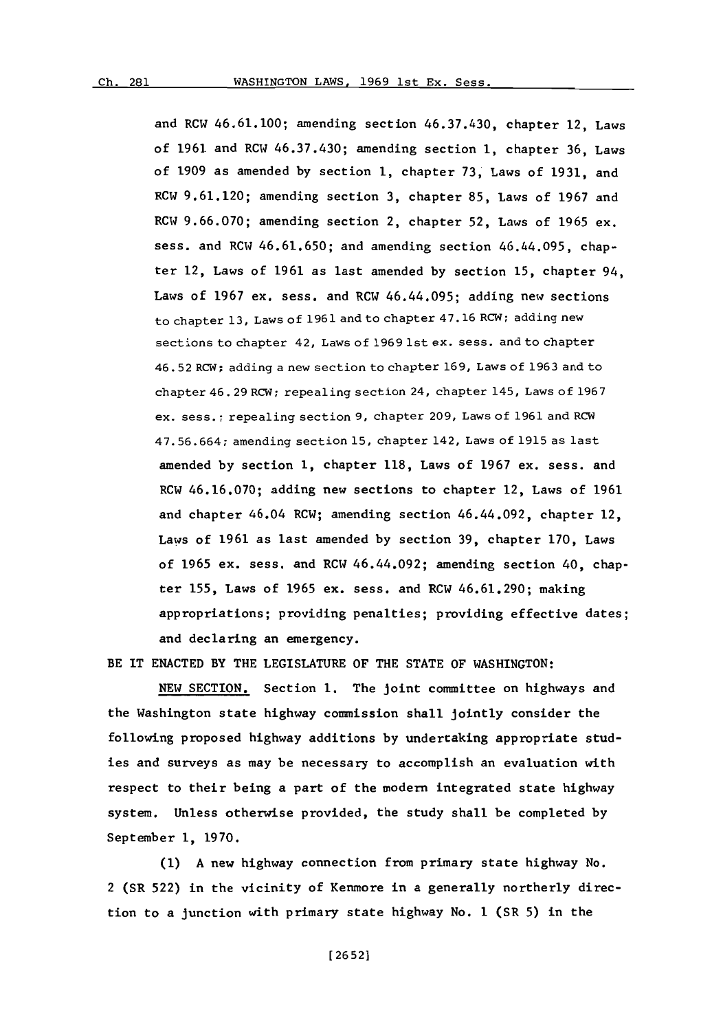and RCW 46.61.100; amending section 46.37.430, chapter 12, Laws of 1961 and RCW 46.37.430; amending section 1, chapter 36, Laws of 1909 as amended by section 1, chapter 73, Laws of 1931, and RCW 9.61.120; amending section 3, chapter 85, Laws of 1967 and RCW 9.66.070; amending section 2, chapter 52, Laws of 1965 ex. sess. and RCW 46.61.650; and amending section 46.44.095, chapter 12, Laws of 1961 as last amended by section 15, chapter 94, Laws of 1967 ex. sess. and RCW 46.44.095; adding new sections to chapter 13, Laws of 1961 and to chapter 47.16 RCW; adding new sections to chapter 42, Laws of 1969 1st ex. sess. and to chapter 46.52 RCW; adding a new section to chapter 169, Laws of 1963 and to chapter 46.29 RCW; repealing section 24, chapter 145, Laws of 1967 ex. sess.; repealing section 9, chapter 209, Laws of 1961 and RCW 47.56.664; amending section 15, chapter 142, Laws of 1915 as last amended by section 1, chapter 118, Laws of 1967 ex. sess. and RCW 46.16.070; adding new sections to chapter 12, Laws of 1961 and chapter 46.04 RCW; amending section 46.44.092, chapter 12, Laws of 1961 as last amended by section 39, chapter 170, Laws of 1965 ex. sess. and RCW 46.44.092; amending section 40, chapter 155, Laws of 1965 ex. sess. and RCW 46.61.290; making appropriations; providing penalties; providing effective dates; and declaring an emergency.

BE IT ENACTED BY THE LEGISLATURE OF THE STATE OF WASHINGTON:

NEW SECTION. Section 1. The joint committee on highways and the Washington state highway commission shall jointly consider the following proposed highway additions by undertaking appropriate studies and surveys as may be necessary to accomplish an evaluation with respect to their being a part of the modern integrated state highway system. Unless otherwise provided, the study shall be completed by September 1, 1970.

(1) A new highway connection from primary state highway No. 2 (SR 522) in the vicinity of Kenmore in a generally northerly direction to a junction with primary state highway No. 1 (SR 5) in the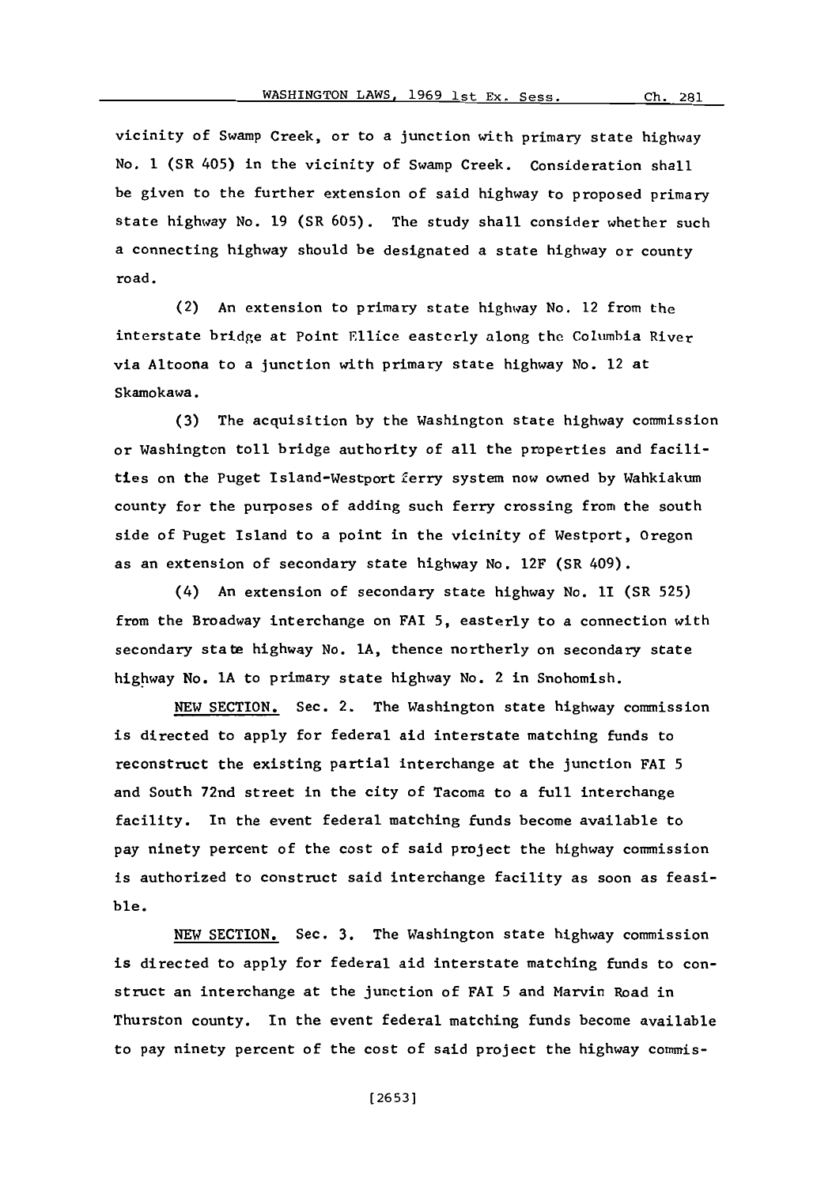vicinity of Swamp Creek, or to a junction with primary state highway No. 1 (SR 405) in the vicinity of Swamp Creek. Consideration shall be given to the further extension of said highway to proposed primary state highway No. 19 (SR 605). The study shall consider whether such a connecting highway should be designated a state highway or county road.

(2) An extension to primary state highway No. 12 from the interstate bridge at Point Ellice easterly along the Columbia River via Altoona to a junction with primary state highway No. 12 at Skamokawa.

(3) The acquisition by the Washington state highway commission or Washington toll bridge authority of all the properties and facilities on the Puget Island-Westport ferry system now owned by Wahkiakum county for the purposes of adding such ferry crossing from the south side of Puget Island to a point in the vicinity of Westport, Oregon as an extension of secondary state highway No. 12F (SR 409).

(4) An extension of secondary state highway No. 1I (SR 525) from the Broadway interchange on FAI 5, easterly to a connection with secondary state highway No. 1A, thence northerly on secondary state highway No. 1A to primary state highway No. 2 in Snohomish.

NEW SECTION. Sec. 2. The Washington state highway commission is directed to apply for federal aid interstate matching funds to reconstruct the existing partial interchange at the junction FAI 5 and South 72nd street in the city of Tacoma to a full interchange facility. In the event federal matching funds become available to pay ninety percent of the cost of said project the highway commission is authorized to construct said interchange facility as soon as feasible.

NEW SECTION. Sec. 3. The Washington state highway commission is directed to apply for federal aid interstate matching funds to construct an interchange at the junction of FAI 5 and Marvin Road in Thurston county. In the event federal matching funds become available to pay ninety percent of the cost of said project the highway commis-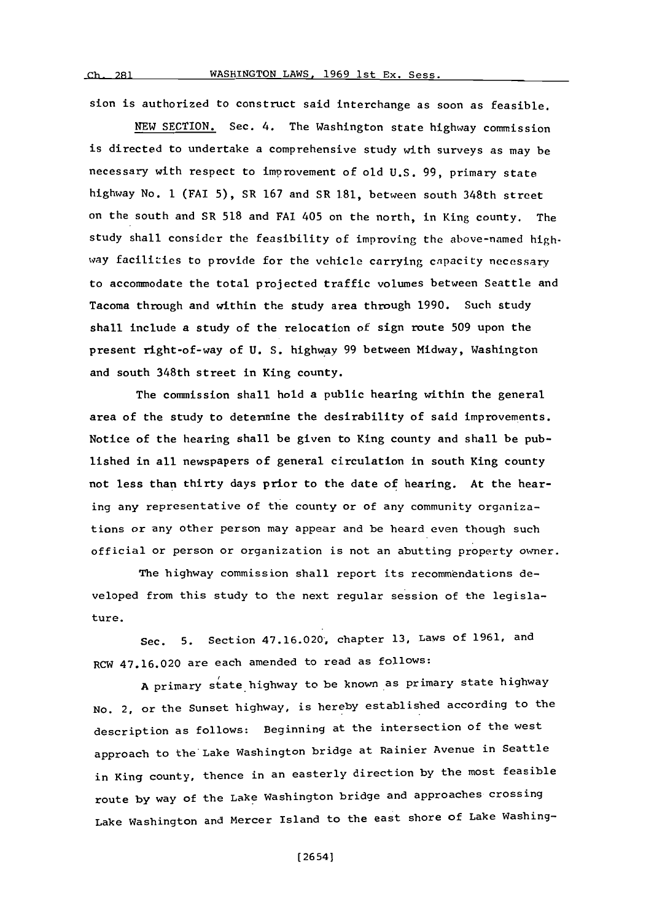sion is authorized to construct said interchange as soon as feasible.

NEW SECTION. Sec. 4. The Washington state highway commission is directed to undertake a comprehensive study with surveys as may be necessary with respect to improvement of old U.S. 99, primary state highway No. 1 (FAI 5), SR 167 and SR 181, between south 348th street on the south and SR 518 and FAI 405 on the north, in King county. The study shall consider the feasibility of improving the above-named highway facilities to provide for the vehicle carrying capacity necessary to accommodate the total projected traffic volumes between Seattle and Tacoma through and within the study area through 1990. Such study shall include a study of the relocation of sign route 509 upon the present right-of-way of U. S. highway 99 between Midway, Washington and south 348th street in King county.

The commission shall hold a public hearing within the general area of the study to determine the desirability of said improvements. Notice of the hearing shall be given to King county and shall be published in all newspapers of general circulation in south King county not less than thirty days prior to the date of hearing. At the hearing any representative of the county or of any community organizations or any other person may appear and be heard even though such official or person or organization is not an abutting property owner.

The highway commission shall report its recommendations developed from this study to the next regular session of the legislature.

Sec. 5. Section 47.16.020, chapter 13, Laws of 1961, and RCW 47.16.020 are each amended to read as follows:

A primary state highway to be known as primary state highway No. 2, or the Sunset highway, is hereby established according to the description as follows: Beginning at the intersection of the west approach to the Lake Washington bridge at Rainier Avenue in Seattle in King county, thence in an easterly direction by the most feasible route by way of the Lake Washington bridge and approaches crossing Lake Washington and Mercer Island to the east shore of Lake Washing-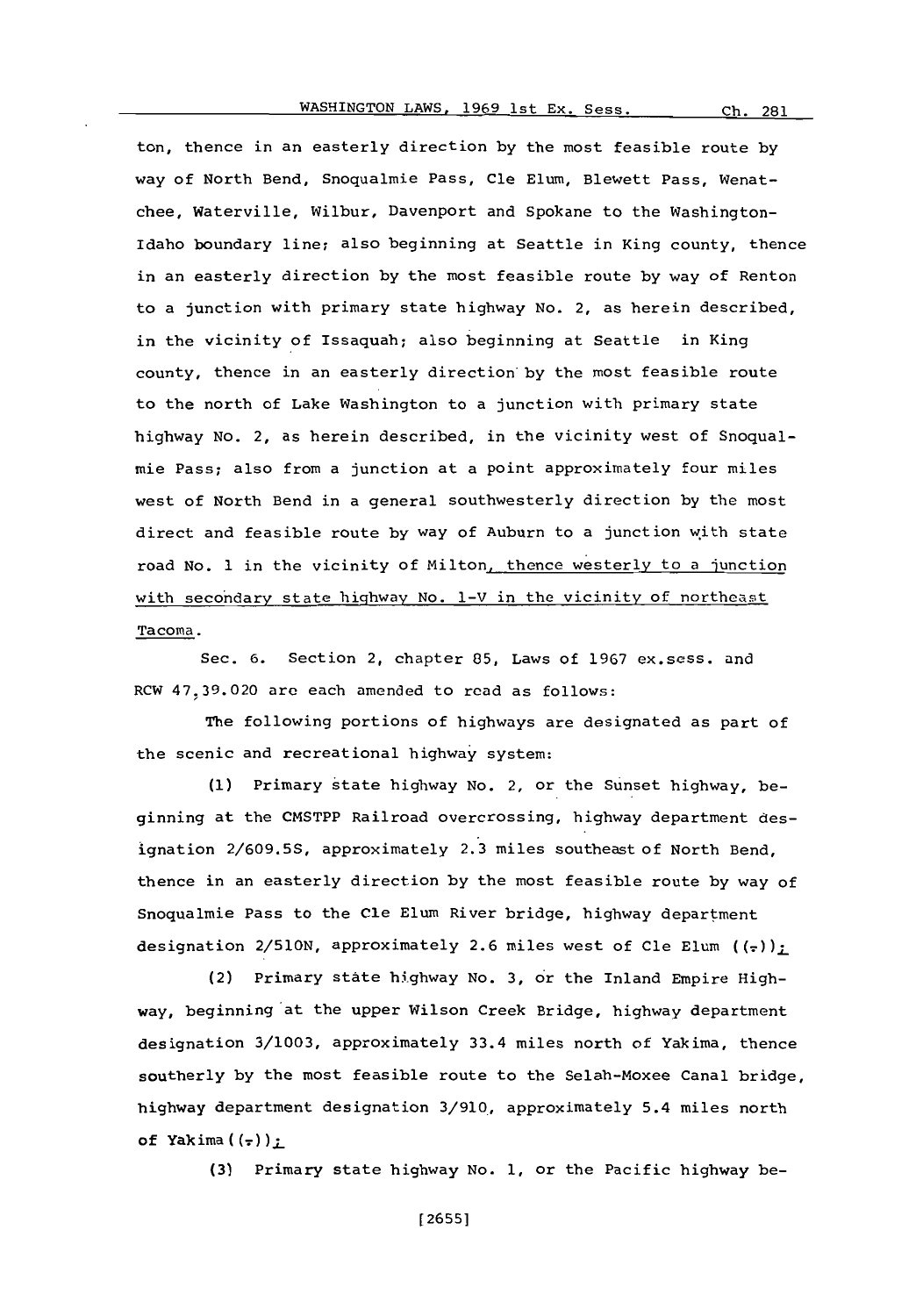ton, thence in an easterly direction by the most feasible route by way of North Bend, Snoqualmie Pass, Cle Elum, Blewett Pass, Wenatchee, Waterville, Wilbur, Davenport and Spokane to the Washington-Idaho boundary line; also beginning at Seattle in King county, thence in an easterly direction by the most feasible route by way of Renton to a junction with primary state highway No. 2, as herein described, in the vicinity of Issaquah; also beginning at Seattle in King county, thence in an easterly direction by the most feasible route to the north of Lake Washington to a junction with primary state highway No. 2, as herein described, in the vicinity west of Snoqualmie Pass; also from a junction at a point approximately four miles west of North Bend in a general southwesterly direction by the most direct and feasible route by way of Auburn to a junction with state road No. 1 in the vicinity of Milton, thence westerly to a junction with secondary state highway No. 1-V in the vicinity of northeast Tacoma.

Sec. 6. Section 2, chapter 85, Laws of 1967 ex.sess. and RCW 47.39.020 are each amended to read as follows:

The following portions of highways are designated as part of the scenic and recreational highway system:

(1) Primary state highway No. 2, or the Sunset highway, beginning at the CMSTPP Railroad overcrossing, highway department designation 2/609.5S, approximately 2.3 miles southeast of North Bend, thence in an easterly direction by the most feasible route by way of Snoqualmie Pass to the Cle Elum River bridge, highway department designation 2/510N, approximately 2.6 miles west of Cle Elum ((.));

(2) Primary state highway No. 3, or the Inland Empire Highway, beginning at the upper Wilson Creek Bridge, highway department designation 3/1003, approximately 33.4 miles north of Yakima, thence southerly by the most feasible route to the Selah-Moxee Canal bridge, highway department designation 3/910, approximately 5.4 miles north of Yakima((.));

(3) Primary state highway No. 1, or the Pacific highway be-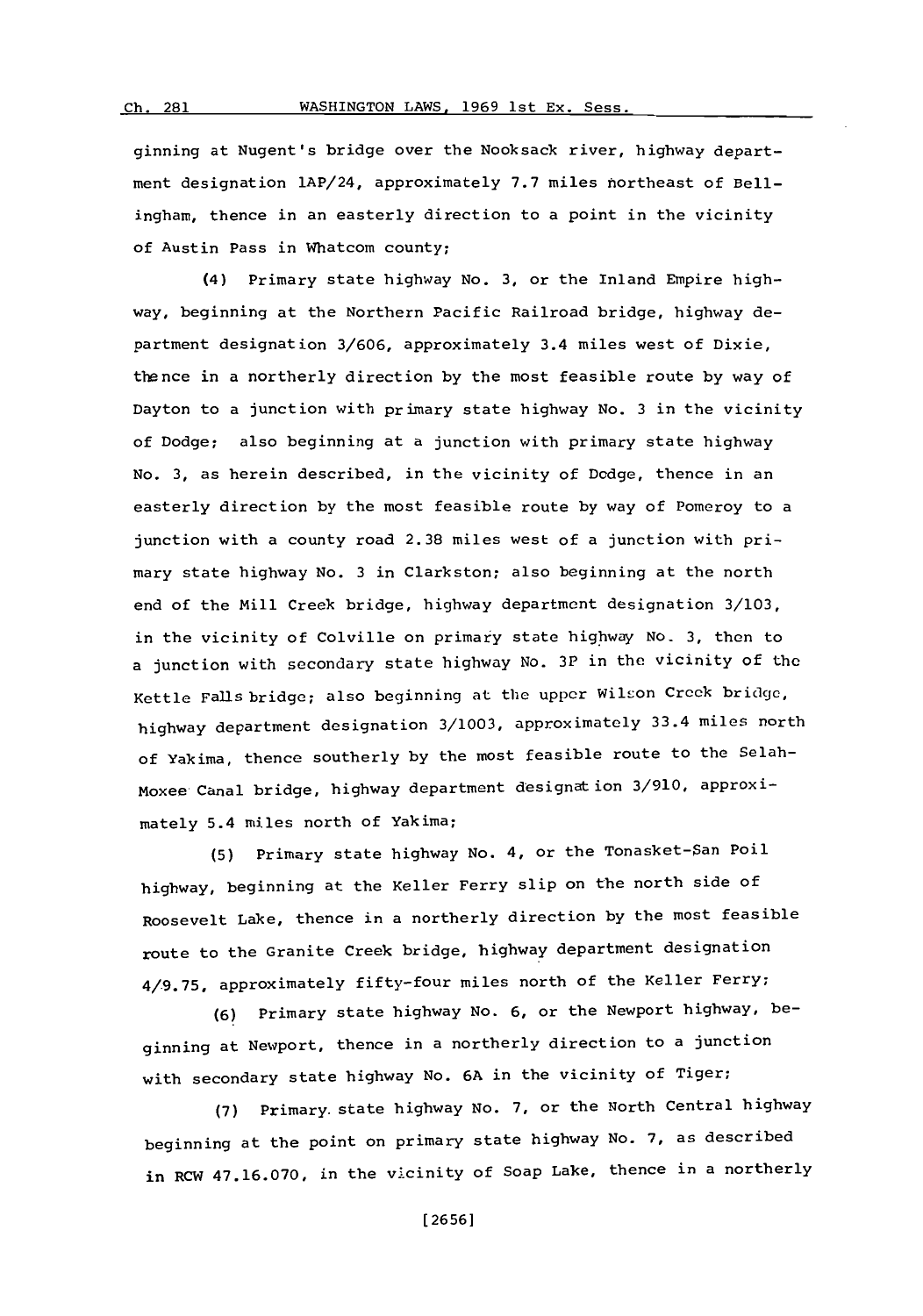ginning at Nugent's bridge over the Nooksack river, highway department designation 1AP/24, approximately 7.7 miles northeast of Bellingham, thence in an easterly direction to a point in the vicinity of Austin Pass in Whatcom county;

(4) Primary state highway No. 3, or the Inland Empire highway, beginning at the Northern Pacific Railroad bridge, highway department designation 3/606, approximately 3.4 miles west of Dixie, thence in a northerly direction by the most feasible route by way of Dayton to a junction with primary state highway No. 3 in the vicinity of Dodge; also beginning at a junction with primary state highway No. 3, as herein described, in the vicinity of Dodge, thence in an easterly direction by the most feasible route by way of Pomeroy to a junction with a county road 2.38 miles west of a junction with primary state highway No. 3 in Clarkston; also beginning at the north end of the Mill Creek bridge, highway department designation 3/103, in the vicinity of Colville on primary state highway No. 3, then to a junction with secondary state highway No. 3P in the vicinity of the Kettle Falls bridge; also beginning at the upper Wilson Creek bridge, highway department designation 3/1003, approximately 33.4 miles north of Yakima, thence southerly by the most feasible route to the Selah-Moxee Canal bridge, highway department designation 3/910, approximately 5.4 miles north of Yakima;

(5) Primary state highway No. 4, or the Tonasket-San Poil highway, beginning at the Keller Ferry slip on the north side of Roosevelt Lake, thence in a northerly direction by the most feasible route to the Granite Creek bridge, highway department designation 4/9.75, approximately fifty-four miles north of the Keller Ferry;

(6) Primary state highway No. 6, or the Newport highway, beginning at Newport, thence in a northerly direction to a junction with secondary state highway No. 6A in the vicinity of Tiger;

(7) Primary state highway No. 7, or the North Central highway beginning at the point on primary state highway No. 7, as described in RCW 47.16.070, in the vicinity of Soap Lake, thence in a northerly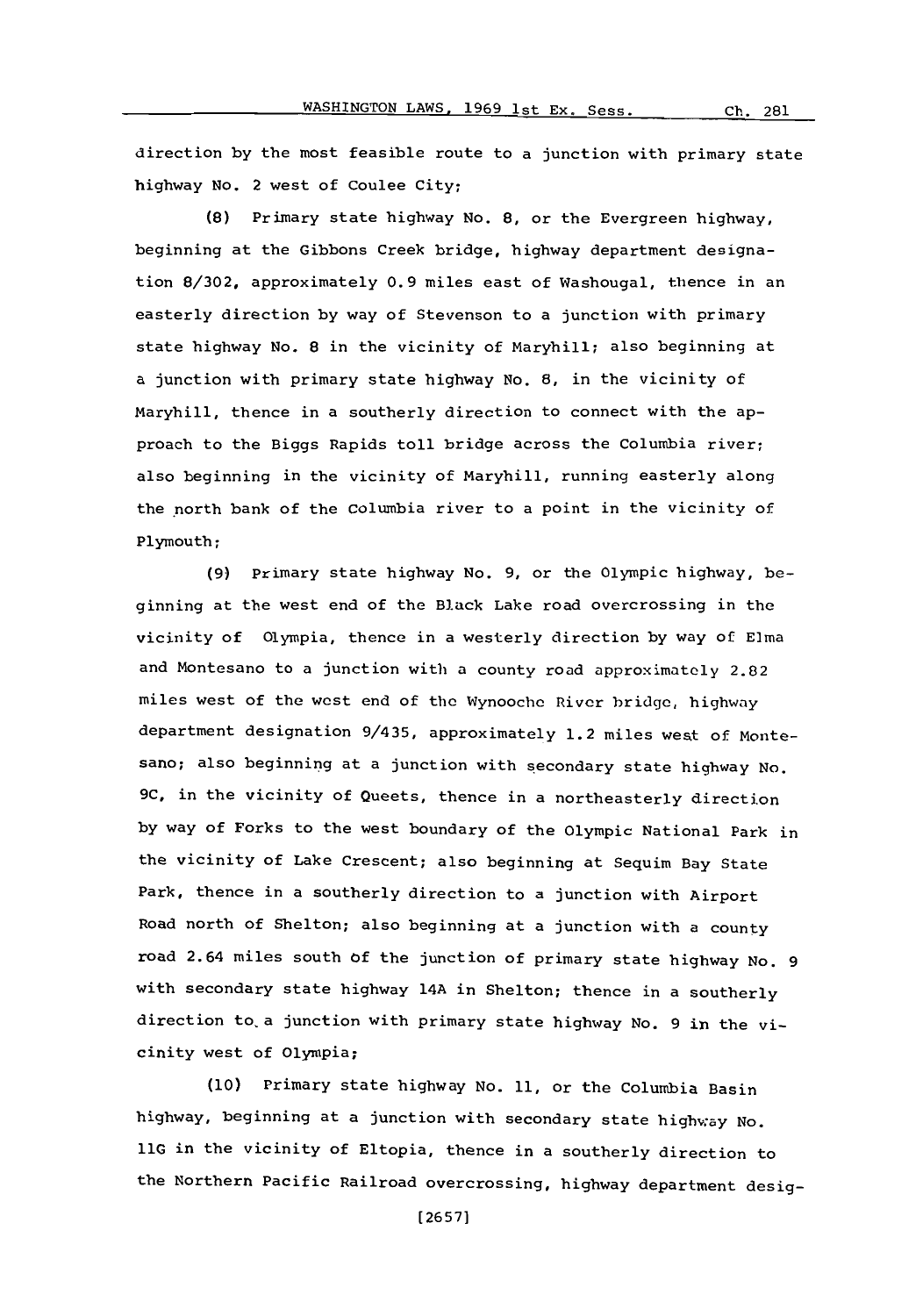direction by the most feasible route to a junction with primary state highway No. 2 west of Coulee City;

(8) Primary state highway No. 8, or the Evergreen highway, beginning at the Gibbons Creek bridge, highway department designation 8/302, approximately 0.9 miles east of Washougal, thence in an easterly direction by way of Stevenson to a junction with primary state highway No. 8 in the vicinity of Maryhill; also beginning at a junction with primary state highway No. 8, in the vicinity of Maryhill, thence in a southerly direction to connect with the approach to the Biggs Rapids toll bridge across the Columbia river; also beginning in the vicinity of Maryhill, running easterly along the north bank of the Columbia river to a point in the vicinity of Plymouth;

(9) Primary state highway No. 9, or the Olympic highway, beginning at the west end of the Black Lake road overcrossing in the vicinity of Olympia, thence in a westerly direction by way of Elma and Montesano to a junction with a county road approximately 2.82 miles west of the west end of the Wynoochc River bridge, highway department designation 9/435, approximately 1.2 miles west of Montesano; also beginning at a junction with secondary state highway No. 9C, in the vicinity of Queets, thence in a northeasterly direction by way of Forks to the west boundary of the Olympic National Park in the vicinity of Lake Crescent; also beginning at Sequim Bay State Park, thence in a southerly direction to a junction with Airport Road north of Shelton; also beginning at a junction with a county road 2.64 miles south of the junction of primary state highway No. 9 with secondary state highway 14A in Shelton; thence in a southerly direction to a junction with primary state highway No. 9 in the vicinity west of Olympia;

(10) Primary state highway No. 11, or the Columbia Basin highway, beginning at a junction with secondary state highway No. 11G in the vicinity of Eltopia, thence in a southerly direction to the Northern Pacific Railroad overcrossing, highway department desig-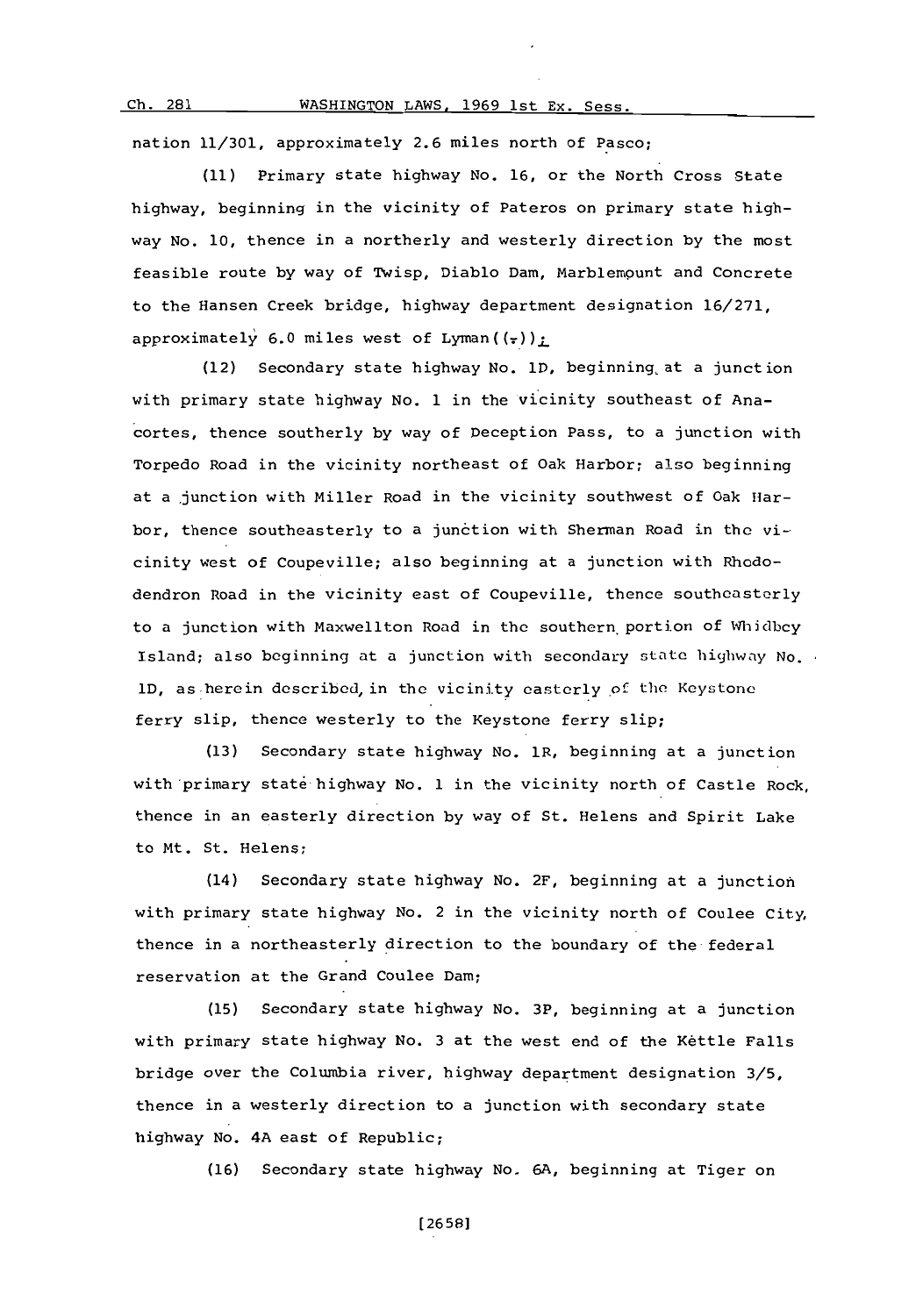nation 11/301, approximately 2.6 miles north of Pasco;

(11) Primary state highway No. 16, or the North Cross State highway, beginning in the vicinity of Pateros on primary state highway No. 10, thence in a northerly and westerly direction by the most feasible route by way of Twisp, Diablo Dam, Marblemount and Concrete to the Hansen Creek bridge, highway department designation 16/271, approximately 6.0 miles west of Lyman((.));

(12) Secondary state highway No. 1D, beginning at a junction with primary state highway No. 1 in the vicinity southeast of Anacortes, thence southerly by way of Deception Pass, to a junction with Torpedo Road in the vicinity northeast of Oak Harbor; also beginning at a junction with Miller Road in the vicinity southwest of Oak Harbor, thence southeasterly to a junction with Sherman Road in the vicinity west of Coupeville; also beginning at a junction with Rhododendron Road in the vicinity east of Coupeville, thence southeasterly to a junction with Maxwellton Road in the southern portion of Whidbey Island; also beginning at a junction with secondary state highway No. 1D, as herein described, in the vicinity easterly of the Keystone ferry slip, thence westerly to the Keystone ferry slip;

(13) Secondary state highway No. 1R, beginning at a junction with primary state highway No. 1 in the vicinity north of Castle Rock, thence in an easterly direction by way of St. Helens and Spirit Lake to Mt. St. Helens;

(14) Secondary state highway No. 2F, beginning at a junction with primary state highway No. 2 in the vicinity north of Coulee City, thence in a northeasterly direction to the boundary of the federal reservation at the Grand Coulee Dam;

(15) Secondary state highway No. 3P, beginning at a junction with primary state highway No. 3 at the west end of the Kettle Falls bridge over the Columbia river, highway department designation 3/5, thence in a westerly direction to a junction with secondary state highway No. 4A east of Republic;

(16) Secondary state highway No. 6A, beginning at Tiger on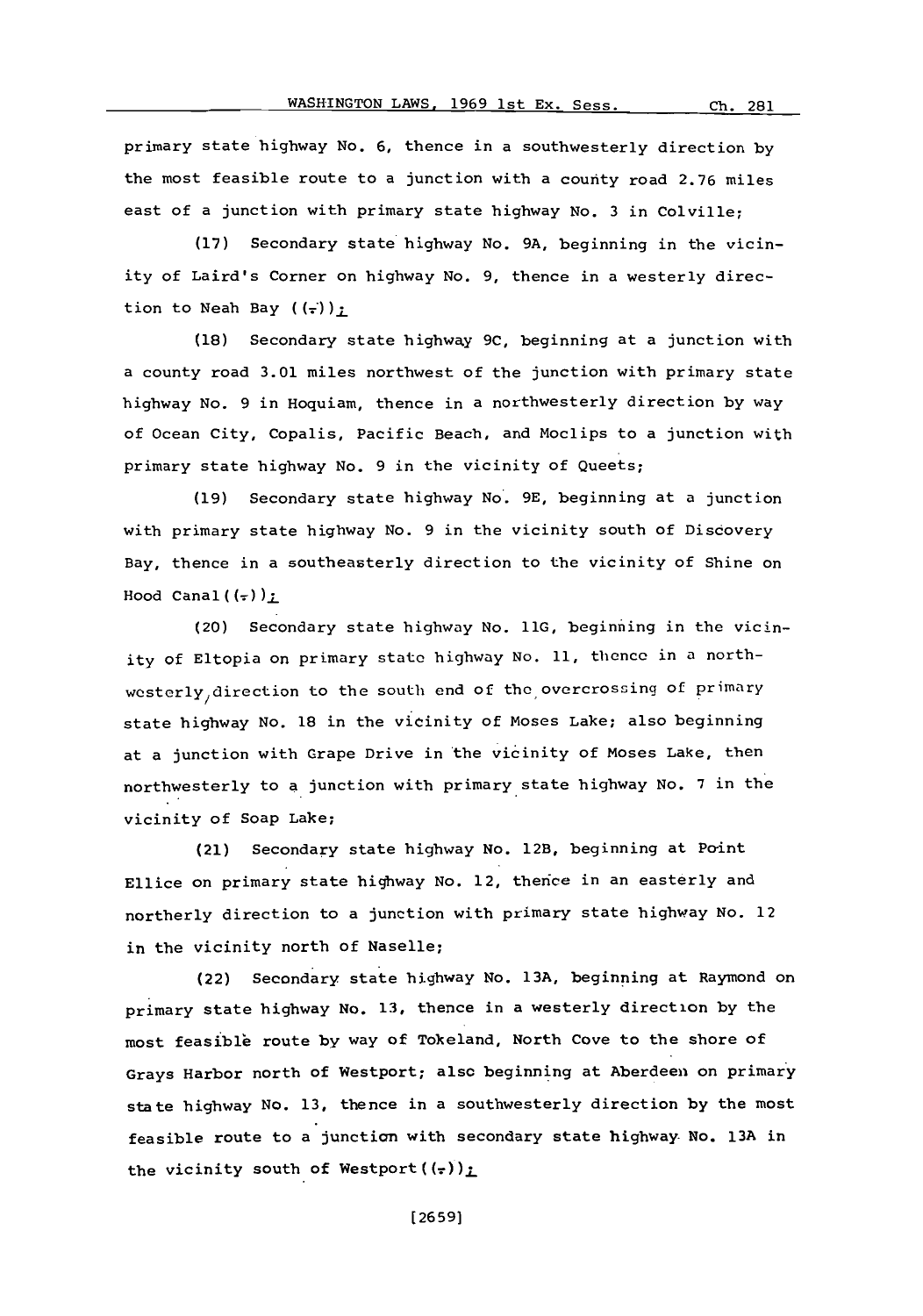primary state highway No. 6, thence in a southwesterly direction by the most feasible route to a junction with a county road 2.76 miles east of a junction with primary state highway No. 3 in Colville;

(17) Secondary state highway No. 9A, beginning in the vicinity of Laird's Corner on highway No. 9, thence in a westerly direction to Neah Bay ((-));

(18) Secondary state highway 9C, beginning at a junction with a county road 3.01 miles northwest of the junction with primary state highway No. 9 in Hoquiam, thence in a northwesterly direction by way of Ocean City, Copalis, Pacific Beach, and Moclips to a junction with primary state highway No. 9 in the vicinity of Queets;

(19) Secondary state highway No. 9E, beginning at a junction with primary state highway No. 9 in the vicinity south of Discovery Bay, thence in a southeasterly direction to the vicinity of Shine on Hood Canal((-));

(20) Secondary state highway No. 11G, beginning in the vicinity of Eltopia on primary state highway No. 11, thence in a northwesterly direction to the south end of the overcrossing of primary state highway No. 18 in the vicinity of Moses Lake; also beginning at a junction with Grape Drive in the vicinity of Moses Lake, then northwesterly to a junction with primary state highway No. 7 in the vicinity of Soap Lake;

(21) Secondary state highway No. 12B, beginning at Point Ellice on primary state highway No. 12, thence in an easterly and northerly direction to a junction with primary state highway No. 12 in the vicinity north of Naselle;

(22) Secondary state highway No. 13A, beginning at Raymond on primary state highway No. 13, thence in a westerly direction by the most feasible route by way of Tokeland, North Cove to the shore of Grays Harbor north of Westport; also beginning at Aberdeen on primary state highway No. 13, thence in a southwesterly direction by the most feasible route to a junction with secondary state highway No. 13A in the vicinity south of Westport((-));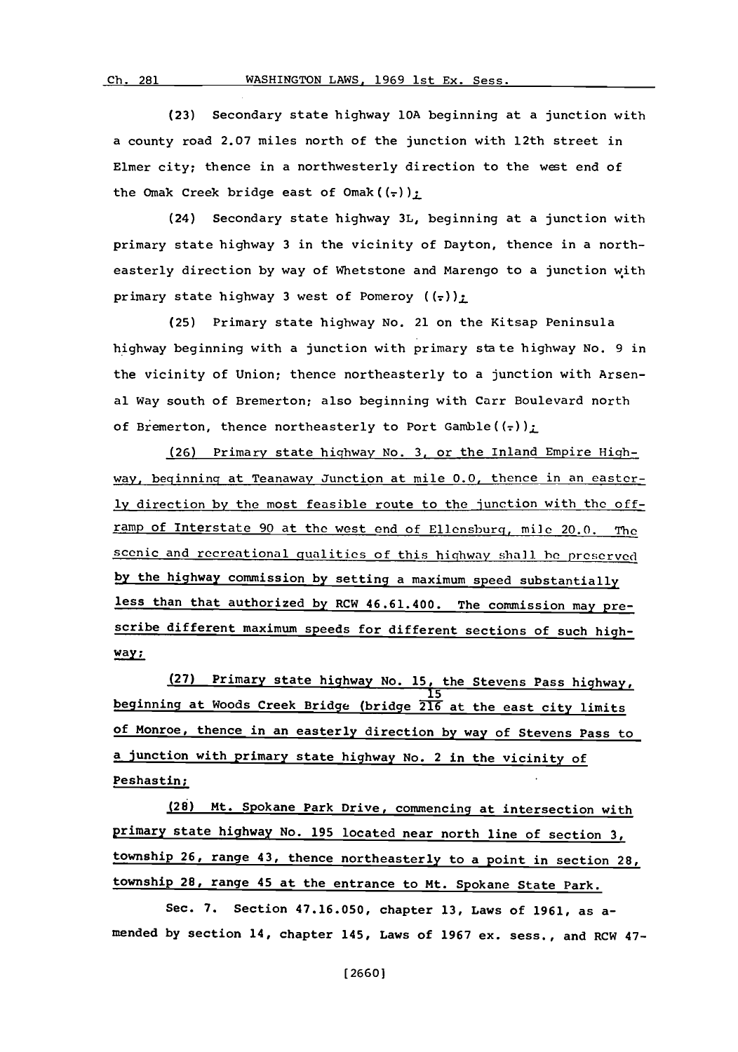(23) Secondary state highway 10A beginning at a junction with a county road 2.07 miles north of the junction with 12th street in Elmer city; thence in a northwesterly direction to the west end of the Omak Creek bridge east of Omak((.));

(24) Secondary state highway 3L, beginning at a junction with primary state highway 3 in the vicinity of Dayton, thence in a northeasterly direction by way of Whetstone and Marengo to a junction with primary state highway 3 west of Pomeroy ((.));

(25) Primary state highway No. 21 on the Kitsap Peninsula highway beginning with a junction with primary state highway No. 9 in the vicinity of Union; thence northeasterly to a junction with Arsenal Way south of Bremerton; also beginning with Carr Boulevard north of Bremerton, thence northeasterly to Port Gamble((.));

(26) Primary state highway No. 3, or the Inland Empire Highway, beginning at Teanaway Junction at mile 0.0, thence in an easterly direction by the most feasible route to the junction with the off-ramp of Interstate 90 at the west end of Ellensburg, mile 20.0. The scenic and recreational qualities of this highway shall be preserved by the highway commission by setting a maximum speed substantially less than that authorized by RCW 46.61.400. The commission may prescribe different maximum speeds for different sections of such highway;

(27) Primary state highway No. 15, the Stevens Pass highway, beginning at Woods Creek Bridge (bridge 2/16 at the east city limits of Monroe, thence in an easterly direction by way of Stevens Pass to a junction with primary state highway No. 2 in the vicinity of Peshastin;

(28) Mt. Spokane Park Drive, commencing at intersection with primary state highway No. 195 located near north line of section 3, township 26, range 43, thence northeasterly to a point in section 28, township 28, range 45 at the entrance to Mt. Spokane State Park.

Sec. 7. Section 47.16.050, chapter 13, Laws of 1961, as amended by section 14, chapter 145, Laws of 1967 ex. sess., and RCW 47-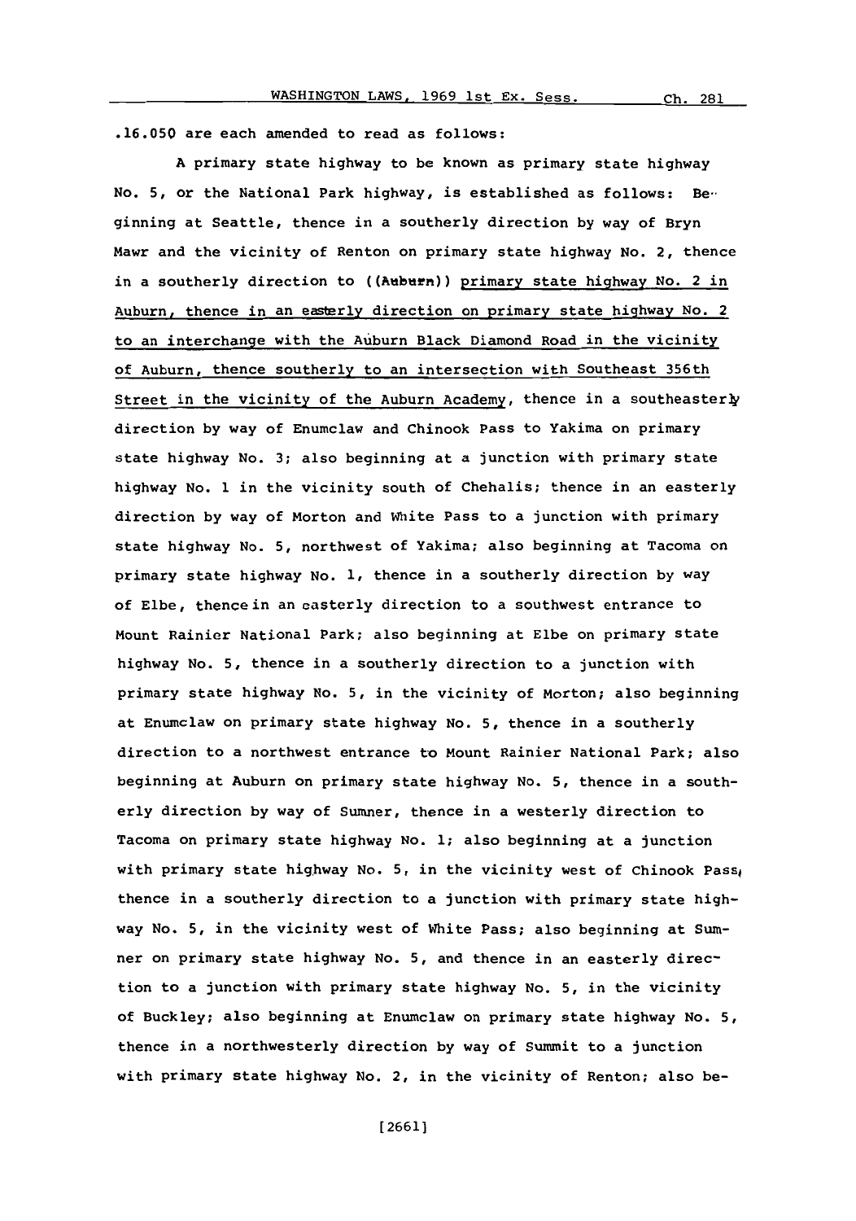.16.050 are each amended to read as follows:

A primary state highway to be known as primary state highway No. 5, or the National Park highway, is established as follows: Beginning at Seattle, thence in a southerly direction by way of Bryn Mawr and the vicinity of Renton on primary state highway No. 2, thence in a southerly direction to ((Auburn)) primary state highway No. 2 in Auburn, thence in an easterly direction on primary state highway No. 2 to an interchange with the Auburn Black Diamond Road in the vicinity of Auburn, thence southerly to an intersection with Southeast 356th Street in the vicinity of the Auburn Academy, thence in a southeasterly direction by way of Enumclaw and Chinook Pass to Yakima on primary state highway No. 3; also beginning at a junction with primary state highway No. 1 in the vicinity south of Chehalis; thence in an easterly direction by way of Morton and White Pass to a junction with primary state highway No. 5, northwest of Yakima; also beginning at Tacoma on primary state highway No. 1, thence in a southerly direction by way of Elbe, thence in an easterly direction to a southwest entrance to Mount Rainier National Park; also beginning at Elbe on primary state highway No. 5, thence in a southerly direction to a junction with primary state highway No. 5, in the vicinity of Morton; also beginning at Enumclaw on primary state highway No. 5, thence in a southerly direction to a northwest entrance to Mount Rainier National Park; also beginning at Auburn on primary state highway No. 5, thence in a southerly direction by way of Sumner, thence in a westerly direction to Tacoma on primary state highway No. 1; also beginning at a junction with primary state highway No. 5, in the vicinity west of Chinook Pass, thence in a southerly direction to a junction with primary state highway No. 5, in the vicinity west of White Pass; also beginning at Sumner on primary state highway No. 5, and thence in an easterly direction to a junction with primary state highway No. 5, in the vicinity of Buckley; also beginning at Enumclaw on primary state highway No. 5, thence in a northwesterly direction by way of Summit to a junction with primary state highway No. 2, in the vicinity of Renton; also be-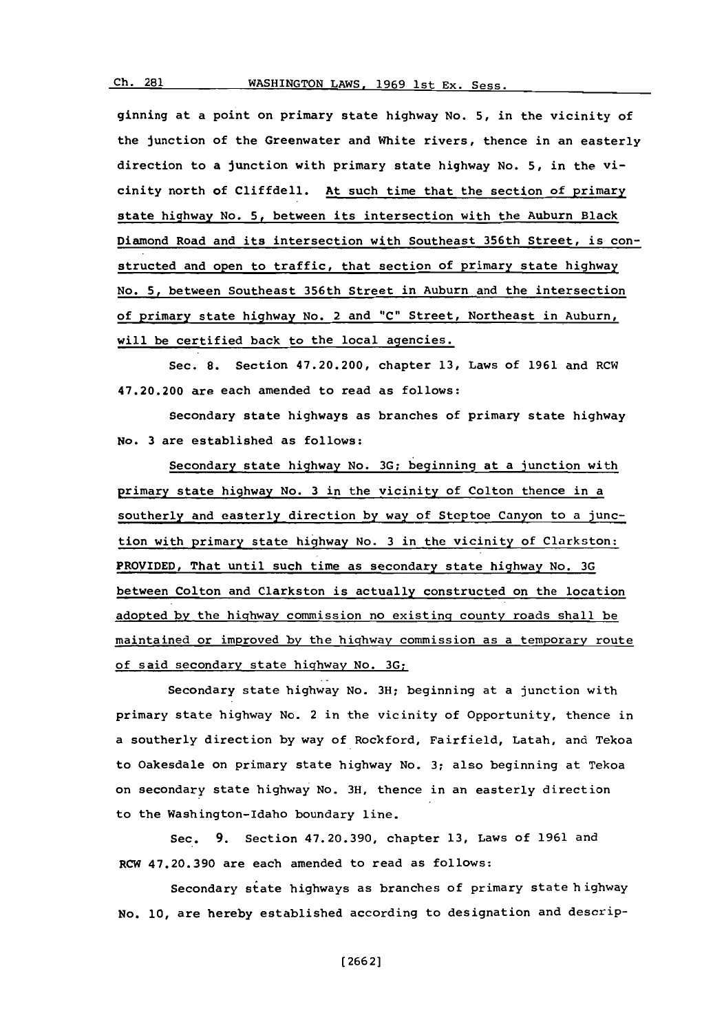ginning at a point on primary state highway No. 5, in the vicinity of the junction of the Greenwater and White rivers, thence in an easterly direction to a junction with primary state highway No. 5, in the vicinity north of Cliffdell. <u>At such time that the section of primary state highway No. 5, between its intersection with the Auburn Black Diamond Road and its intersection with Southeast 356th Street, is constructed and open to traffic, that section of primary state highway No. 5, between Southeast 356th Street in Auburn and the intersection of primary state highway No. 2 and "C" Street, Northeast in Auburn, will be certified back to the local agencies.</u>

Sec. 8. Section 47.20.200, chapter 13, Laws of 1961 and RCW 47.20.200 are each amended to read as follows:

Secondary state highways as branches of primary state highway No. 3 are established as follows:

<u>Secondary state highway No. 3G; beginning at a junction with primary state highway No. 3 in the vicinity of Colton thence in a southerly and easterly direction by way of Steptoe Canyon to a junction with primary state highway No. 3 in the vicinity of Clarkston: PROVIDED, That until such time as secondary state highway No. 3G between Colton and Clarkston is actually constructed on the location adopted by the highway commission no existing county roads shall be maintained or improved by the highway commission as a temporary route of said secondary state highway No. 3G;</u>

Secondary state highway No. 3H; beginning at a junction with primary state highway No. 2 in the vicinity of Opportunity, thence in a southerly direction by way of Rockford, Fairfield, Latah, and Tekoa to Oakesdale on primary state highway No. 3; also beginning at Tekoa on secondary state highway No. 3H, thence in an easterly direction to the Washington-Idaho boundary line.

Sec. 9. Section 47.20.390, chapter 13, Laws of 1961 and RCW 47.20.390 are each amended to read as follows:

Secondary state highways as branches of primary state highway No. 10, are hereby established according to designation and descrip-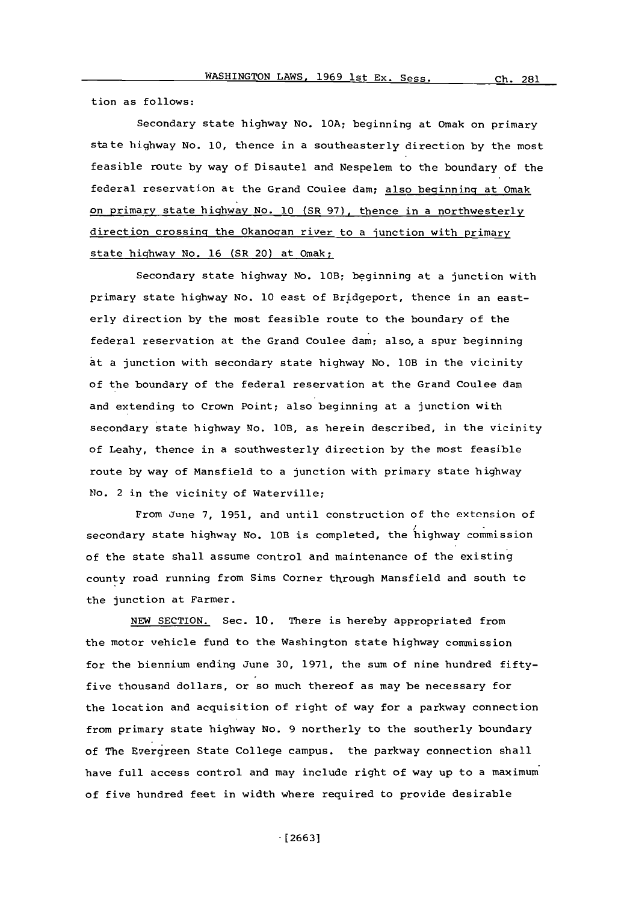tion as follows:

Secondary state highway No. 10A; beginning at Omak on primary state highway No. 10, thence in a southeasterly direction by the most feasible route by way of Disautel and Nespelem to the boundary of the federal reservation at the Grand Coulee dam; <u>also beginning at Omak on primary state highway No. 10 (SR 97), thence in a northwesterly direction crossing the Okanogan river to a junction with primary state highway No. 16 (SR 20) at Omak;</u>

Secondary state highway No. 10B; beginning at a junction with primary state highway No. 10 east of Bridgeport, thence in an easterly direction by the most feasible route to the boundary of the federal reservation at the Grand Coulee dam; also, a spur beginning at a junction with secondary state highway No. 10B in the vicinity of the boundary of the federal reservation at the Grand Coulee dam and extending to Crown Point; also beginning at a junction with secondary state highway No. 10B, as herein described, in the vicinity of Leahy, thence in a southwesterly direction by the most feasible route by way of Mansfield to a junction with primary state highway No. 2 in the vicinity of Waterville;

From June 7, 1951, and until construction of the extension of secondary state highway No. 10B is completed, the highway commission of the state shall assume control and maintenance of the existing county road running from Sims Corner through Mansfield and south to the junction at Farmer.

<u>NEW SECTION.</u> Sec. 10. There is hereby appropriated from the motor vehicle fund to the Washington state highway commission for the biennium ending June 30, 1971, the sum of nine hundred fifty-five thousand dollars, or so much thereof as may be necessary for the location and acquisition of right of way for a parkway connection from primary state highway No. 9 northerly to the southerly boundary of The Evergreen State College campus. the parkway connection shall have full access control and may include right of way up to a maximum of five hundred feet in width where required to provide desirable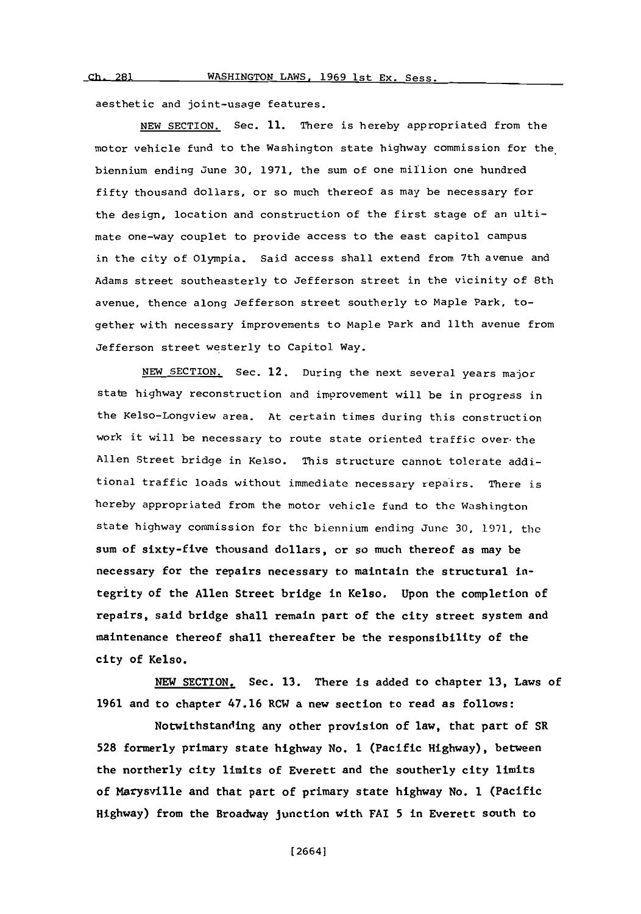aesthetic and joint-usage features.

NEW SECTION. Sec. 11. There is hereby appropriated from the motor vehicle fund to the Washington state highway commission for the biennium ending June 30, 1971, the sum of one million one hundred fifty thousand dollars, or so much thereof as may be necessary for the design, location and construction of the first stage of an ultimate one-way couplet to provide access to the east capitol campus in the city of Olympia. Said access shall extend from 7th avenue and Adams street southeasterly to Jefferson street in the vicinity of 8th avenue, thence along Jefferson street southerly to Maple Park, together with necessary improvements to Maple Park and 11th avenue from Jefferson street westerly to Capitol Way.

NEW SECTION. Sec. 12. During the next several years major state highway reconstruction and improvement will be in progress in the Kelso-Longview area. At certain times during this construction work it will be necessary to route state oriented traffic over the Allen Street bridge in Kelso. This structure cannot tolerate additional traffic loads without immediate necessary repairs. There is hereby appropriated from the motor vehicle fund to the Washington state highway commission for the biennium ending June 30, 1971, the sum of sixty-five thousand dollars, or so much thereof as may be necessary for the repairs necessary to maintain the structural integrity of the Allen Street bridge in Kelso. Upon the completion of repairs, said bridge shall remain part of the city street system and maintenance thereof shall thereafter be the responsibility of the city of Kelso.

NEW SECTION. Sec. 13. There is added to chapter 13, Laws of 1961 and to chapter 47.16 RCW a new section to read as follows:

Notwithstanding any other provision of law, that part of SR 528 formerly primary state highway No. 1 (Pacific Highway), between the northerly city limits of Everett and the southerly city limits of Marysville and that part of primary state highway No. 1 (Pacific Highway) from the Broadway junction with FAI 5 in Everett south to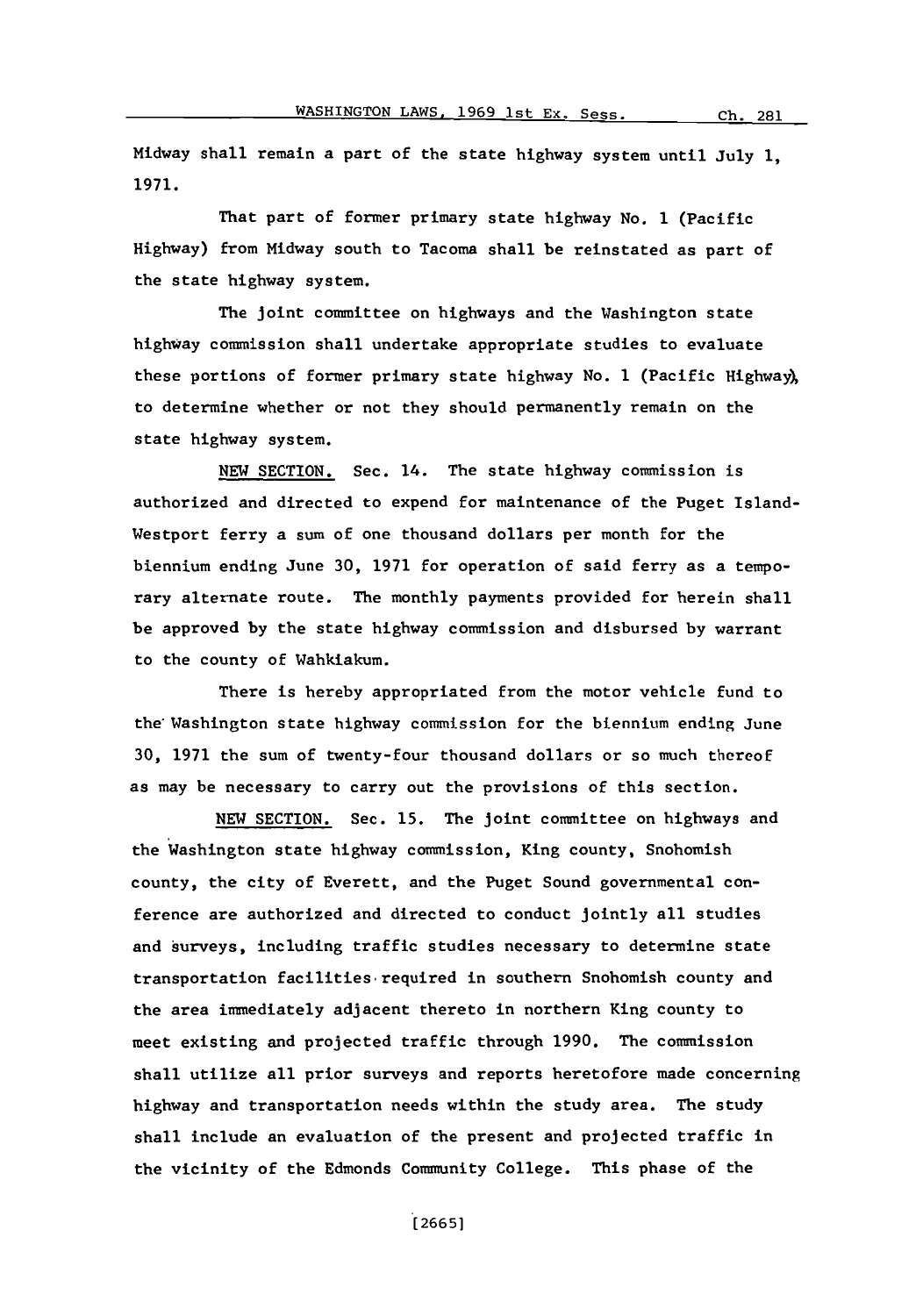Midway shall remain a part of the state highway system until July 1, 1971.

That part of former primary state highway No. 1 (Pacific Highway) from Midway south to Tacoma shall be reinstated as part of the state highway system.

The joint committee on highways and the Washington state highway commission shall undertake appropriate studies to evaluate these portions of former primary state highway No. 1 (Pacific Highway), to determine whether or not they should permanently remain on the state highway system.

NEW SECTION. Sec. 14. The state highway commission is authorized and directed to expend for maintenance of the Puget Island-Westport ferry a sum of one thousand dollars per month for the biennium ending June 30, 1971 for operation of said ferry as a temporary alternate route. The monthly payments provided for herein shall be approved by the state highway commission and disbursed by warrant to the county of Wahkiakum.

There is hereby appropriated from the motor vehicle fund to the Washington state highway commission for the biennium ending June 30, 1971 the sum of twenty-four thousand dollars or so much thereof as may be necessary to carry out the provisions of this section.

NEW SECTION. Sec. 15. The joint committee on highways and the Washington state highway commission, King county, Snohomish county, the city of Everett, and the Puget Sound governmental conference are authorized and directed to conduct jointly all studies and surveys, including traffic studies necessary to determine state transportation facilities required in southern Snohomish county and the area immediately adjacent thereto in northern King county to meet existing and projected traffic through 1990. The commission shall utilize all prior surveys and reports heretofore made concerning highway and transportation needs within the study area. The study shall include an evaluation of the present and projected traffic in the vicinity of the Edmonds Community College. This phase of the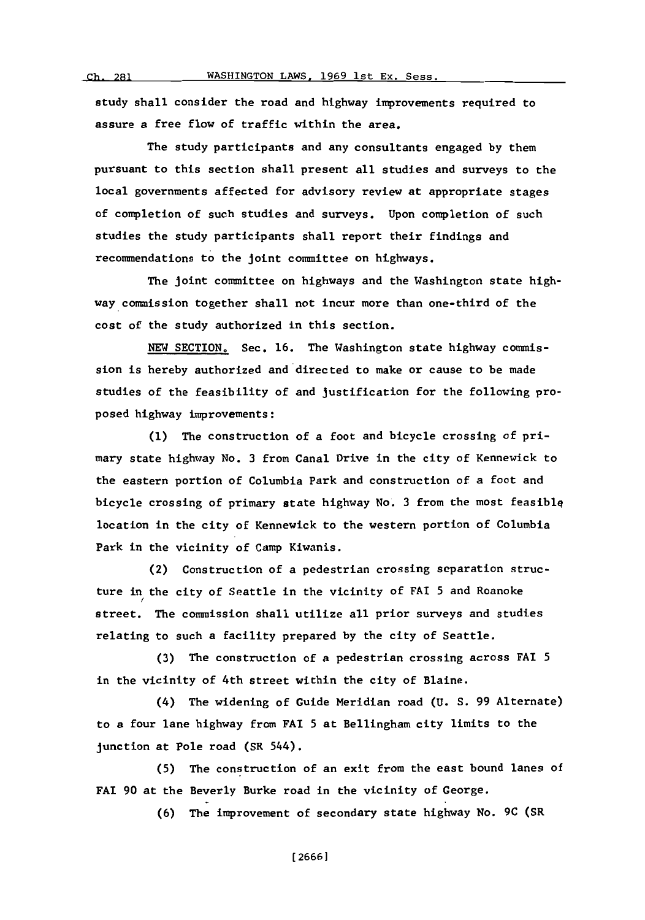study shall consider the road and highway improvements required to assure a free flow of traffic within the area.

The study participants and any consultants engaged by them pursuant to this section shall present all studies and surveys to the local governments affected for advisory review at appropriate stages of completion of such studies and surveys. Upon completion of such studies the study participants shall report their findings and recommendations to the joint committee on highways.

The joint committee on highways and the Washington state highway commission together shall not incur more than one-third of the cost of the study authorized in this section.

NEW SECTION. Sec. 16. The Washington state highway commission is hereby authorized and directed to make or cause to be made studies of the feasibility of and justification for the following proposed highway improvements:

(1) The construction of a foot and bicycle crossing of primary state highway No. 3 from Canal Drive in the city of Kennewick to the eastern portion of Columbia Park and construction of a foot and bicycle crossing of primary state highway No. 3 from the most feasible location in the city of Kennewick to the western portion of Columbia Park in the vicinity of Camp Kiwanis.

(2) Construction of a pedestrian crossing separation structure in the city of Seattle in the vicinity of FAI 5 and Roanoke street. The commission shall utilize all prior surveys and studies relating to such a facility prepared by the city of Seattle.

(3) The construction of a pedestrian crossing across FAI 5 in the vicinity of 4th street within the city of Blaine.

(4) The widening of Guide Meridian road (U. S. 99 Alternate) to a four lane highway from FAI 5 at Bellingham city limits to the junction at Pole road (SR 544).

(5) The construction of an exit from the east bound lanes of FAI 90 at the Beverly Burke road in the vicinity of George.

(6) The improvement of secondary state highway No. 9C (SR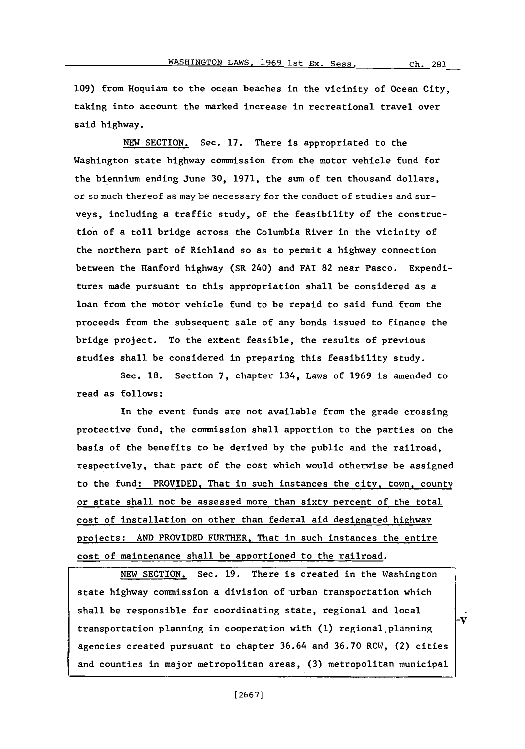109) from Hoquiam to the ocean beaches in the vicinity of Ocean City, taking into account the marked increase in recreational travel over said highway.

NEW SECTION. Sec. 17. There is appropriated to the Washington state highway commission from the motor vehicle fund for the biennium ending June 30, 1971, the sum of ten thousand dollars, or so much thereof as may be necessary for the conduct of studies and surveys, including a traffic study, of the feasibility of the construction of a toll bridge across the Columbia River in the vicinity of the northern part of Richland so as to permit a highway connection between the Hanford highway (SR 240) and FAI 82 near Pasco. Expenditures made pursuant to this appropriation shall be considered as a loan from the motor vehicle fund to be repaid to said fund from the proceeds from the subsequent sale of any bonds issued to finance the bridge project. To the extent feasible, the results of previous studies shall be considered in preparing this feasibility study.

Sec. 18. Section 7, chapter 134, Laws of 1969 is amended to read as follows:

In the event funds are not available from the grade crossing protective fund, the commission shall apportion to the parties on the basis of the benefits to be derived by the public and the railroad, respectively, that part of the cost which would otherwise be assigned to the fund: PROVIDED, That in such instances the city, town, county or state shall not be assessed more than sixty percent of the total cost of installation on other than federal aid designated highway projects: AND PROVIDED FURTHER, That in such instances the entire cost of maintenance shall be apportioned to the railroad.

NEW SECTION. Sec. 19. There is created in the Washington state highway commission a division of urban transportation which shall be responsible for coordinating state, regional and local transportation planning in cooperation with (1) regional planning agencies created pursuant to chapter 36.64 and 36.70 RCW, (2) cities and counties in major metropolitan areas, (3) metropolitan municipal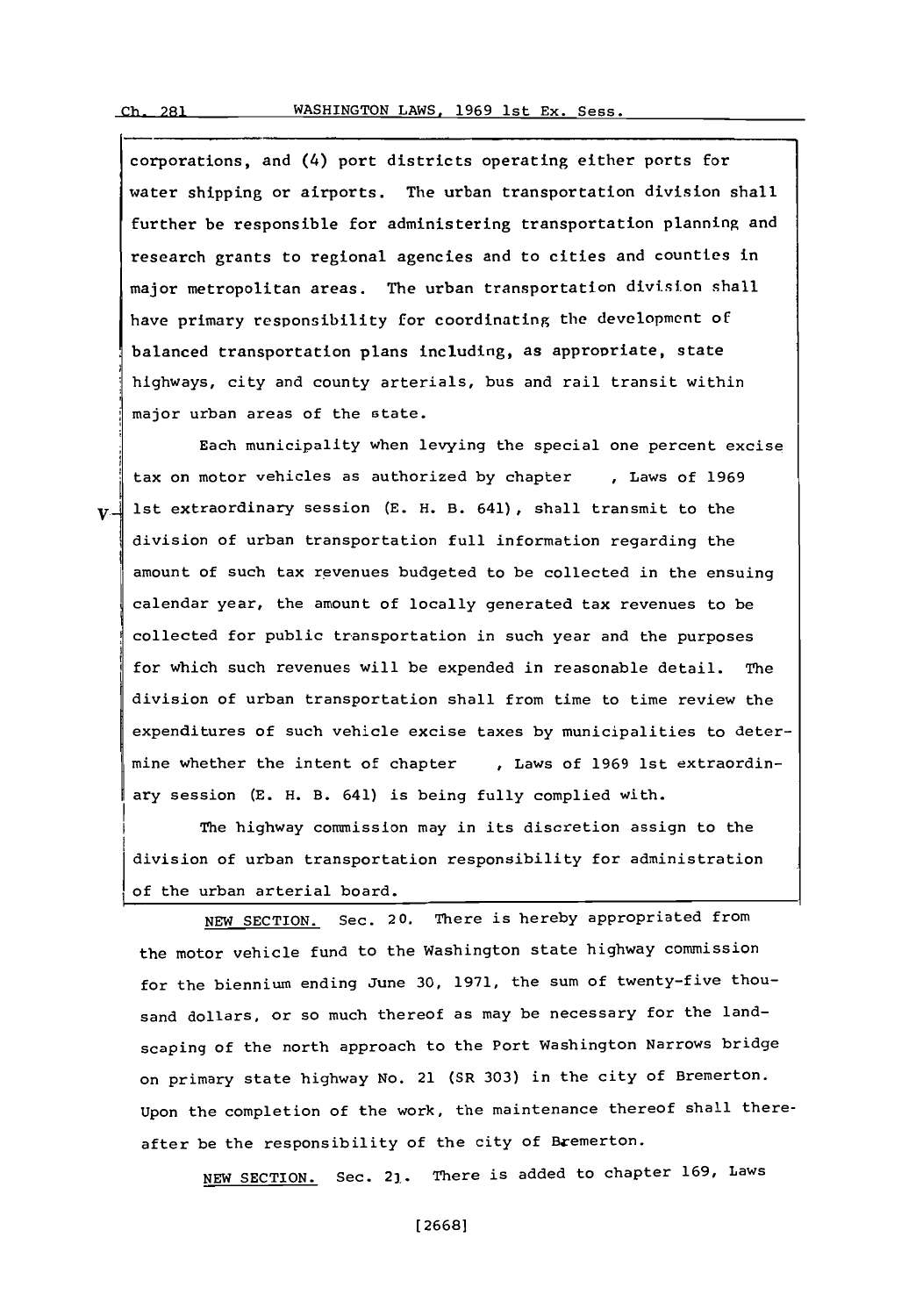corporations, and (4) port districts operating either ports for water shipping or airports. The urban transportation division shall further be responsible for administering transportation planning and research grants to regional agencies and to cities and counties in major metropolitan areas. The urban transportation division shall have primary responsibility for coordinating the development of balanced transportation plans including, as appropriate, state highways, city and county arterials, bus and rail transit within major urban areas of the state.

Each municipality when levying the special one percent excise tax on motor vehicles as authorized by chapter , Laws of 1969 1st extraordinary session (E. H. B. 641), shall transmit to the division of urban transportation full information regarding the amount of such tax revenues budgeted to be collected in the ensuing calendar year, the amount of locally generated tax revenues to be collected for public transportation in such year and the purposes for which such revenues will be expended in reasonable detail. The division of urban transportation shall from time to time review the expenditures of such vehicle excise taxes by municipalities to determine whether the intent of chapter , Laws of 1969 1st extraordinary session (E. H. B. 641) is being fully complied with.

The highway commission may in its discretion assign to the division of urban transportation responsibility for administration of the urban arterial board.

NEW SECTION. Sec. 20. There is hereby appropriated from the motor vehicle fund to the Washington state highway commission for the biennium ending June 30, 1971, the sum of twenty-five thousand dollars, or so much thereof as may be necessary for the landscaping of the north approach to the Port Washington Narrows bridge on primary state highway No. 21 (SR 303) in the city of Bremerton. Upon the completion of the work, the maintenance thereof shall thereafter be the responsibility of the city of Bremerton.

NEW SECTION. Sec. 21. There is added to chapter 169, Laws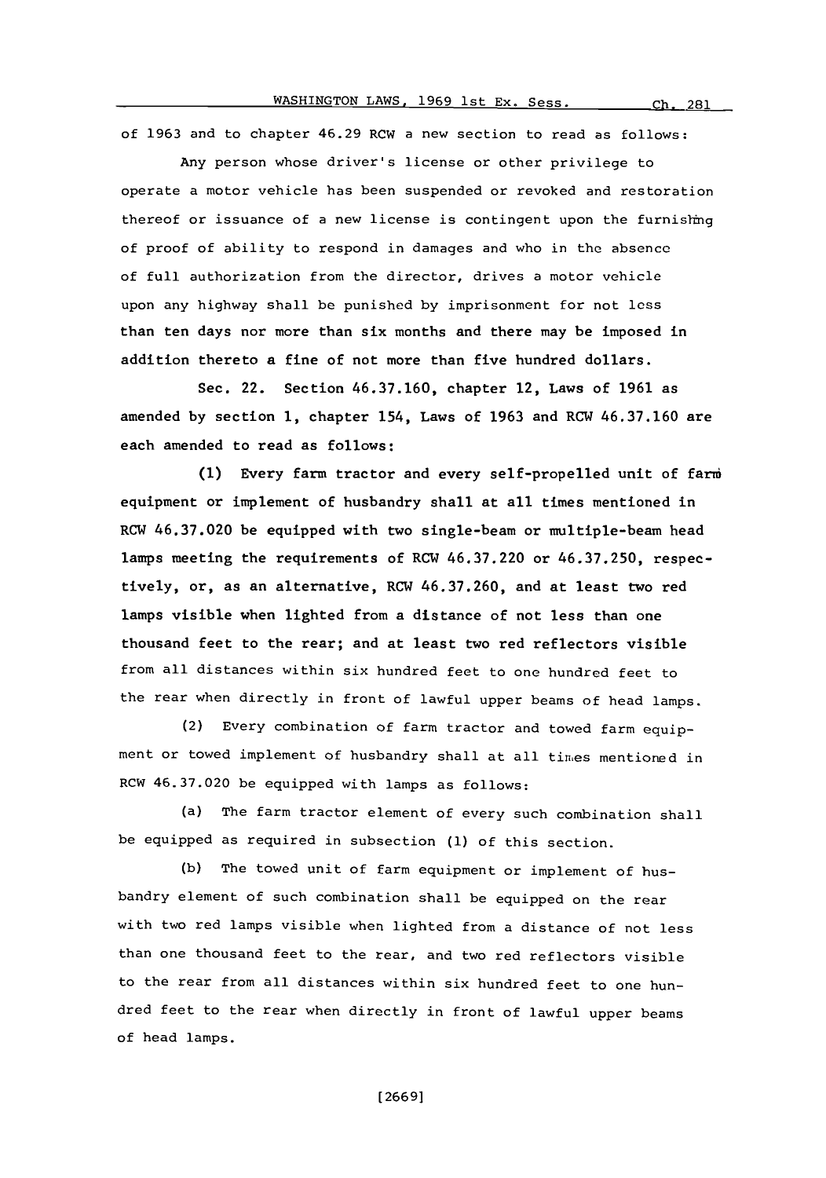of 1963 and to chapter 46.29 RCW a new section to read as follows:

Any person whose driver's license or other privilege to operate a motor vehicle has been suspended or revoked and restoration thereof or issuance of a new license is contingent upon the furnishing of proof of ability to respond in damages and who in the absence of full authorization from the director, drives a motor vehicle upon any highway shall be punished by imprisonment for not less than ten days nor more than six months and there may be imposed in addition thereto a fine of not more than five hundred dollars.

Sec. 22. Section 46.37.160, chapter 12, Laws of 1961 as amended by section 1, chapter 154, Laws of 1963 and RCW 46.37.160 are each amended to read as follows:

(1) Every farm tractor and every self-propelled unit of farm equipment or implement of husbandry shall at all times mentioned in RCW 46.37.020 be equipped with two single-beam or multiple-beam head lamps meeting the requirements of RCW 46.37.220 or 46.37.250, respectively, or, as an alternative, RCW 46.37.260, and at least two red lamps visible when lighted from a distance of not less than one thousand feet to the rear; and at least two red reflectors visible from all distances within six hundred feet to one hundred feet to the rear when directly in front of lawful upper beams of head lamps.

(2) Every combination of farm tractor and towed farm equipment or towed implement of husbandry shall at all times mentioned in RCW 46.37.020 be equipped with lamps as follows:

(a) The farm tractor element of every such combination shall be equipped as required in subsection (1) of this section.

(b) The towed unit of farm equipment or implement of husbandry element of such combination shall be equipped on the rear with two red lamps visible when lighted from a distance of not less than one thousand feet to the rear, and two red reflectors visible to the rear from all distances within six hundred feet to one hundred feet to the rear when directly in front of lawful upper beams of head lamps.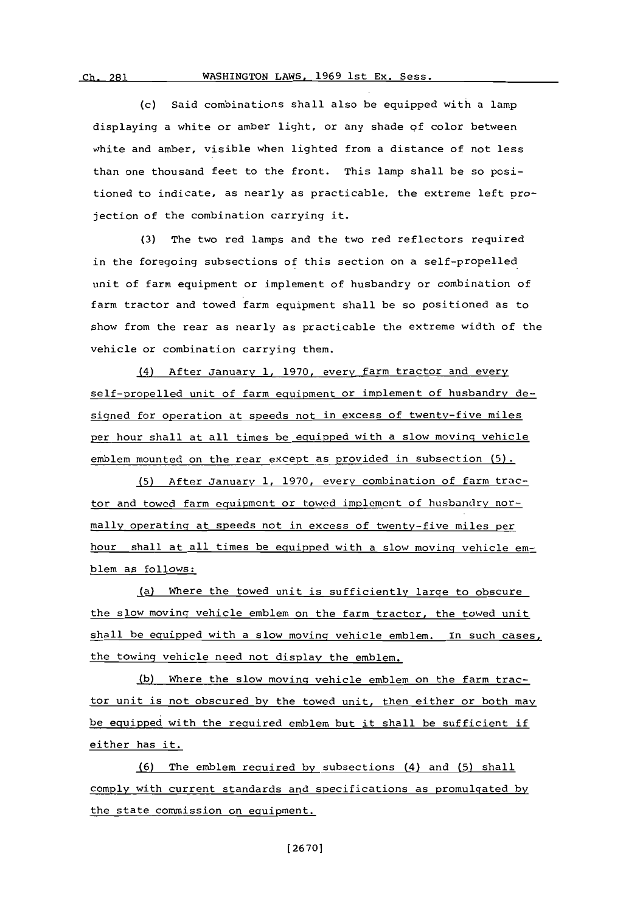(c) Said combinations shall also be equipped with a lamp displaying a white or amber light, or any shade of color between white and amber, visible when lighted from a distance of not less than one thousand feet to the front. This lamp shall be so positioned to indicate, as nearly as practicable, the extreme left projection of the combination carrying it.

(3) The two red lamps and the two red reflectors required in the foregoing subsections of this section on a self-propelled unit of farm equipment or implement of husbandry or combination of farm tractor and towed farm equipment shall be so positioned as to show from the rear as nearly as practicable the extreme width of the vehicle or combination carrying them.

(4) After January 1, 1970, every farm tractor and every self-propelled unit of farm equipment or implement of husbandry designed for operation at speeds not in excess of twenty-five miles per hour shall at all times be equipped with a slow moving vehicle emblem mounted on the rear except as provided in subsection (5).

(5) After January 1, 1970, every combination of farm tractor and towed farm equipment or towed implement of husbandry normally operating at speeds not in excess of twenty-five miles per hour shall at all times be equipped with a slow moving vehicle emblem as follows:

(a) Where the towed unit is sufficiently large to obscure the slow moving vehicle emblem on the farm tractor, the towed unit shall be equipped with a slow moving vehicle emblem. In such cases, the towing vehicle need not display the emblem.

(b) Where the slow moving vehicle emblem on the farm tractor unit is not obscured by the towed unit, then either or both may be equipped with the required emblem but it shall be sufficient if either has it.

(6) The emblem required by subsections (4) and (5) shall comply with current standards and specifications as promulgated by the state commission on equipment.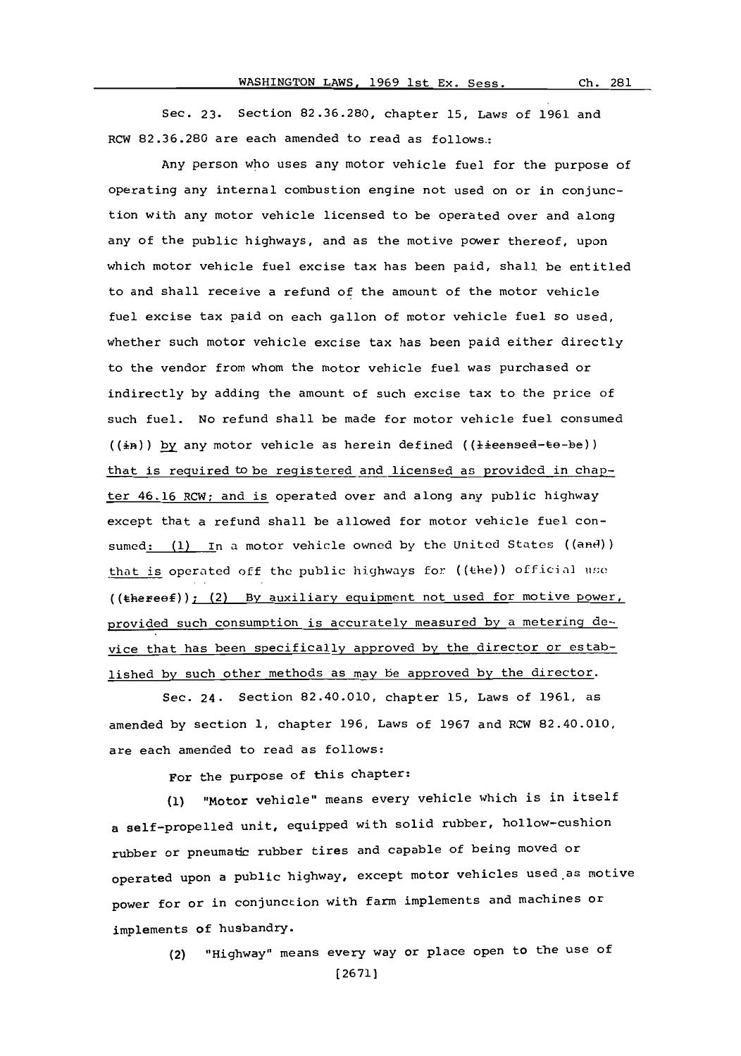Sec. 23. Section 82.36.280, chapter 15, Laws of 1961 and RCW 82.36.280 are each amended to read as follows:

Any person who uses any motor vehicle fuel for the purpose of operating any internal combustion engine not used on or in conjunction with any motor vehicle licensed to be operated over and along any of the public highways, and as the motive power thereof, upon which motor vehicle fuel excise tax has been paid, shall be entitled to and shall receive a refund of the amount of the motor vehicle fuel excise tax paid on each gallon of motor vehicle fuel so used, whether such motor vehicle excise tax has been paid either directly to the vendor from whom the motor vehicle fuel was purchased or indirectly by adding the amount of such excise tax to the price of such fuel. No refund shall be made for motor vehicle fuel consumed ((~~in~~)) by any motor vehicle as herein defined ((~~licensed to be~~)) that is required to be registered and licensed as provided in chapter 46.16 RCW; and is operated over and along any public highway except that a refund shall be allowed for motor vehicle fuel consumed: (1) In a motor vehicle owned by the United States ((~~and~~)) that is operated off the public highways for ((~~the~~)) official use ((~~thereof~~)); (2) By auxiliary equipment not used for motive power, provided such consumption is accurately measured by a metering device that has been specifically approved by the director or established by such other methods as may be approved by the director.

Sec. 24. Section 82.40.010, chapter 15, Laws of 1961, as amended by section 1, chapter 196, Laws of 1967 and RCW 82.40.010, are each amended to read as follows:

For the purpose of this chapter:

(1) "Motor vehicle" means every vehicle which is in itself a self-propelled unit, equipped with solid rubber, hollow-cushion rubber or pneumatic rubber tires and capable of being moved or operated upon a public highway, except motor vehicles used as motive power for or in conjunction with farm implements and machines or implements of husbandry.

(2) "Highway" means every way or place open to the use of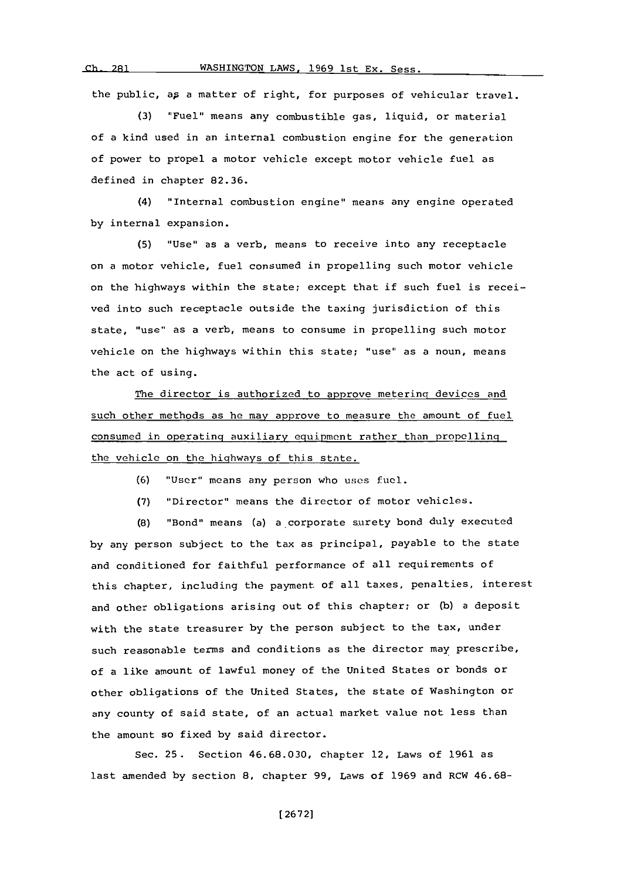the public, as a matter of right, for purposes of vehicular travel.

(3) "Fuel" means any combustible gas, liquid, or material of a kind used in an internal combustion engine for the generation of power to propel a motor vehicle except motor vehicle fuel as defined in chapter 82.36.

(4) "Internal combustion engine" means any engine operated by internal expansion.

(5) "Use" as a verb, means to receive into any receptacle on a motor vehicle, fuel consumed in propelling such motor vehicle on the highways within the state; except that if such fuel is received into such receptacle outside the taxing jurisdiction of this state, "use" as a verb, means to consume in propelling such motor vehicle on the highways within this state; "use" as a noun, means the act of using.

<u>The director is authorized to approve metering devices and such other methods as he may approve to measure the amount of fuel consumed in operating auxiliary equipment rather than propelling the vehicle on the highways of this state.</u>

(6) "User" means any person who uses fuel.

(7) "Director" means the director of motor vehicles.

(8) "Bond" means (a) a corporate surety bond duly executed by any person subject to the tax as principal, payable to the state and conditioned for faithful performance of all requirements of this chapter, including the payment of all taxes, penalties, interest and other obligations arising out of this chapter; or (b) a deposit with the state treasurer by the person subject to the tax, under such reasonable terms and conditions as the director may prescribe, of a like amount of lawful money of the United States or bonds or other obligations of the United States, the state of Washington or any county of said state, of an actual market value not less than the amount so fixed by said director.

Sec. 25. Section 46.68.030, chapter 12, Laws of 1961 as last amended by section 8, chapter 99, Laws of 1969 and RCW 46.68-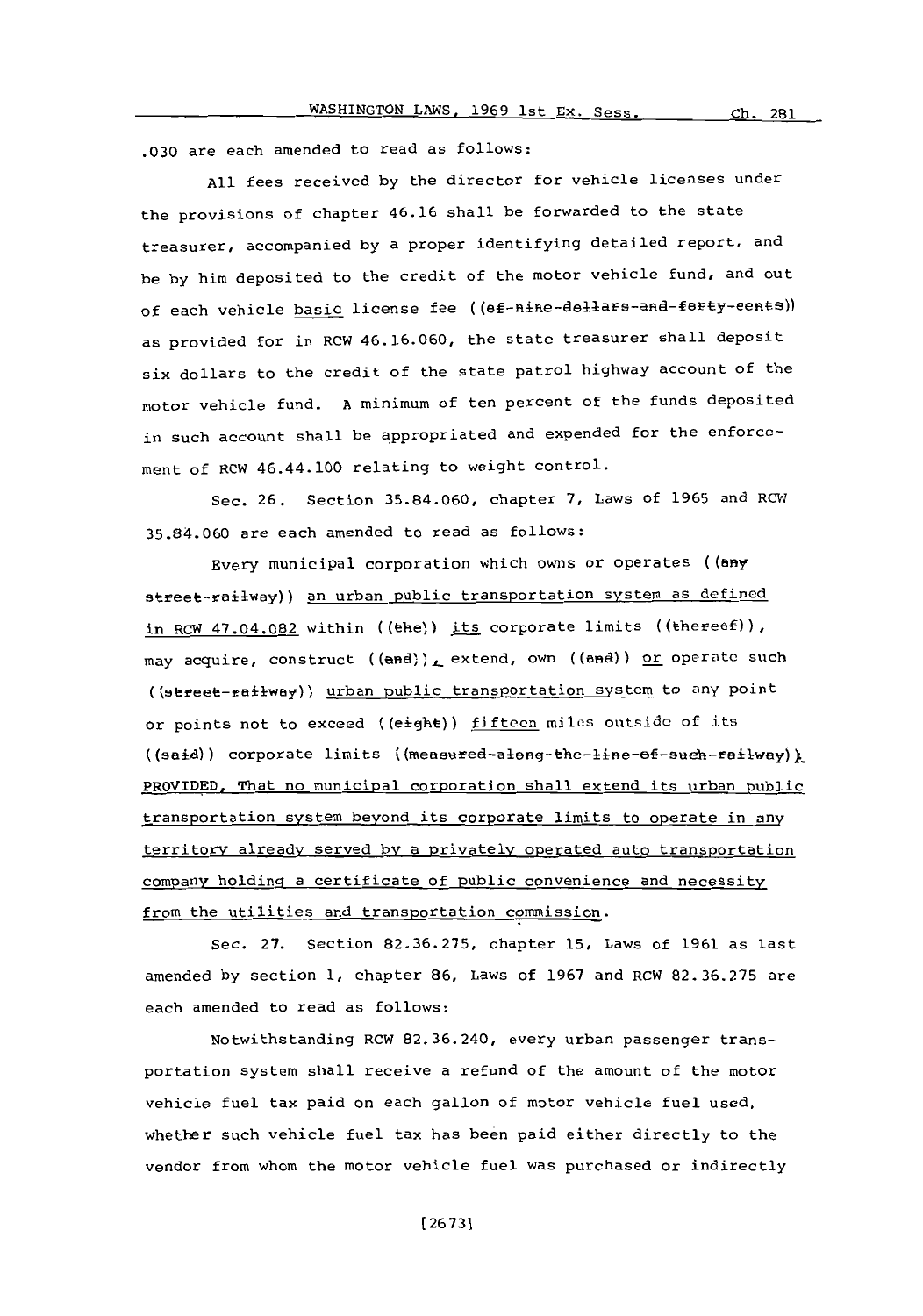.030 are each amended to read as follows:

All fees received by the director for vehicle licenses under the provisions of chapter 46.16 shall be forwarded to the state treasurer, accompanied by a proper identifying detailed report, and be by him deposited to the credit of the motor vehicle fund, and out of each vehicle basic license fee ((of-nine-dollars-and-forty-cents)) as provided for in RCW 46.16.060, the state treasurer shall deposit six dollars to the credit of the state patrol highway account of the motor vehicle fund. A minimum of ten percent of the funds deposited in such account shall be appropriated and expended for the enforcement of RCW 46.44.100 relating to weight control.

Sec. 26. Section 35.84.060, chapter 7, Laws of 1965 and RCW 35.84.060 are each amended to read as follows:

Every municipal corporation which owns or operates ((any street-railway)) an urban public transportation system as defined in RCW 47.04.082 within ((the)) its corporate limits ((thereof)), may acquire, construct ((and)), extend, own ((and)) or operate such ((street-railway)) urban public transportation system to any point or points not to exceed ((eight)) fifteen miles outside of its ((said)) corporate limits ((measured-along-the-line-of-such-railway)): PROVIDED, That no municipal corporation shall extend its urban public transportation system beyond its corporate limits to operate in any territory already served by a privately operated auto transportation company holding a certificate of public convenience and necessity from the utilities and transportation commission.

Sec. 27. Section 82.36.275, chapter 15, Laws of 1961 as last amended by section 1, chapter 86, Laws of 1967 and RCW 82.36.275 are each amended to read as follows:

Notwithstanding RCW 82.36.240, every urban passenger transportation system shall receive a refund of the amount of the motor vehicle fuel tax paid on each gallon of motor vehicle fuel used, whether such vehicle fuel tax has been paid either directly to the vendor from whom the motor vehicle fuel was purchased or indirectly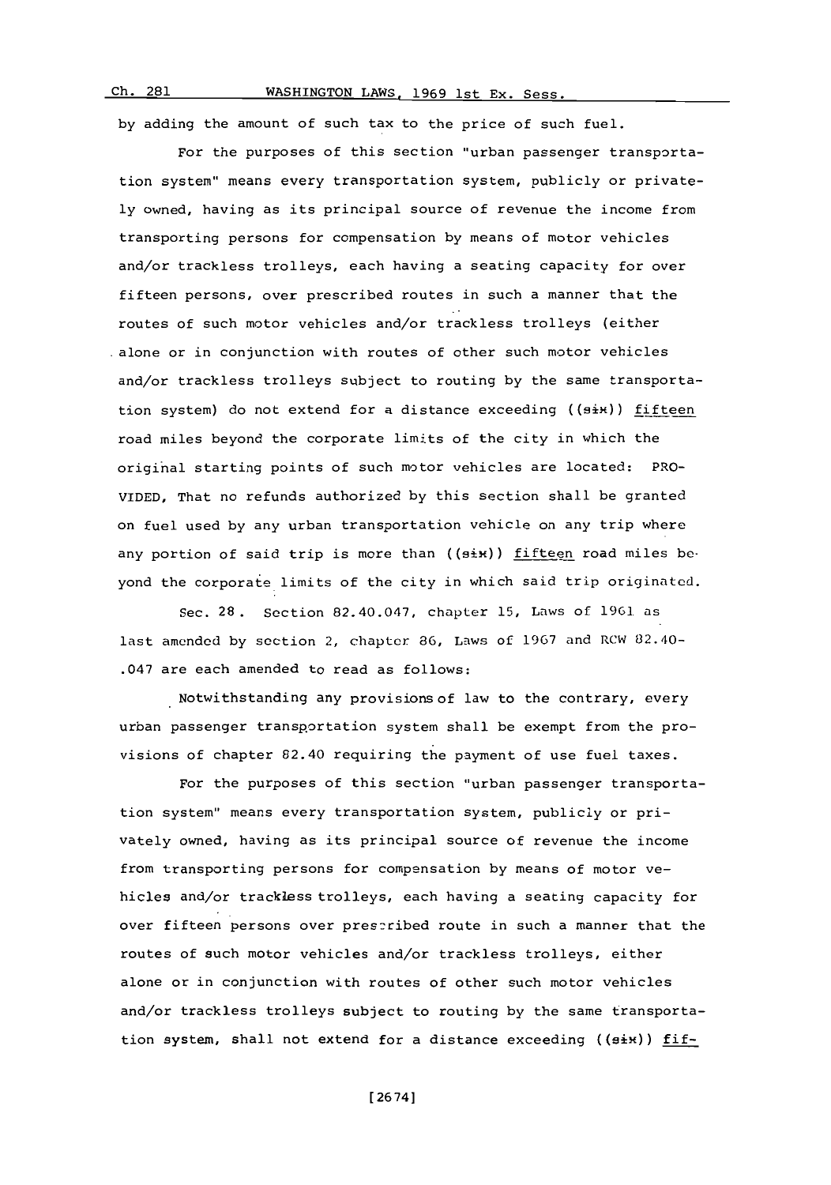by adding the amount of such tax to the price of such fuel.

For the purposes of this section "urban passenger transportation system" means every transportation system, publicly or privately owned, having as its principal source of revenue the income from transporting persons for compensation by means of motor vehicles and/or trackless trolleys, each having a seating capacity for over fifteen persons, over prescribed routes in such a manner that the routes of such motor vehicles and/or trackless trolleys (either alone or in conjunction with routes of other such motor vehicles and/or trackless trolleys subject to routing by the same transportation system) do not extend for a distance exceeding ((six)) fifteen road miles beyond the corporate limits of the city in which the original starting points of such motor vehicles are located: PROVIDED, That no refunds authorized by this section shall be granted on fuel used by any urban transportation vehicle on any trip where any portion of said trip is more than ((six)) fifteen road miles beyond the corporate limits of the city in which said trip originated.

Sec. 28. Section 82.40.047, chapter 15, Laws of 1961 as last amended by section 2, chapter 86, Laws of 1967 and RCW 82.40-.047 are each amended to read as follows:

Notwithstanding any provisions of law to the contrary, every urban passenger transportation system shall be exempt from the provisions of chapter 82.40 requiring the payment of use fuel taxes.

For the purposes of this section "urban passenger transportation system" means every transportation system, publicly or privately owned, having as its principal source of revenue the income from transporting persons for compensation by means of motor vehicles and/or trackless trolleys, each having a seating capacity for over fifteen persons over prescribed route in such a manner that the routes of such motor vehicles and/or trackless trolleys, either alone or in conjunction with routes of other such motor vehicles and/or trackless trolleys subject to routing by the same transportation system, shall not extend for a distance exceeding ((six)) fif-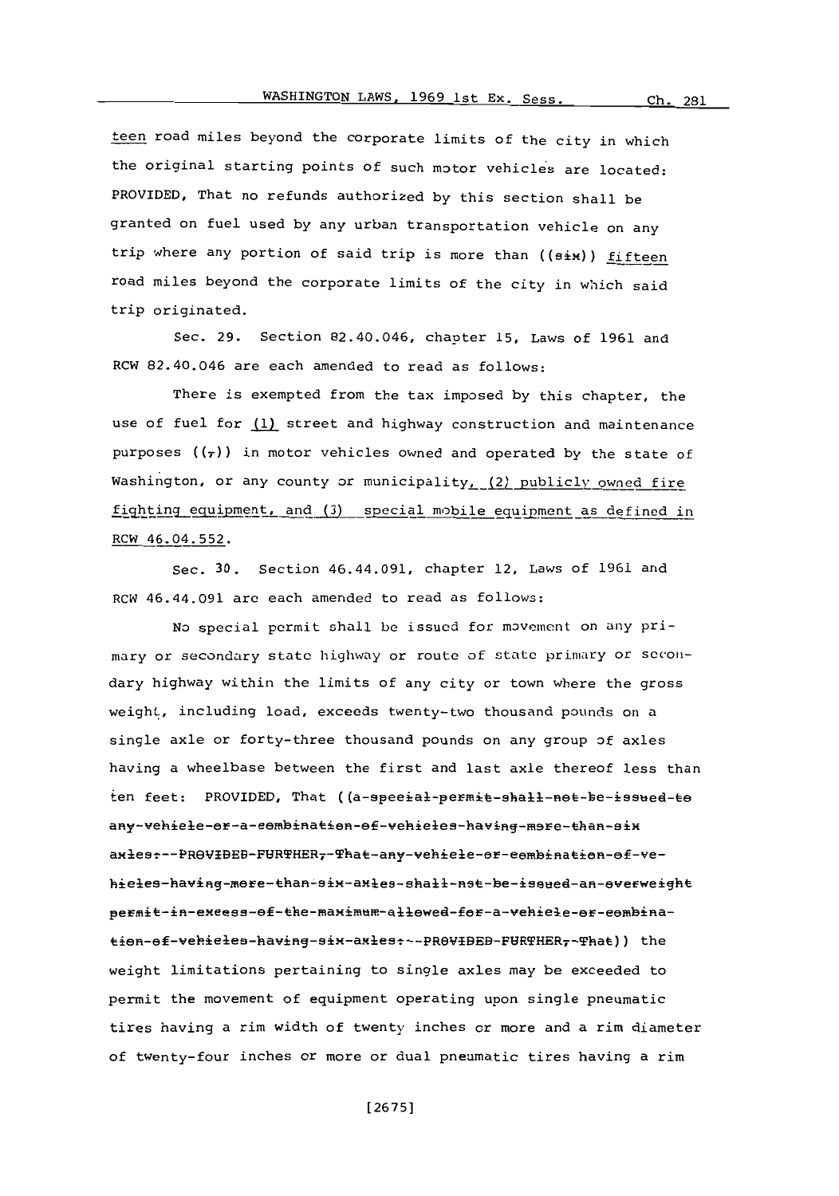teen road miles beyond the corporate limits of the city in which the original starting points of such motor vehicles are located: PROVIDED, That no refunds authorized by this section shall be granted on fuel used by any urban transportation vehicle on any trip where any portion of said trip is more than ((~~six~~)) fifteen road miles beyond the corporate limits of the city in which said trip originated.

Sec. 29. Section 82.40.046, chapter 15, Laws of 1961 and RCW 82.40.046 are each amended to read as follows:

There is exempted from the tax imposed by this chapter, the use of fuel for (1) street and highway construction and maintenance purposes ((~~,~~)) in motor vehicles owned and operated by the state of Washington, or any county or municipality, (2) publicly owned fire fighting equipment, and (3) special mobile equipment as defined in RCW 46.04.552.

Sec. 30. Section 46.44.091, chapter 12, Laws of 1961 and RCW 46.44.091 are each amended to read as follows:

No special permit shall be issued for movement on any primary or secondary state highway or route of state primary or secondary highway within the limits of any city or town where the gross weight, including load, exceeds twenty-two thousand pounds on a single axle or forty-three thousand pounds on any group of axles having a wheelbase between the first and last axle thereof less than ten feet: PROVIDED, That ((~~a-special-permit-shall-not-be-issued-to any-vehicle-or-a-combination-of-vehicles-having-more-than-six axles:--PROVIDED-FURTHER,-That-any-vehicle-or-combination-of-vehicles-having-more-than-six-axles-shall-not-be-issued-an-overweight permit-in-excess-of-the-maximum-allowed-for-a-vehicle-or-combination-of-vehicles-having-six-axles:--PROVIDED-FURTHER,-That~~)) the weight limitations pertaining to single axles may be exceeded to permit the movement of equipment operating upon single pneumatic tires having a rim width of twenty inches or more and a rim diameter of twenty-four inches or more or dual pneumatic tires having a rim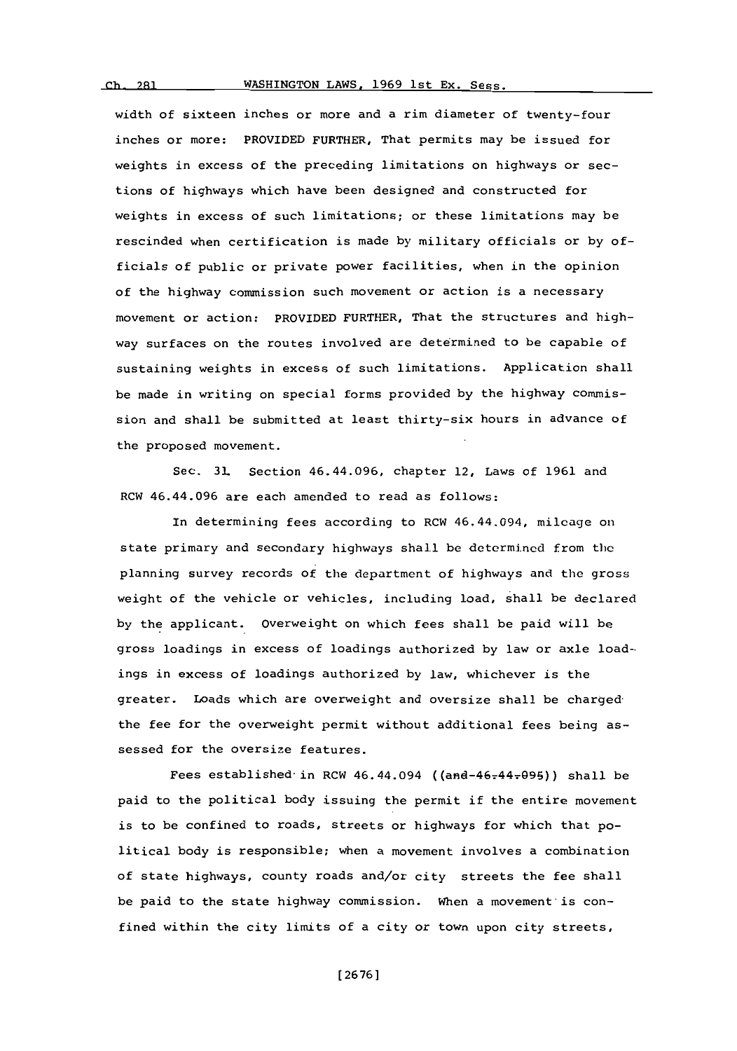width of sixteen inches or more and a rim diameter of twenty-four inches or more: PROVIDED FURTHER, That permits may be issued for weights in excess of the preceding limitations on highways or sections of highways which have been designed and constructed for weights in excess of such limitations; or these limitations may be rescinded when certification is made by military officials or by officials of public or private power facilities, when in the opinion of the highway commission such movement or action is a necessary movement or action: PROVIDED FURTHER, That the structures and highway surfaces on the routes involved are determined to be capable of sustaining weights in excess of such limitations. Application shall be made in writing on special forms provided by the highway commission and shall be submitted at least thirty-six hours in advance of the proposed movement.

Sec. 31. Section 46.44.096, chapter 12, Laws of 1961 and RCW 46.44.096 are each amended to read as follows:

In determining fees according to RCW 46.44.094, mileage on state primary and secondary highways shall be determined from the planning survey records of the department of highways and the gross weight of the vehicle or vehicles, including load, shall be declared by the applicant. Overweight on which fees shall be paid will be gross loadings in excess of loadings authorized by law or axle loadings in excess of loadings authorized by law, whichever is the greater. Loads which are overweight and oversize shall be charged the fee for the overweight permit without additional fees being assessed for the oversize features.

Fees established in RCW 46.44.094 ((and 46.44.095)) shall be paid to the political body issuing the permit if the entire movement is to be confined to roads, streets or highways for which that political body is responsible; when a movement involves a combination of state highways, county roads and/or city streets the fee shall be paid to the state highway commission. When a movement is confined within the city limits of a city or town upon city streets,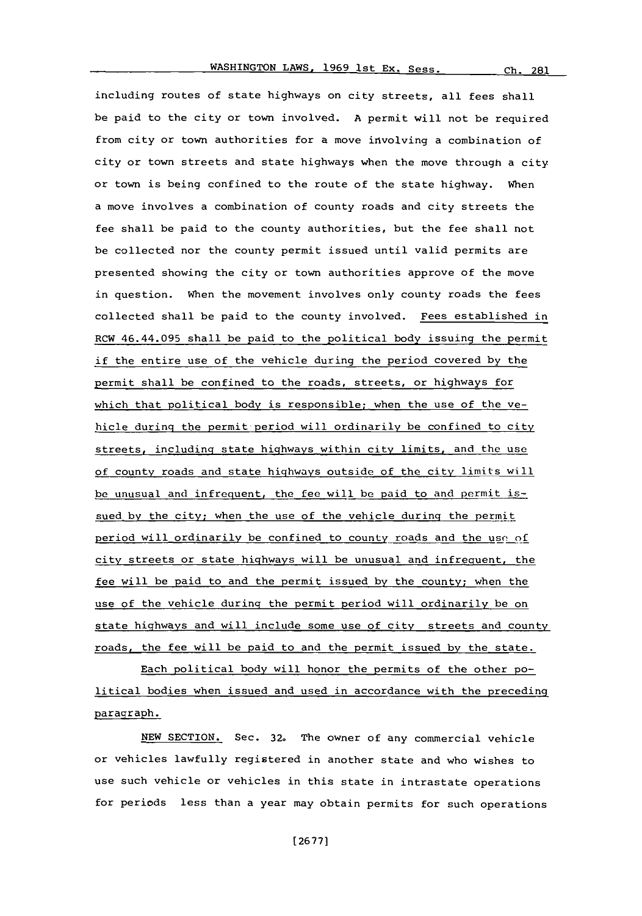including routes of state highways on city streets, all fees shall be paid to the city or town involved. A permit will not be required from city or town authorities for a move involving a combination of city or town streets and state highways when the move through a city or town is being confined to the route of the state highway. When a move involves a combination of county roads and city streets the fee shall be paid to the county authorities, but the fee shall not be collected nor the county permit issued until valid permits are presented showing the city or town authorities approve of the move in question. When the movement involves only county roads the fees collected shall be paid to the county involved. Fees established in RCW 46.44.095 shall be paid to the political body issuing the permit if the entire use of the vehicle during the period covered by the permit shall be confined to the roads, streets, or highways for which that political body is responsible; when the use of the vehicle during the permit period will ordinarily be confined to city streets, including state highways within city limits, and the use of county roads and state highways outside of the city limits will be unusual and infrequent, the fee will be paid to and permit issued by the city; when the use of the vehicle during the permit period will ordinarily be confined to county roads and the use of city streets or state highways will be unusual and infrequent, the fee will be paid to and the permit issued by the county; when the use of the vehicle during the permit period will ordinarily be on state highways and will include some use of city streets and county roads, the fee will be paid to and the permit issued by the state.

Each political body will honor the permits of the other political bodies when issued and used in accordance with the preceding paragraph.

NEW SECTION. Sec. 32. The owner of any commercial vehicle or vehicles lawfully registered in another state and who wishes to use such vehicle or vehicles in this state in intrastate operations for periods less than a year may obtain permits for such operations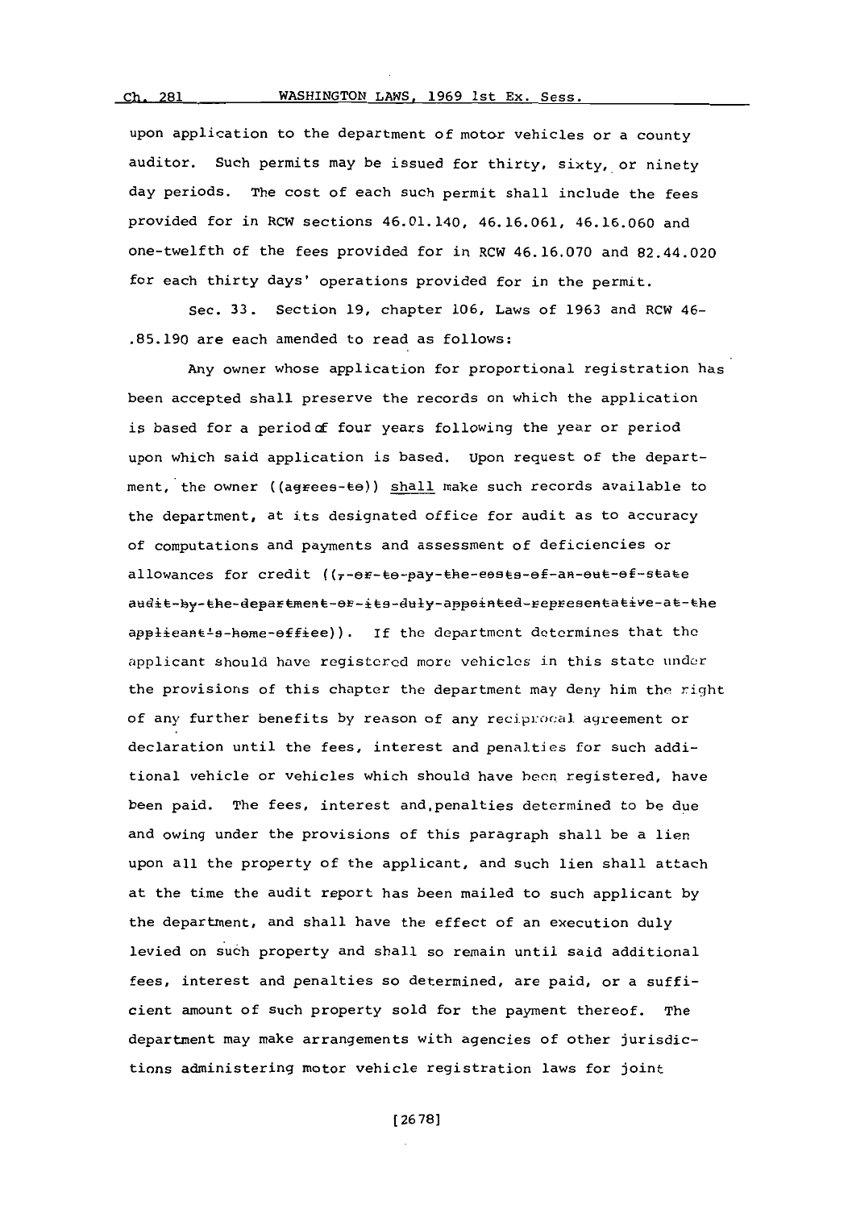upon application to the department of motor vehicles or a county auditor. Such permits may be issued for thirty, sixty, or ninety day periods. The cost of each such permit shall include the fees provided for in RCW sections 46.01.140, 46.16.061, 46.16.060 and one-twelfth of the fees provided for in RCW 46.16.070 and 82.44.020 for each thirty days' operations provided for in the permit.

Sec. 33. Section 19, chapter 106, Laws of 1963 and RCW 46-.85.190 are each amended to read as follows:

Any owner whose application for proportional registration has been accepted shall preserve the records on which the application is based for a period of four years following the year or period upon which said application is based. Upon request of the department, the owner ((~~agrees to~~)) shall make such records available to the department, at its designated office for audit as to accuracy of computations and payments and assessment of deficiencies or allowances for credit ((~~, or to pay the costs of an out-of-state audit by the department or its duly appointed representative at the applicant's home office~~)). If the department determines that the applicant should have registered more vehicles in this state under the provisions of this chapter the department may deny him the right of any further benefits by reason of any reciprocal agreement or declaration until the fees, interest and penalties for such additional vehicle or vehicles which should have been registered, have been paid. The fees, interest and penalties determined to be due and owing under the provisions of this paragraph shall be a lien upon all the property of the applicant, and such lien shall attach at the time the audit report has been mailed to such applicant by the department, and shall have the effect of an execution duly levied on such property and shall so remain until said additional fees, interest and penalties so determined, are paid, or a sufficient amount of such property sold for the payment thereof. The department may make arrangements with agencies of other jurisdictions administering motor vehicle registration laws for joint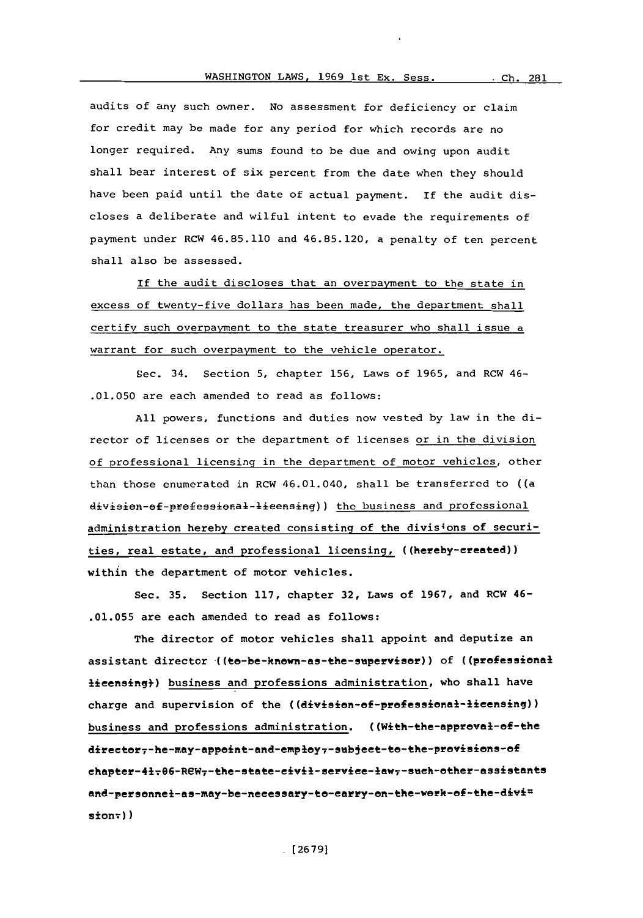audits of any such owner. No assessment for deficiency or claim for credit may be made for any period for which records are no longer required. Any sums found to be due and owing upon audit shall bear interest of six percent from the date when they should have been paid until the date of actual payment. If the audit discloses a deliberate and wilful intent to evade the requirements of payment under RCW 46.85.110 and 46.85.120, a penalty of ten percent shall also be assessed.

If the audit discloses that an overpayment to the state in excess of twenty-five dollars has been made, the department shall certify such overpayment to the state treasurer who shall issue a warrant for such overpayment to the vehicle operator.

Sec. 34. Section 5, chapter 156, Laws of 1965, and RCW 46-.01.050 are each amended to read as follows:

All powers, functions and duties now vested by law in the director of licenses or the department of licenses or in the division of professional licensing in the department of motor vehicles, other than those enumerated in RCW 46.01.040, shall be transferred to ((a division of professional licensing)) the business and professional administration hereby created consisting of the divisions of securities, real estate, and professional licensing, ((hereby created)) within the department of motor vehicles.

Sec. 35. Section 117, chapter 32, Laws of 1967, and RCW 46-.01.055 are each amended to read as follows:

The director of motor vehicles shall appoint and deputize an assistant director ((to be known as the supervisor)) of ((professional licensing)) business and professions administration, who shall have charge and supervision of the ((division of professional licensing)) business and professions administration. ((With the approval of the director, he may appoint and employ, subject to the provisions of chapter 41.06 RCW, the state civil service law, such other assistants and personnel as may be necessary to carry on the work of the division.))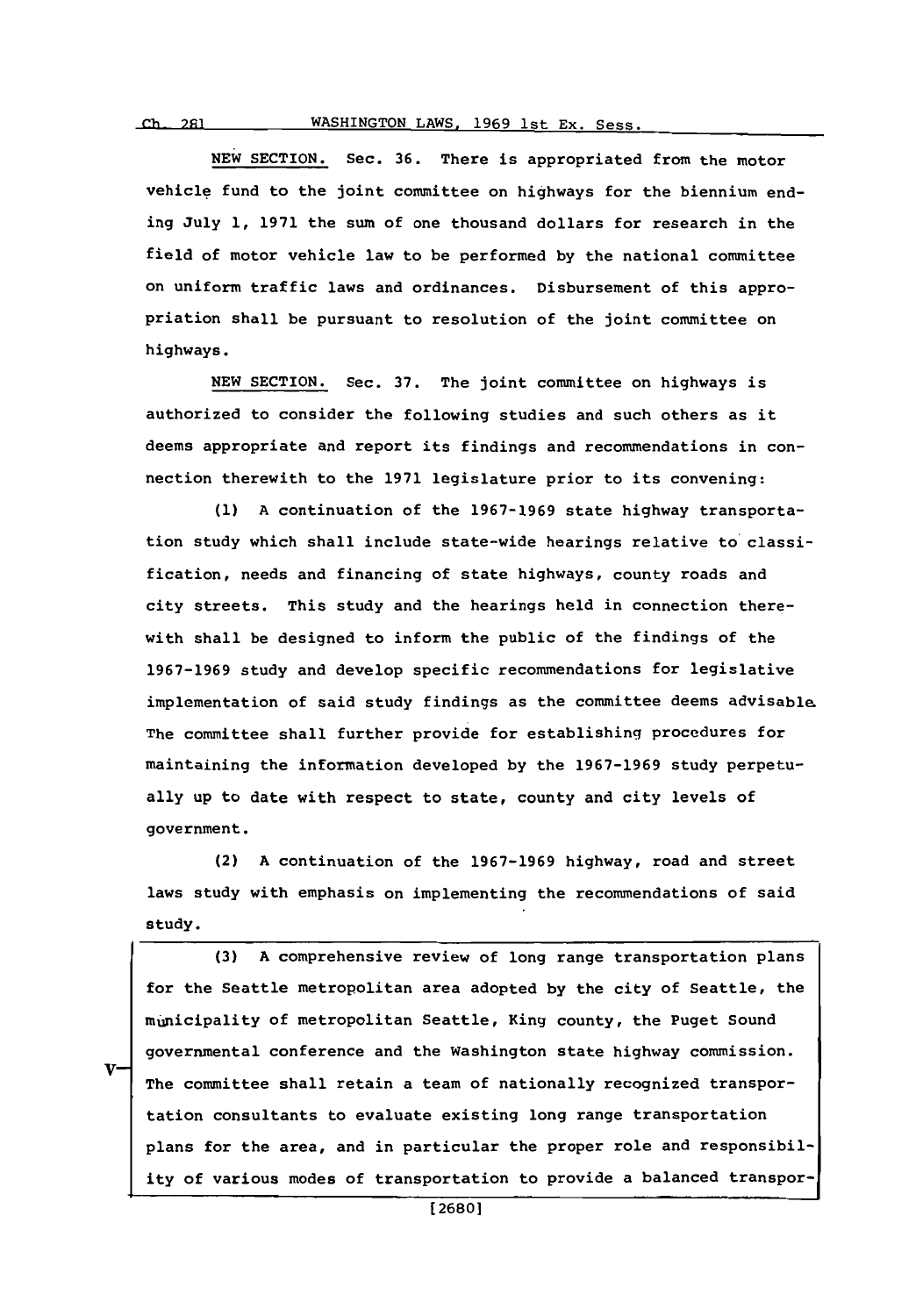NEW SECTION. Sec. 36. There is appropriated from the motor vehicle fund to the joint committee on highways for the biennium ending July 1, 1971 the sum of one thousand dollars for research in the field of motor vehicle law to be performed by the national committee on uniform traffic laws and ordinances. Disbursement of this appropriation shall be pursuant to resolution of the joint committee on highways.

NEW SECTION. Sec. 37. The joint committee on highways is authorized to consider the following studies and such others as it deems appropriate and report its findings and recommendations in connection therewith to the 1971 legislature prior to its convening:

(1) A continuation of the 1967-1969 state highway transportation study which shall include state-wide hearings relative to classification, needs and financing of state highways, county roads and city streets. This study and the hearings held in connection therewith shall be designed to inform the public of the findings of the 1967-1969 study and develop specific recommendations for legislative implementation of said study findings as the committee deems advisable. The committee shall further provide for establishing procedures for maintaining the information developed by the 1967-1969 study perpetually up to date with respect to state, county and city levels of government.

(2) A continuation of the 1967-1969 highway, road and street laws study with emphasis on implementing the recommendations of said study.

(3) A comprehensive review of long range transportation plans for the Seattle metropolitan area adopted by the city of Seattle, the municipality of metropolitan Seattle, King county, the Puget Sound governmental conference and the Washington state highway commission. The committee shall retain a team of nationally recognized transportation consultants to evaluate existing long range transportation plans for the area, and in particular the proper role and responsibility of various modes of transportation to provide a balanced transpor-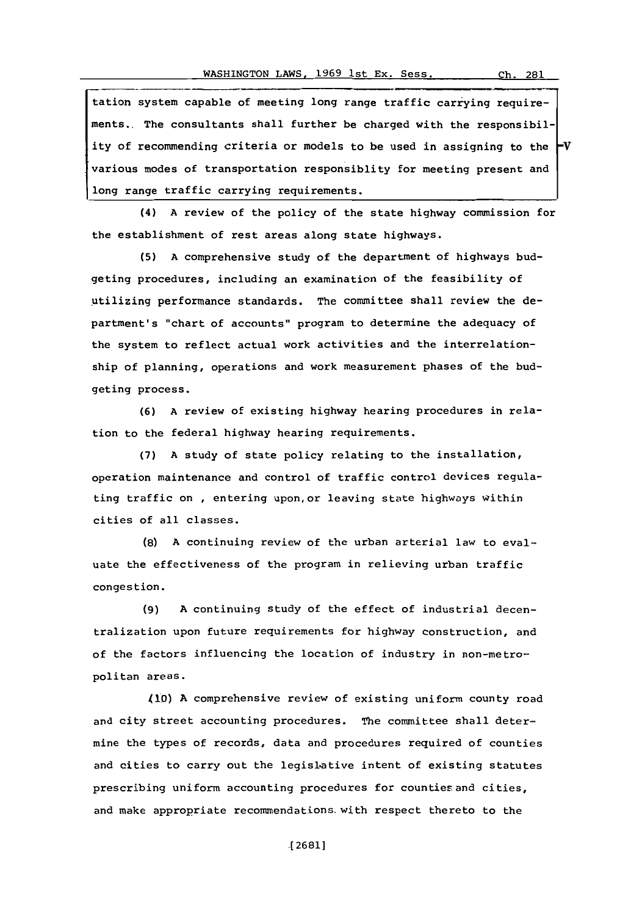tation system capable of meeting long range traffic carrying requirements. The consultants shall further be charged with the responsibility of recommending criteria or models to be used in assigning to the various modes of transportation responsiblity for meeting present and long range traffic carrying requirements. —V

(4) A review of the policy of the state highway commission for the establishment of rest areas along state highways.

(5) A comprehensive study of the department of highways budgeting procedures, including an examination of the feasibility of utilizing performance standards. The committee shall review the department's "chart of accounts" program to determine the adequacy of the system to reflect actual work activities and the interrelationship of planning, operations and work measurement phases of the budgeting process.

(6) A review of existing highway hearing procedures in relation to the federal highway hearing requirements.

(7) A study of state policy relating to the installation, operation maintenance and control of traffic control devices regulating traffic on , entering upon,or leaving state highways within cities of all classes.

(8) A continuing review of the urban arterial law to evaluate the effectiveness of the program in relieving urban traffic congestion.

(9) A continuing study of the effect of industrial decentralization upon future requirements for highway construction, and of the factors influencing the location of industry in non-metropolitan areas.

(10) A comprehensive review of existing uniform county road and city street accounting procedures. The committee shall determine the types of records, data and procedures required of counties and cities to carry out the legislative intent of existing statutes prescribing uniform accounting procedures for counties and cities, and make appropriate recommendations with respect thereto to the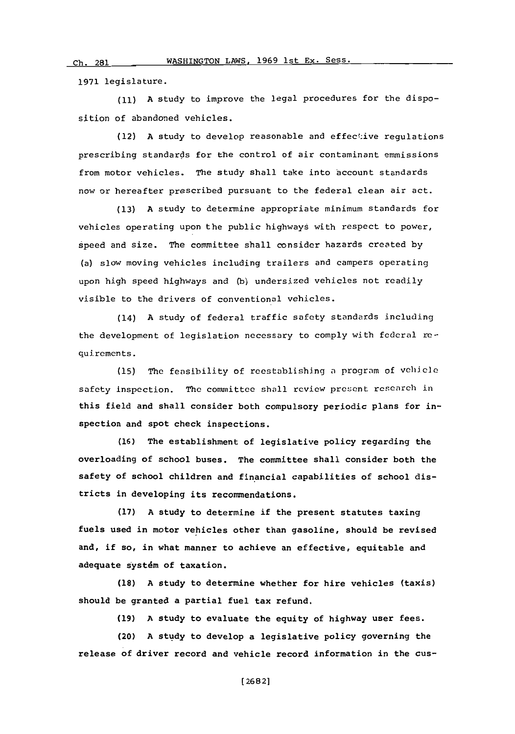1971 legislature.

(11) A study to improve the legal procedures for the disposition of abandoned vehicles.

(12) A study to develop reasonable and effective regulations prescribing standards for the control of air contaminant emmissions from motor vehicles. The study shall take into account standards now or hereafter prescribed pursuant to the federal clean air act.

(13) A study to determine appropriate minimum standards for vehicles operating upon the public highways with respect to power, speed and size. The committee shall consider hazards created by (a) slow moving vehicles including trailers and campers operating upon high speed highways and (b) undersized vehicles not readily visible to the drivers of conventional vehicles.

(14) A study of federal traffic safety standards including the development of legislation necessary to comply with federal requirements.

(15) The feasibility of reestablishing a program of vehicle safety inspection. The committee shall review present research in this field and shall consider both compulsory periodic plans for inspection and spot check inspections.

(16) The establishment of legislative policy regarding the overloading of school buses. The committee shall consider both the safety of school children and financial capabilities of school districts in developing its recommendations.

(17) A study to determine if the present statutes taxing fuels used in motor vehicles other than gasoline, should be revised and, if so, in what manner to achieve an effective, equitable and adequate systém of taxation.

(18) A study to determine whether for hire vehicles (taxis) should be granted a partial fuel tax refund.

(19) A study to evaluate the equity of highway user fees.

(20) A study to develop a legislative policy governing the release of driver record and vehicle record information in the cus-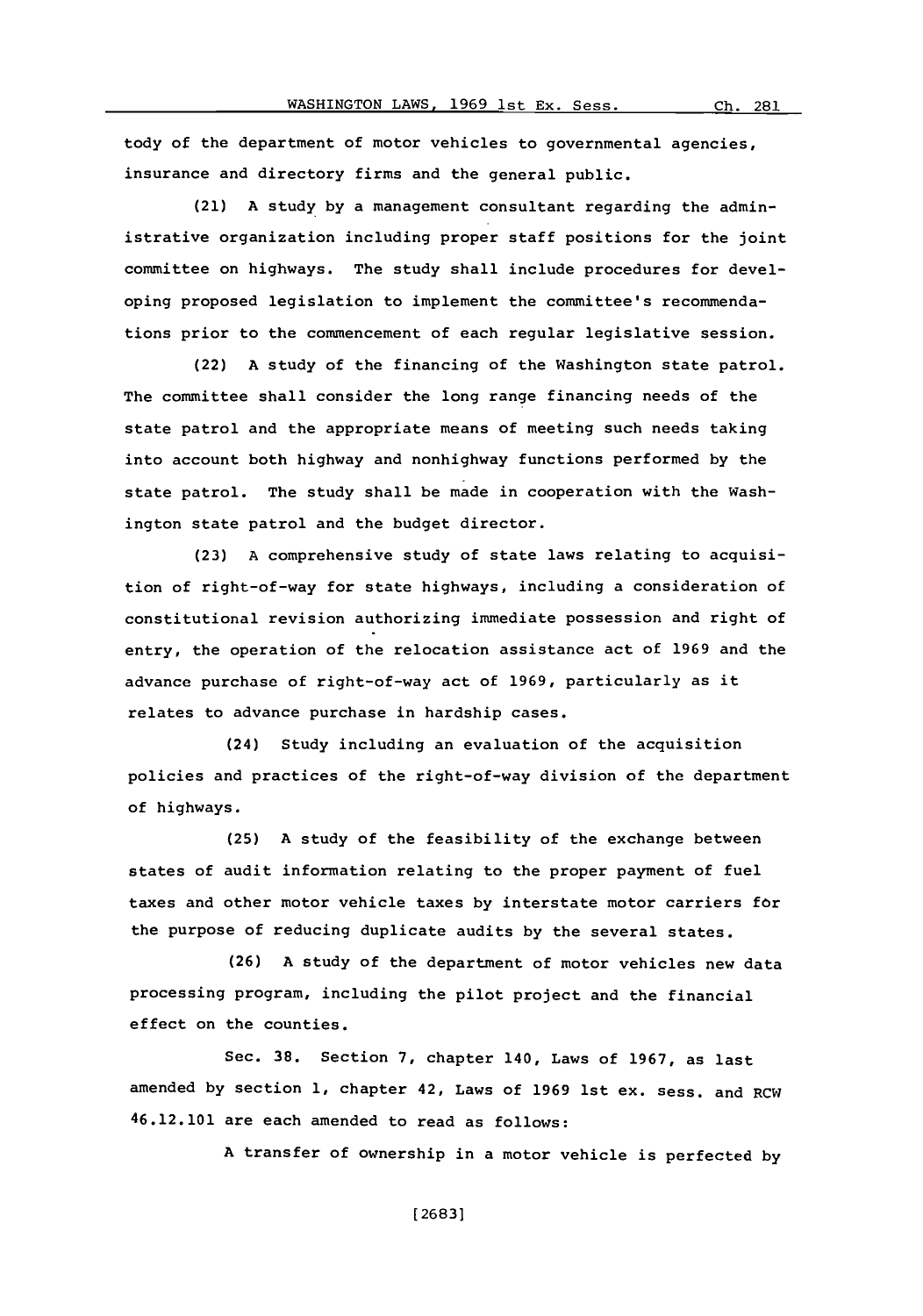tody of the department of motor vehicles to governmental agencies, insurance and directory firms and the general public.

(21) A study by a management consultant regarding the administrative organization including proper staff positions for the joint committee on highways. The study shall include procedures for developing proposed legislation to implement the committee's recommendations prior to the commencement of each regular legislative session.

(22) A study of the financing of the Washington state patrol. The committee shall consider the long range financing needs of the state patrol and the appropriate means of meeting such needs taking into account both highway and nonhighway functions performed by the state patrol. The study shall be made in cooperation with the Washington state patrol and the budget director.

(23) A comprehensive study of state laws relating to acquisition of right-of-way for state highways, including a consideration of constitutional revision authorizing immediate possession and right of entry, the operation of the relocation assistance act of 1969 and the advance purchase of right-of-way act of 1969, particularly as it relates to advance purchase in hardship cases.

(24) Study including an evaluation of the acquisition policies and practices of the right-of-way division of the department of highways.

(25) A study of the feasibility of the exchange between states of audit information relating to the proper payment of fuel taxes and other motor vehicle taxes by interstate motor carriers for the purpose of reducing duplicate audits by the several states.

(26) A study of the department of motor vehicles new data processing program, including the pilot project and the financial effect on the counties.

Sec. 38. Section 7, chapter 140, Laws of 1967, as last amended by section 1, chapter 42, Laws of 1969 1st ex. sess. and RCW 46.12.101 are each amended to read as follows:

A transfer of ownership in a motor vehicle is perfected by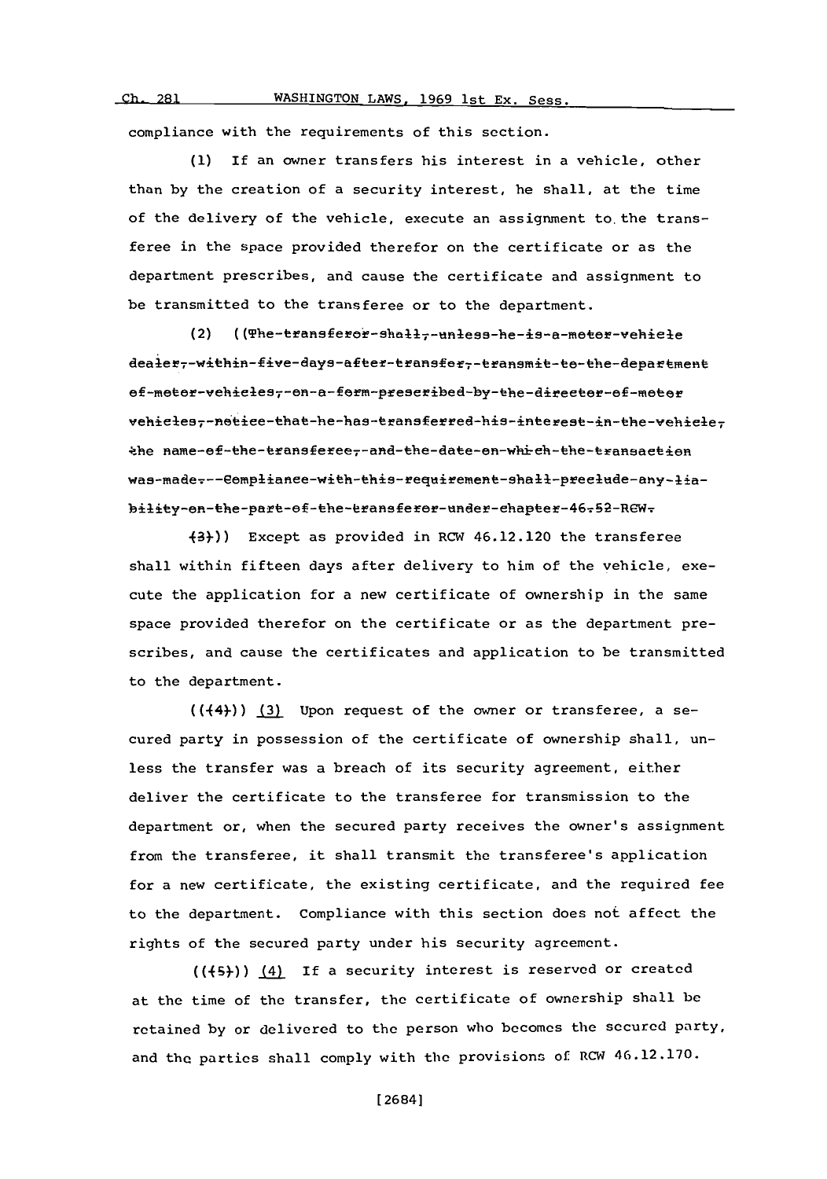compliance with the requirements of this section.

(1) If an owner transfers his interest in a vehicle, other than by the creation of a security interest, he shall, at the time of the delivery of the vehicle, execute an assignment to the transferee in the space provided therefor on the certificate or as the department prescribes, and cause the certificate and assignment to be transmitted to the transferee or to the department.

(2) ((~~The transferor shall, unless he is a motor vehicle dealer, within five days after transfer, transmit to the department of motor vehicles, on a form prescribed by the director of motor vehicles, notice that he has transferred his interest in the vehicle, the name of the transferee, and the date on which the transaction was made. Compliance with this requirement shall preclude any liability on the part of the transferor under chapter 46.52 RCW.~~

~~(3)~~)) Except as provided in RCW 46.12.120 the transferee shall within fifteen days after delivery to him of the vehicle, execute the application for a new certificate of ownership in the same space provided therefor on the certificate or as the department prescribes, and cause the certificates and application to be transmitted to the department.

((~~(4)~~)) (3) Upon request of the owner or transferee, a secured party in possession of the certificate of ownership shall, unless the transfer was a breach of its security agreement, either deliver the certificate to the transferee for transmission to the department or, when the secured party receives the owner's assignment from the transferee, it shall transmit the transferee's application for a new certificate, the existing certificate, and the required fee to the department. Compliance with this section does not affect the rights of the secured party under his security agreement.

((~~(5)~~)) (4) If a security interest is reserved or created at the time of the transfer, the certificate of ownership shall be retained by or delivered to the person who becomes the secured party, and the parties shall comply with the provisions of RCW 46.12.170.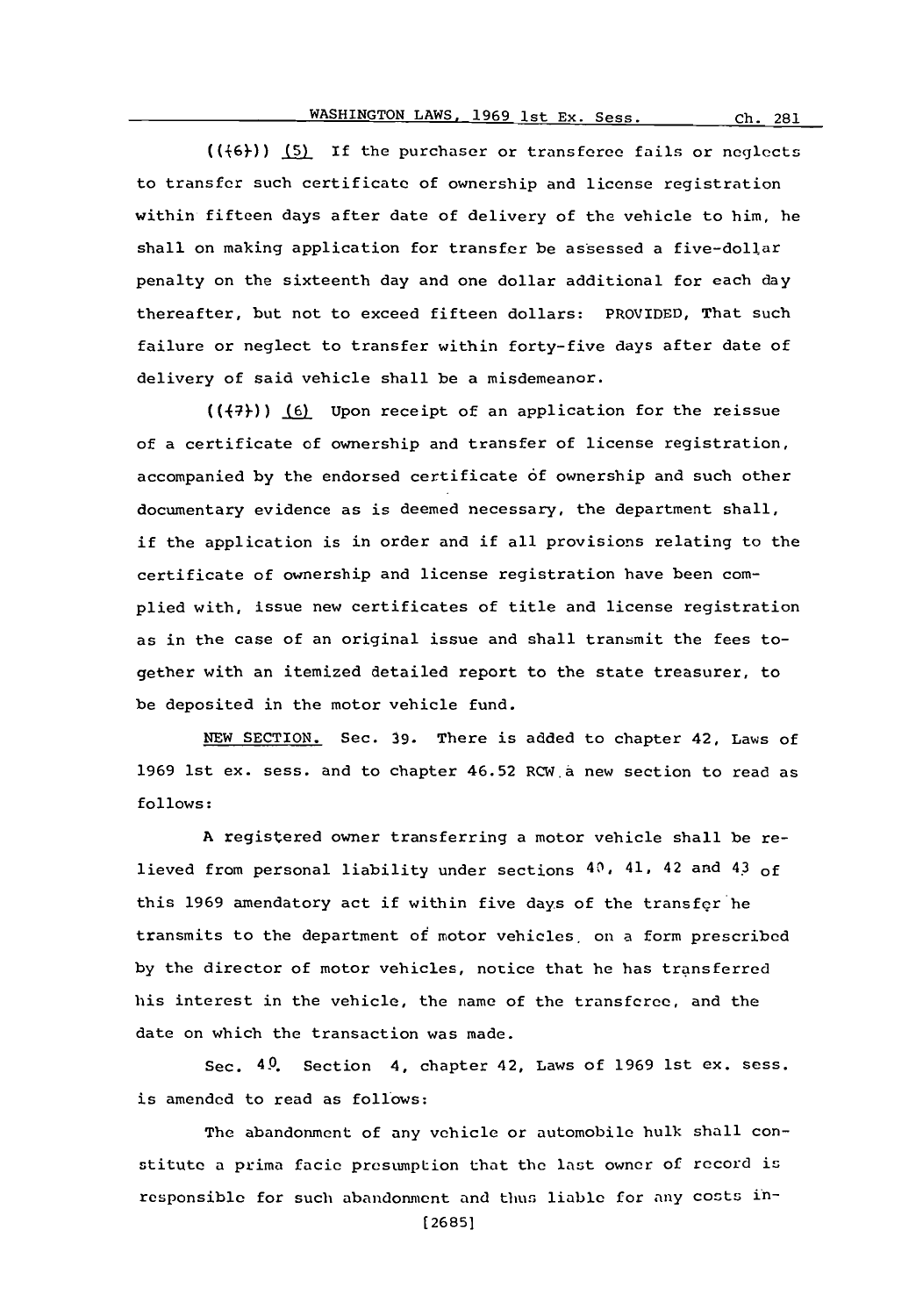(((6))) (5) If the purchaser or transferee fails or neglects to transfer such certificate of ownership and license registration within fifteen days after date of delivery of the vehicle to him, he shall on making application for transfer be assessed a five-dollar penalty on the sixteenth day and one dollar additional for each day thereafter, but not to exceed fifteen dollars: PROVIDED, That such failure or neglect to transfer within forty-five days after date of delivery of said vehicle shall be a misdemeanor.

(((7))) (6) Upon receipt of an application for the reissue of a certificate of ownership and transfer of license registration, accompanied by the endorsed certificate of ownership and such other documentary evidence as is deemed necessary, the department shall, if the application is in order and if all provisions relating to the certificate of ownership and license registration have been complied with, issue new certificates of title and license registration as in the case of an original issue and shall transmit the fees together with an itemized detailed report to the state treasurer, to be deposited in the motor vehicle fund.

NEW SECTION. Sec. 39. There is added to chapter 42, Laws of 1969 1st ex. sess. and to chapter 46.52 RCW a new section to read as follows:

A registered owner transferring a motor vehicle shall be relieved from personal liability under sections 40, 41, 42 and 43 of this 1969 amendatory act if within five days of the transfer he transmits to the department of motor vehicles, on a form prescribed by the director of motor vehicles, notice that he has transferred his interest in the vehicle, the name of the transferee, and the date on which the transaction was made.

Sec. 40. Section 4, chapter 42, Laws of 1969 1st ex. sess. is amended to read as follows:

The abandonment of any vehicle or automobile hulk shall constitute a prima facie presumption that the last owner of record is responsible for such abandonment and thus liable for any costs in-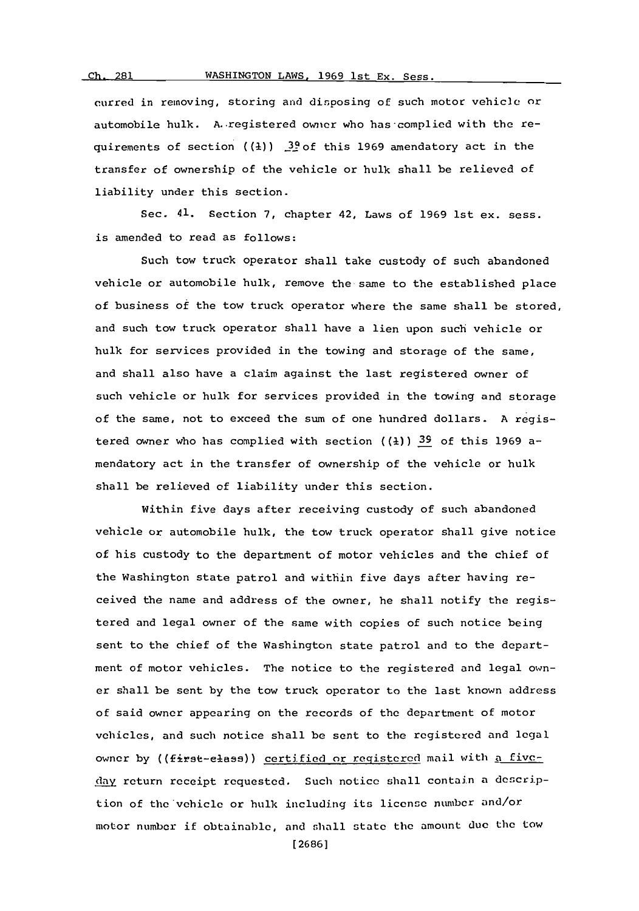curred in removing, storing and disposing of such motor vehicle or automobile hulk. A registered owner who has complied with the requirements of section ((1)) 39 of this 1969 amendatory act in the transfer of ownership of the vehicle or hulk shall be relieved of liability under this section.

Sec. 41. Section 7, chapter 42, Laws of 1969 1st ex. sess. is amended to read as follows:

Such tow truck operator shall take custody of such abandoned vehicle or automobile hulk, remove the same to the established place of business of the tow truck operator where the same shall be stored, and such tow truck operator shall have a lien upon such vehicle or hulk for services provided in the towing and storage of the same, and shall also have a claim against the last registered owner of such vehicle or hulk for services provided in the towing and storage of the same, not to exceed the sum of one hundred dollars. A registered owner who has complied with section ((1)) 39 of this 1969 amendatory act in the transfer of ownership of the vehicle or hulk shall be relieved of liability under this section.

Within five days after receiving custody of such abandoned vehicle or automobile hulk, the tow truck operator shall give notice of his custody to the department of motor vehicles and the chief of the Washington state patrol and within five days after having received the name and address of the owner, he shall notify the registered and legal owner of the same with copies of such notice being sent to the chief of the Washington state patrol and to the department of motor vehicles. The notice to the registered and legal owner shall be sent by the tow truck operator to the last known address of said owner appearing on the records of the department of motor vehicles, and such notice shall be sent to the registered and legal owner by ((first-class)) certified or registered mail with a five-day return receipt requested. Such notice shall contain a description of the vehicle or hulk including its license number and/or motor number if obtainable, and shall state the amount due the tow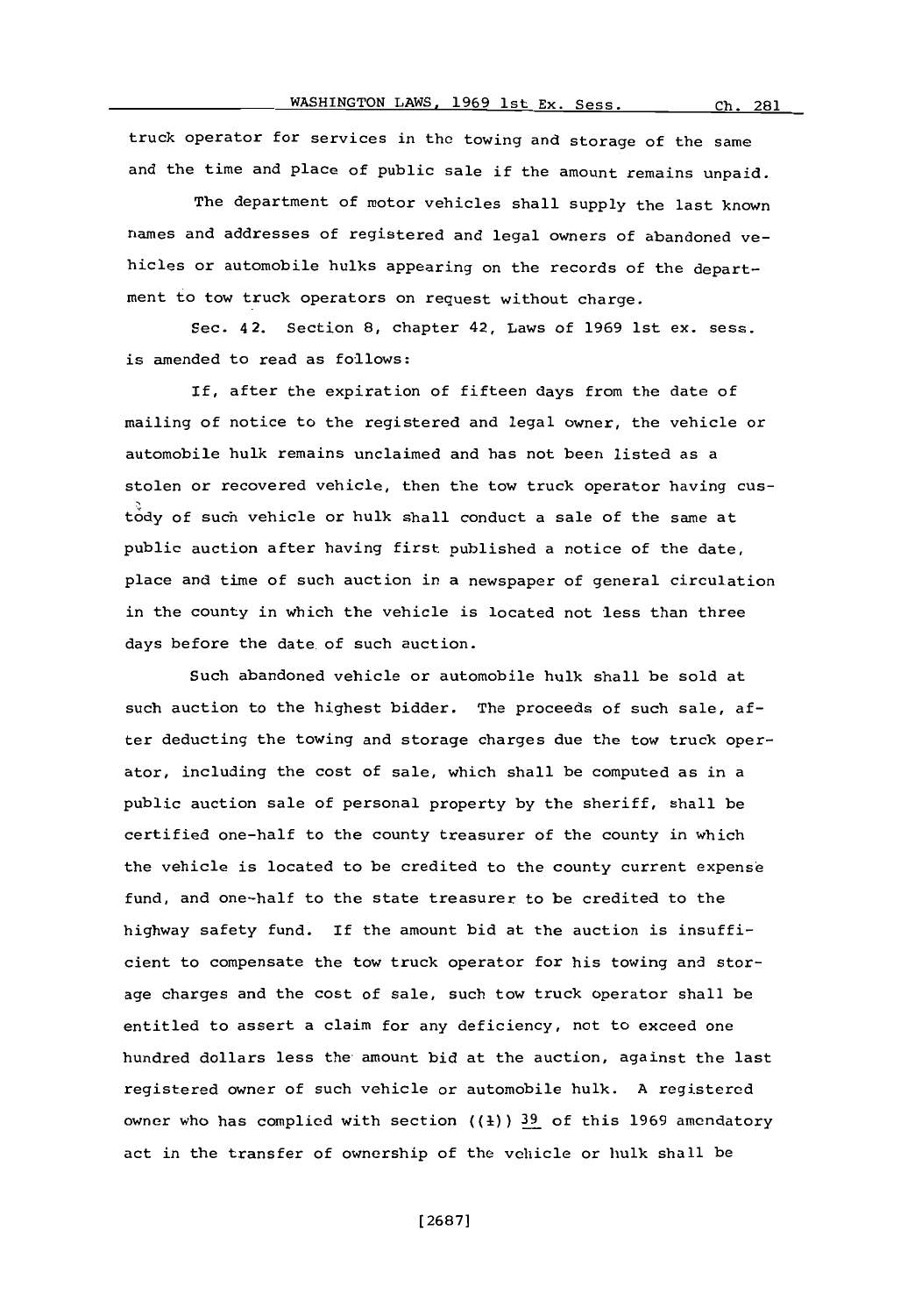truck operator for services in the towing and storage of the same and the time and place of public sale if the amount remains unpaid.

The department of motor vehicles shall supply the last known names and addresses of registered and legal owners of abandoned vehicles or automobile hulks appearing on the records of the department to tow truck operators on request without charge.

Sec. 42. Section 8, chapter 42, Laws of 1969 1st ex. sess. is amended to read as follows:

If, after the expiration of fifteen days from the date of mailing of notice to the registered and legal owner, the vehicle or automobile hulk remains unclaimed and has not been listed as a stolen or recovered vehicle, then the tow truck operator having custody of such vehicle or hulk shall conduct a sale of the same at public auction after having first published a notice of the date, place and time of such auction in a newspaper of general circulation in the county in which the vehicle is located not less than three days before the date of such auction.

Such abandoned vehicle or automobile hulk shall be sold at such auction to the highest bidder. The proceeds of such sale, after deducting the towing and storage charges due the tow truck operator, including the cost of sale, which shall be computed as in a public auction sale of personal property by the sheriff, shall be certified one-half to the county treasurer of the county in which the vehicle is located to be credited to the county current expense fund, and one-half to the state treasurer to be credited to the highway safety fund. If the amount bid at the auction is insufficient to compensate the tow truck operator for his towing and storage charges and the cost of sale, such tow truck operator shall be entitled to assert a claim for any deficiency, not to exceed one hundred dollars less the amount bid at the auction, against the last registered owner of such vehicle or automobile hulk. A registered owner who has complied with section ((1)) 39 of this 1969 amendatory act in the transfer of ownership of the vehicle or hulk shall be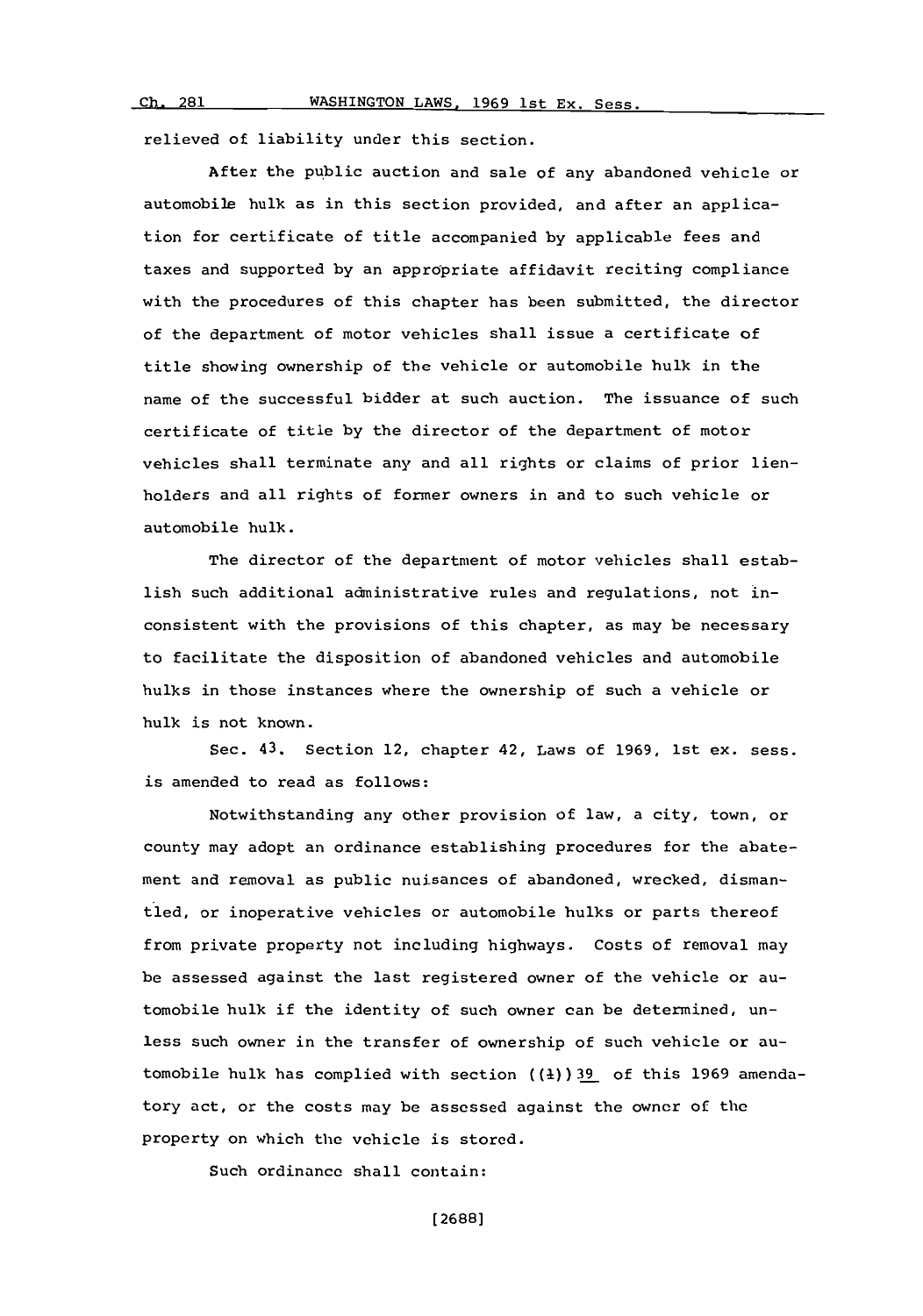relieved of liability under this section.

After the public auction and sale of any abandoned vehicle or automobile hulk as in this section provided, and after an application for certificate of title accompanied by applicable fees and taxes and supported by an appropriate affidavit reciting compliance with the procedures of this chapter has been submitted, the director of the department of motor vehicles shall issue a certificate of title showing ownership of the vehicle or automobile hulk in the name of the successful bidder at such auction. The issuance of such certificate of title by the director of the department of motor vehicles shall terminate any and all rights or claims of prior lienholders and all rights of former owners in and to such vehicle or automobile hulk.

The director of the department of motor vehicles shall establish such additional administrative rules and regulations, not inconsistent with the provisions of this chapter, as may be necessary to facilitate the disposition of abandoned vehicles and automobile hulks in those instances where the ownership of such a vehicle or hulk is not known.

Sec. 43. Section 12, chapter 42, Laws of 1969, 1st ex. sess. is amended to read as follows:

Notwithstanding any other provision of law, a city, town, or county may adopt an ordinance establishing procedures for the abatement and removal as public nuisances of abandoned, wrecked, dismantled, or inoperative vehicles or automobile hulks or parts thereof from private property not including highways. Costs of removal may be assessed against the last registered owner of the vehicle or automobile hulk if the identity of such owner can be determined, unless such owner in the transfer of ownership of such vehicle or automobile hulk has complied with section ((1)) 39 of this 1969 amendatory act, or the costs may be assessed against the owner of the property on which the vehicle is stored.

Such ordinance shall contain: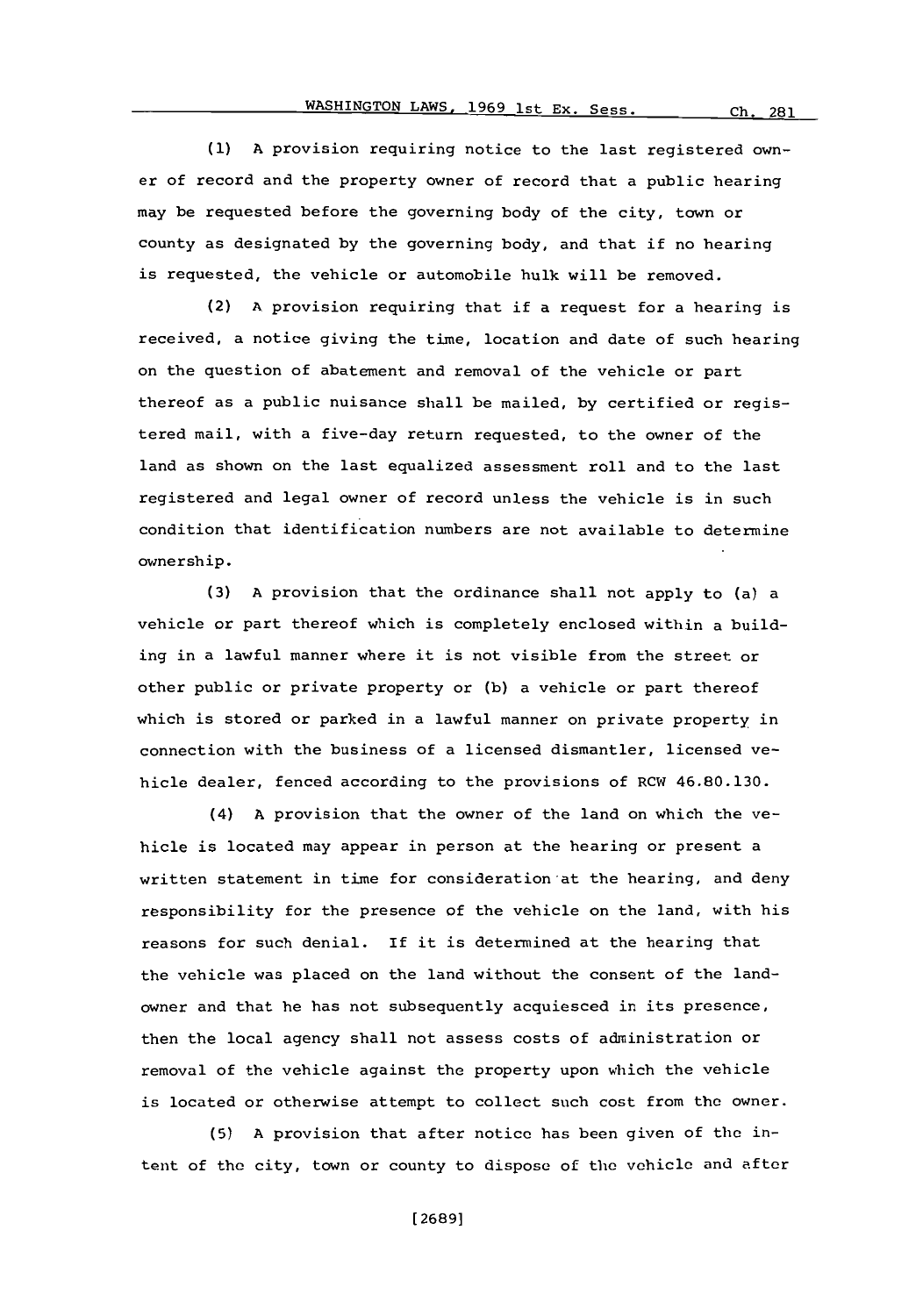(1) A provision requiring notice to the last registered owner of record and the property owner of record that a public hearing may be requested before the governing body of the city, town or county as designated by the governing body, and that if no hearing is requested, the vehicle or automobile hulk will be removed.

(2) A provision requiring that if a request for a hearing is received, a notice giving the time, location and date of such hearing on the question of abatement and removal of the vehicle or part thereof as a public nuisance shall be mailed, by certified or registered mail, with a five-day return requested, to the owner of the land as shown on the last equalized assessment roll and to the last registered and legal owner of record unless the vehicle is in such condition that identification numbers are not available to determine ownership.

(3) A provision that the ordinance shall not apply to (a) a vehicle or part thereof which is completely enclosed within a building in a lawful manner where it is not visible from the street or other public or private property or (b) a vehicle or part thereof which is stored or parked in a lawful manner on private property in connection with the business of a licensed dismantler, licensed vehicle dealer, fenced according to the provisions of RCW 46.80.130.

(4) A provision that the owner of the land on which the vehicle is located may appear in person at the hearing or present a written statement in time for consideration at the hearing, and deny responsibility for the presence of the vehicle on the land, with his reasons for such denial. If it is determined at the hearing that the vehicle was placed on the land without the consent of the landowner and that he has not subsequently acquiesced in its presence, then the local agency shall not assess costs of administration or removal of the vehicle against the property upon which the vehicle is located or otherwise attempt to collect such cost from the owner.

(5) A provision that after notice has been given of the intent of the city, town or county to dispose of the vehicle and after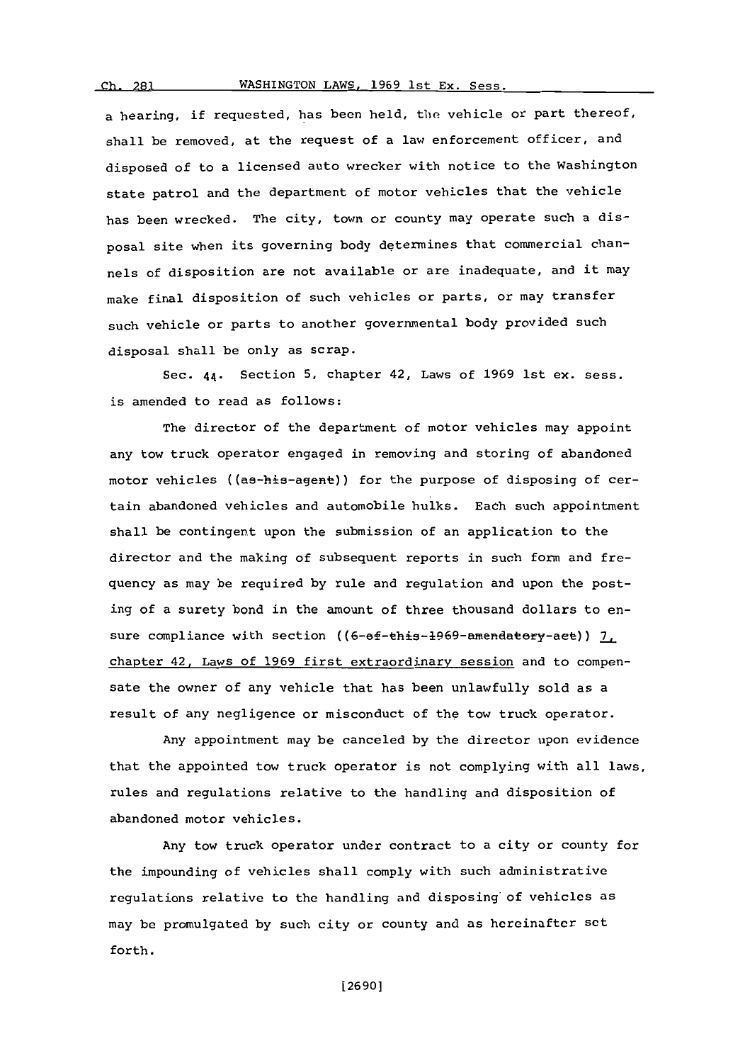a hearing, if requested, has been held, the vehicle or part thereof, shall be removed, at the request of a law enforcement officer, and disposed of to a licensed auto wrecker with notice to the Washington state patrol and the department of motor vehicles that the vehicle has been wrecked. The city, town or county may operate such a disposal site when its governing body determines that commercial channels of disposition are not available or are inadequate, and it may make final disposition of such vehicles or parts, or may transfer such vehicle or parts to another governmental body provided such disposal shall be only as scrap.

Sec. 44. Section 5, chapter 42, Laws of 1969 1st ex. sess. is amended to read as follows:

The director of the department of motor vehicles may appoint any tow truck operator engaged in removing and storing of abandoned motor vehicles ((~~as his agent~~)) for the purpose of disposing of certain abandoned vehicles and automobile hulks. Each such appointment shall be contingent upon the submission of an application to the director and the making of subsequent reports in such form and frequency as may be required by rule and regulation and upon the posting of a surety bond in the amount of three thousand dollars to ensure compliance with section ((~~6 of this 1969 amendatory act~~)) 7, chapter 42, Laws of 1969 first extraordinary session and to compensate the owner of any vehicle that has been unlawfully sold as a result of any negligence or misconduct of the tow truck operator.

Any appointment may be canceled by the director upon evidence that the appointed tow truck operator is not complying with all laws, rules and regulations relative to the handling and disposition of abandoned motor vehicles.

Any tow truck operator under contract to a city or county for the impounding of vehicles shall comply with such administrative regulations relative to the handling and disposing of vehicles as may be promulgated by such city or county and as hereinafter set forth.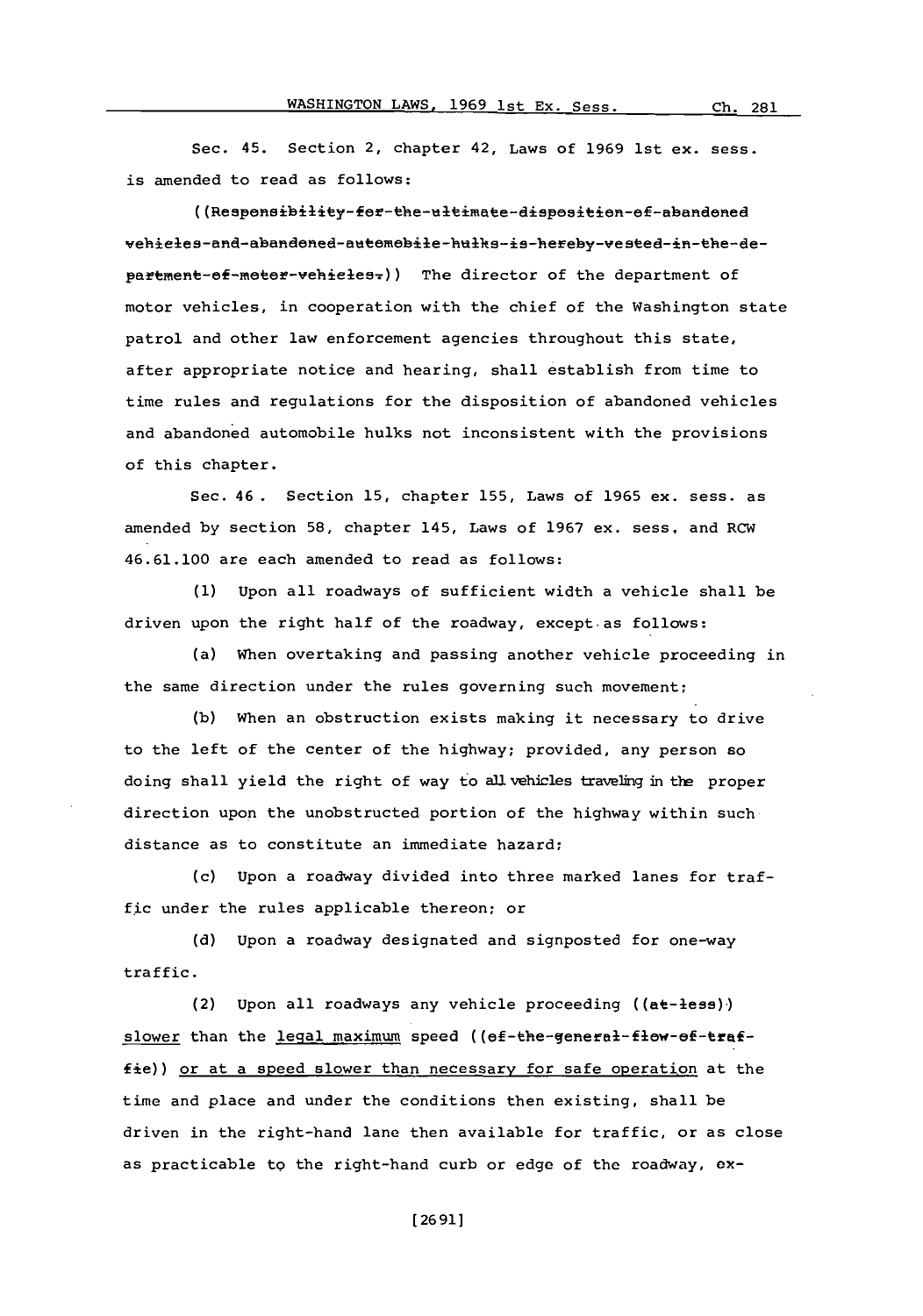Sec. 45. Section 2, chapter 42, Laws of 1969 1st ex. sess. is amended to read as follows:

((~~Responsibility-for-the-ultimate-disposition-of-abandoned vehicles-and-abandoned-automobile-hulks-is-hereby-vested-in-the-department-of-motor-vehicles.~~)) The director of the department of motor vehicles, in cooperation with the chief of the Washington state patrol and other law enforcement agencies throughout this state, after appropriate notice and hearing, shall establish from time to time rules and regulations for the disposition of abandoned vehicles and abandoned automobile hulks not inconsistent with the provisions of this chapter.

Sec. 46. Section 15, chapter 155, Laws of 1965 ex. sess. as amended by section 58, chapter 145, Laws of 1967 ex. sess. and RCW 46.61.100 are each amended to read as follows:

(1) Upon all roadways of sufficient width a vehicle shall be driven upon the right half of the roadway, except as follows:

(a) When overtaking and passing another vehicle proceeding in the same direction under the rules governing such movement;

(b) When an obstruction exists making it necessary to drive to the left of the center of the highway; provided, any person so doing shall yield the right of way to all vehicles traveling in the proper direction upon the unobstructed portion of the highway within such distance as to constitute an immediate hazard;

(c) Upon a roadway divided into three marked lanes for traffic under the rules applicable thereon; or

(d) Upon a roadway designated and signposted for one-way traffic.

(2) Upon all roadways any vehicle proceeding ((~~at-less~~)) <u>slower</u> than the <u>legal maximum</u> speed ((~~of-the-general-flow-of-traffic~~)) <u>or at a speed slower than necessary for safe operation</u> at the time and place and under the conditions then existing, shall be driven in the right-hand lane then available for traffic, or as close as practicable to the right-hand curb or edge of the roadway, ex-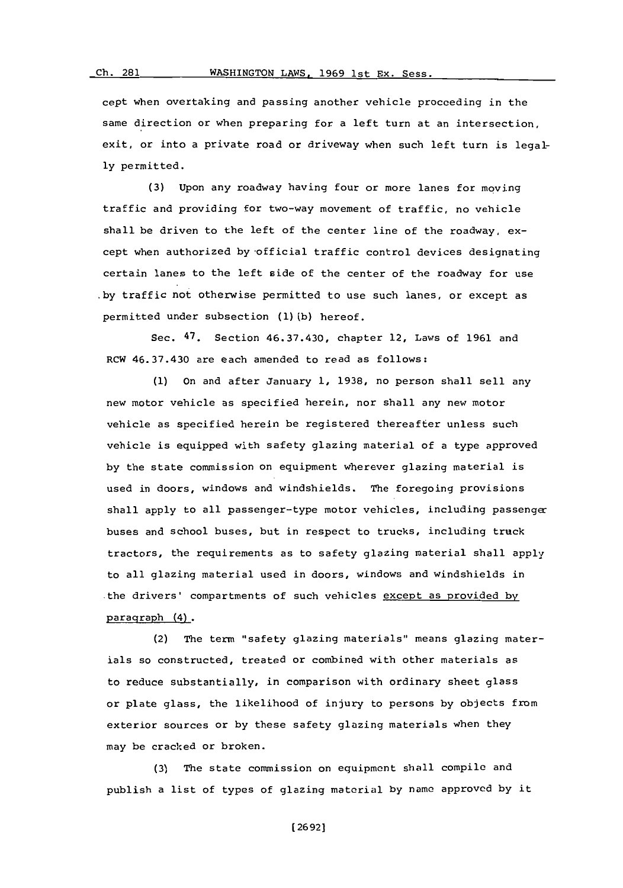cept when overtaking and passing another vehicle proceeding in the same direction or when preparing for a left turn at an intersection, exit, or into a private road or driveway when such left turn is legally permitted.

(3) Upon any roadway having four or more lanes for moving traffic and providing for two-way movement of traffic, no vehicle shall be driven to the left of the center line of the roadway, except when authorized by official traffic control devices designating certain lanes to the left side of the center of the roadway for use by traffic not otherwise permitted to use such lanes, or except as permitted under subsection (1)(b) hereof.

Sec. 47. Section 46.37.430, chapter 12, Laws of 1961 and RCW 46.37.430 are each amended to read as follows:

(1) On and after January 1, 1938, no person shall sell any new motor vehicle as specified herein, nor shall any new motor vehicle as specified herein be registered thereafter unless such vehicle is equipped with safety glazing material of a type approved by the state commission on equipment wherever glazing material is used in doors, windows and windshields. The foregoing provisions shall apply to all passenger-type motor vehicles, including passenger buses and school buses, but in respect to trucks, including truck tractors, the requirements as to safety glazing material shall apply to all glazing material used in doors, windows and windshields in the drivers' compartments of such vehicles <u>except as provided by paragraph (4)</u>.

(2) The term "safety glazing materials" means glazing materials so constructed, treated or combined with other materials as to reduce substantially, in comparison with ordinary sheet glass or plate glass, the likelihood of injury to persons by objects from exterior sources or by these safety glazing materials when they may be cracked or broken.

(3) The state commission on equipment shall compile and publish a list of types of glazing material by name approved by it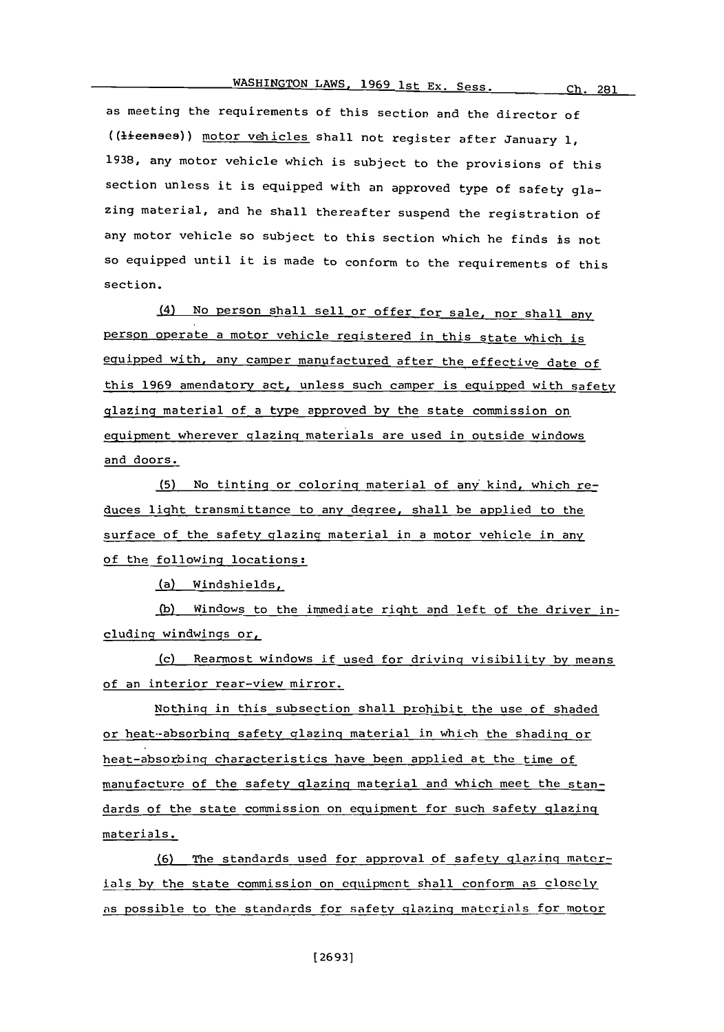as meeting the requirements of this section and the director of ((licenses)) motor vehicles shall not register after January 1, 1938, any motor vehicle which is subject to the provisions of this section unless it is equipped with an approved type of safety glazing material, and he shall thereafter suspend the registration of any motor vehicle so subject to this section which he finds is not so equipped until it is made to conform to the requirements of this section.

(4) No person shall sell or offer for sale, nor shall any person operate a motor vehicle registered in this state which is equipped with, any camper manufactured after the effective date of this 1969 amendatory act, unless such camper is equipped with safety glazing material of a type approved by the state commission on equipment wherever glazing materials are used in outside windows and doors.

(5) No tinting or coloring material of any kind, which reduces light transmittance to any degree, shall be applied to the surface of the safety glazing material in a motor vehicle in any of the following locations:

(a) Windshields,

(b) Windows to the immediate right and left of the driver including windwings or,

(c) Rearmost windows if used for driving visibility by means of an interior rear-view mirror.

Nothing in this subsection shall prohibit the use of shaded or heat-absorbing safety glazing material in which the shading or heat-absorbing characteristics have been applied at the time of manufacture of the safety glazing material and which meet the standards of the state commission on equipment for such safety glazing materials.

(6) The standards used for approval of safety glazing materials by the state commission on equipment shall conform as closely as possible to the standards for safety glazing materials for motor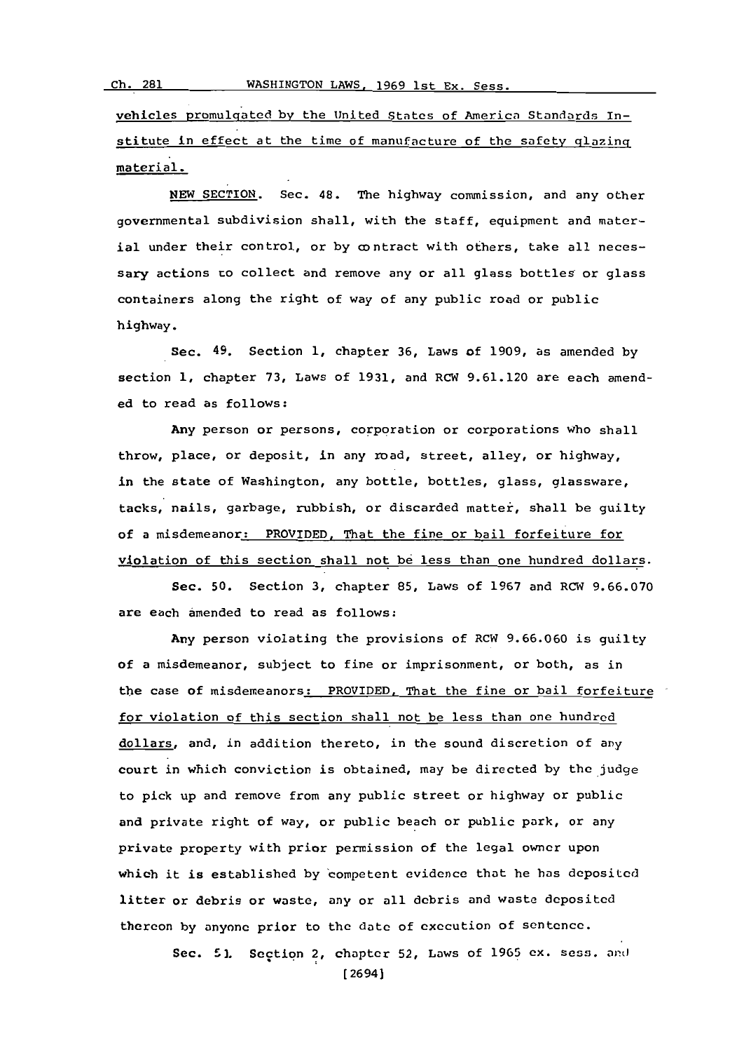vehicles promulgated by the United States of America Standards Institute in effect at the time of manufacture of the safety glazing material.

NEW SECTION. Sec. 48. The highway commission, and any other governmental subdivision shall, with the staff, equipment and material under their control, or by contract with others, take all necessary actions to collect and remove any or all glass bottles or glass containers along the right of way of any public road or public highway.

Sec. 49. Section 1, chapter 36, Laws of 1909, as amended by section 1, chapter 73, Laws of 1931, and RCW 9.61.120 are each amended to read as follows:

Any person or persons, corporation or corporations who shall throw, place, or deposit, in any road, street, alley, or highway, in the state of Washington, any bottle, bottles, glass, glassware, tacks, nails, garbage, rubbish, or discarded matter, shall be guilty of a misdemeanor: PROVIDED, That the fine or bail forfeiture for violation of this section shall not be less than one hundred dollars.

Sec. 50. Section 3, chapter 85, Laws of 1967 and RCW 9.66.070 are each amended to read as follows:

Any person violating the provisions of RCW 9.66.060 is guilty of a misdemeanor, subject to fine or imprisonment, or both, as in the case of misdemeanors: PROVIDED, That the fine or bail forfeiture for violation of this section shall not be less than one hundred dollars, and, in addition thereto, in the sound discretion of any court in which conviction is obtained, may be directed by the judge to pick up and remove from any public street or highway or public and private right of way, or public beach or public park, or any private property with prior permission of the legal owner upon which it is established by competent evidence that he has deposited litter or debris or waste, any or all debris and waste deposited thereon by anyone prior to the date of execution of sentence.

Sec. 51. Section 2, chapter 52, Laws of 1965 ex. sess. and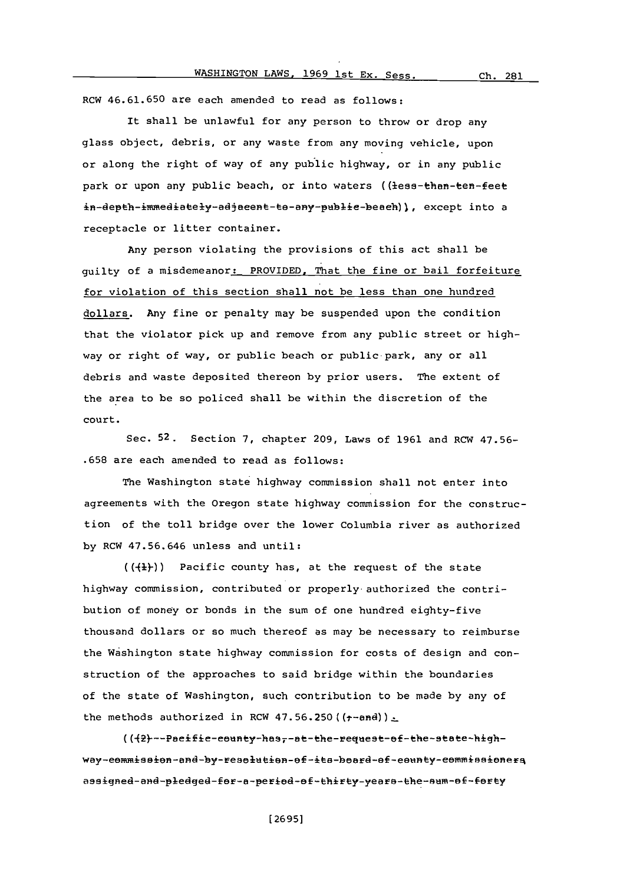RCW 46.61.650 are each amended to read as follows:

It shall be unlawful for any person to throw or drop any glass object, debris, or any waste from any moving vehicle, upon or along the right of way of any public highway, or in any public park or upon any public beach, or into waters ((~~less-than-ten-feet in-depth-immediately-adjacent-to-any-public-beach~~)), except into a receptacle or litter container.

Any person violating the provisions of this act shall be guilty of a misdemeanor: PROVIDED, That the fine or bail forfeiture for violation of this section shall not be less than one hundred dollars. Any fine or penalty may be suspended upon the condition that the violator pick up and remove from any public street or highway or right of way, or public beach or public park, any or all debris and waste deposited thereon by prior users. The extent of the area to be so policed shall be within the discretion of the court.

Sec. 52. Section 7, chapter 209, Laws of 1961 and RCW 47.56-.658 are each amended to read as follows:

The Washington state highway commission shall not enter into agreements with the Oregon state highway commission for the construction of the toll bridge over the lower Columbia river as authorized by RCW 47.56.646 unless and until:

((~~(1)~~)) Pacific county has, at the request of the state highway commission, contributed or properly authorized the contribution of money or bonds in the sum of one hundred eighty-five thousand dollars or so much thereof as may be necessary to reimburse the Washington state highway commission for costs of design and construction of the approaches to said bridge within the boundaries of the state of Washington, such contribution to be made by any of the methods authorized in RCW 47.56.250((~~;-and~~)).

((~~(2)--Pacific-county-has,-at-the-request-of-the-state-highway-commission-and-by-resolution-of-its-board-of-county-commissioners assigned-and-pledged-for-a-period-of-thirty-years-the-sum-of-forty~~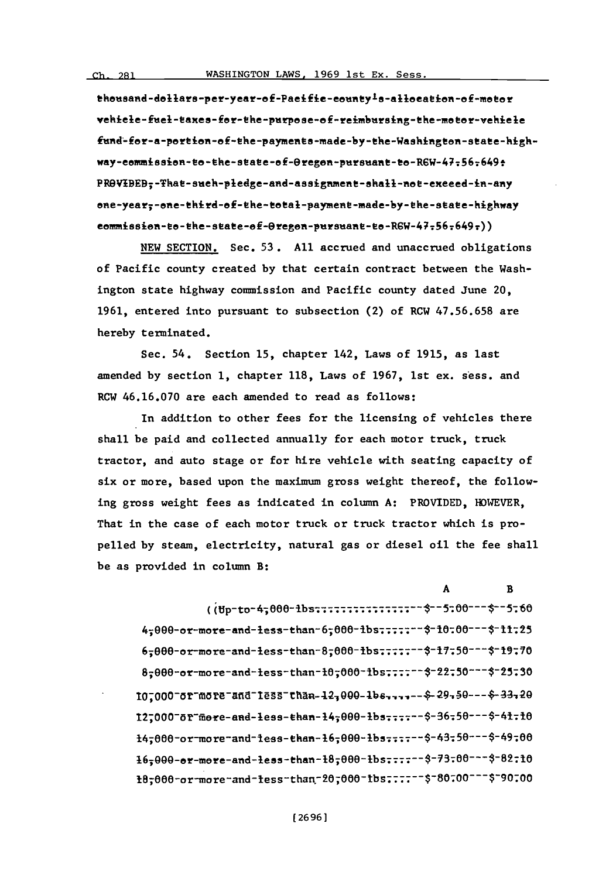thousand-dollars-per-year-of-Pacific-county's-allocation-of-motor-vehicle-fuel-taxes-for-the-purpose-of-reimbursing-the-motor-vehicle-fund-for-a-portion-of-the-payments-made-by-the-Washington-state-highway-commission-to-the-state-of-Oregon-pursuant-to-RCW-47.56.649: PROVIDED,-That-such-pledge-and-assignment-shall-not-exceed-in-any-one-year,-one-third-of-the-total-payment-made-by-the-state-highway-commission-to-the-state-of-Oregon-pursuant-to-RCW-47.56.649.))

NEW SECTION. Sec. 53. All accrued and unaccrued obligations of Pacific county created by that certain contract between the Washington state highway commission and Pacific county dated June 20, 1961, entered into pursuant to subsection (2) of RCW 47.56.658 are hereby terminated.

Sec. 54. Section 15, chapter 142, Laws of 1915, as last amended by section 1, chapter 118, Laws of 1967, 1st ex. sess. and RCW 46.16.070 are each amended to read as follows:

In addition to other fees for the licensing of vehicles there shall be paid and collected annually for each motor truck, truck tractor, and auto stage or for hire vehicle with seating capacity of six or more, based upon the maximum gross weight thereof, the following gross weight fees as indicated in column A: PROVIDED, HOWEVER, That in the case of each motor truck or truck tractor which is propelled by steam, electricity, natural gas or diesel oil the fee shall be as provided in column B:

| | A | B |
|---|---|---|
| ((Up-to-4,000-lbs. | $-5.00 | $-5.60 |
| 4,000-or-more-and-less-than-6,000-lbs. | $-10.00 | $-11.25 |
| 6,000-or-more-and-less-than-8,000-lbs. | $-17.50 | $-19.70 |
| 8,000-or-more-and-less-than-10,000-lbs. | $-22.50 | $-25.30 |
| 10,000-or-more-and-less-than-12,000-lbs. | $-29.50 | $-33.20 |
| 12,000-or-more-and-less-than-14,000-lbs. | $-36.50 | $-41.10 |
| 14,000-or-more-and-less-than-16,000-lbs. | $-43.50 | $-49.00 |
| 16,000-or-more-and-less-than-18,000-lbs. | $-73.00 | $-82.10 |
| 18,000-or-more-and-less-than-20,000-lbs. | $-80.00 | $-90.00 |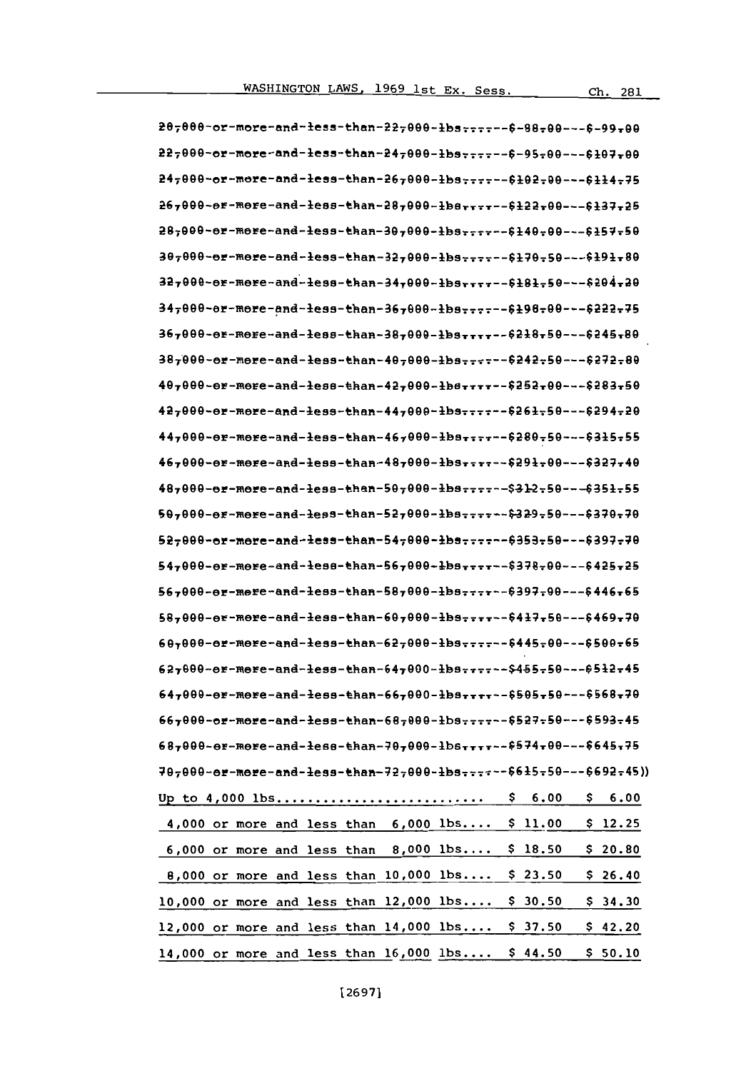~~20,000 or more and less than 22,000 lbs.....$ 88.00---$ 99.00~~

~~22,000 or more and less than 24,000 lbs.....$ 95.00---$107.00~~

~~24,000 or more and less than 26,000 lbs.....$102.00---$114.75~~

~~26,000 or more and less than 28,000 lbs.....$122.00---$137.25~~

~~28,000 or more and less than 30,000 lbs.....$140.00---$157.50~~

~~30,000 or more and less than 32,000 lbs.....$170.50---$191.80~~

~~32,000 or more and less than 34,000 lbs.....$181.50---$204.20~~

~~34,000 or more and less than 36,000 lbs.....$198.00---$222.75~~

~~36,000 or more and less than 38,000 lbs.....$218.50---$245.80~~

~~38,000 or more and less than 40,000 lbs.....$242.50---$272.80~~

~~40,000 or more and less than 42,000 lbs.....$252.00---$283.50~~

~~42,000 or more and less than 44,000 lbs.....$261.50---$294.20~~

~~44,000 or more and less than 46,000 lbs.....$280.50---$315.55~~

~~46,000 or more and less than 48,000 lbs.....$291.00---$327.40~~

~~48,000 or more and less than 50,000 lbs.....$312.50---$351.55~~

~~50,000 or more and less than 52,000 lbs.....$329.50---$370.70~~

~~52,000 or more and less than 54,000 lbs.....$353.50---$397.70~~

~~54,000 or more and less than 56,000 lbs.....$378.00---$425.25~~

~~56,000 or more and less than 58,000 lbs.....$397.00---$446.65~~

~~58,000 or more and less than 60,000 lbs.....$417.50---$469.70~~

~~60,000 or more and less than 62,000 lbs.....$445.00---$500.65~~

~~62,000 or more and less than 64,000 lbs.....$455.50---$512.45~~

~~64,000 or more and less than 66,000 lbs.....$505.50---$568.70~~

~~66,000 or more and less than 68,000 lbs.....$527.50---$593.45~~

~~68,000 or more and less than 70,000 lbs.....$574.00---$645.75~~

~~70,000 or more and less than 72,000 lbs.....$615.50---$692.45~~))

| | | |
|---|---|---|
| Up to 4,000 lbs........................... | $ 6.00 | $ 6.00 |
| 4,000 or more and less than 6,000 lbs.... | $ 11.00 | $ 12.25 |
| 6,000 or more and less than 8,000 lbs.... | $ 18.50 | $ 20.80 |
| 8,000 or more and less than 10,000 lbs.... | $ 23.50 | $ 26.40 |
| 10,000 or more and less than 12,000 lbs.... | $ 30.50 | $ 34.30 |
| 12,000 or more and less than 14,000 lbs.... | $ 37.50 | $ 42.20 |
| 14,000 or more and less than 16,000 lbs.... | $ 44.50 | $ 50.10 |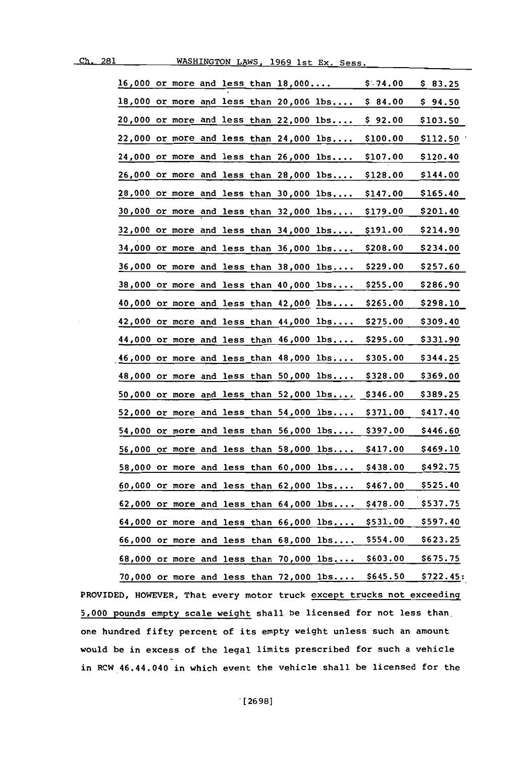| | | |
|---|---|---|
| 16,000 or more and less than 18,000.... | $ 74.00 | $ 83.25 |
| 18,000 or more and less than 20,000 lbs.... | $ 84.00 | $ 94.50 |
| 20,000 or more and less than 22,000 lbs.... | $ 92.00 | $103.50 |
| 22,000 or more and less than 24,000 lbs.... | $100.00 | $112.50 |
| 24,000 or more and less than 26,000 lbs.... | $107.00 | $120.40 |
| 26,000 or more and less than 28,000 lbs.... | $128.00 | $144.00 |
| 28,000 or more and less than 30,000 lbs.... | $147.00 | $165.40 |
| 30,000 or more and less than 32,000 lbs.... | $179.00 | $201.40 |
| 32,000 or more and less than 34,000 lbs.... | $191.00 | $214.90 |
| 34,000 or more and less than 36,000 lbs.... | $208.00 | $234.00 |
| 36,000 or more and less than 38,000 lbs.... | $229.00 | $257.60 |
| 38,000 or more and less than 40,000 lbs.... | $255.00 | $286.90 |
| 40,000 or more and less than 42,000 lbs.... | $265.00 | $298.10 |
| 42,000 or more and less than 44,000 lbs.... | $275.00 | $309.40 |
| 44,000 or more and less than 46,000 lbs.... | $295.00 | $331.90 |
| 46,000 or more and less than 48,000 lbs.... | $305.00 | $344.25 |
| 48,000 or more and less than 50,000 lbs.... | $328.00 | $369.00 |
| 50,000 or more and less than 52,000 lbs.... | $346.00 | $389.25 |
| 52,000 or more and less than 54,000 lbs.... | $371.00 | $417.40 |
| 54,000 or more and less than 56,000 lbs.... | $397.00 | $446.60 |
| 56,000 or more and less than 58,000 lbs.... | $417.00 | $469.10 |
| 58,000 or more and less than 60,000 lbs.... | $438.00 | $492.75 |
| 60,000 or more and less than 62,000 lbs.... | $467.00 | $525.40 |
| 62,000 or more and less than 64,000 lbs.... | $478.00 | $537.75 |
| 64,000 or more and less than 66,000 lbs.... | $531.00 | $597.40 |
| 66,000 or more and less than 68,000 lbs.... | $554.00 | $623.25 |
| 68,000 or more and less than 70,000 lbs.... | $603.00 | $675.75 |
| 70,000 or more and less than 72,000 lbs.... | $645.50 | $722.45: |

PROVIDED, HOWEVER, That every motor truck except trucks not exceeding 5,000 pounds empty scale weight shall be licensed for not less than one hundred fifty percent of its empty weight unless such an amount would be in excess of the legal limits prescribed for such a vehicle in RCW 46.44.040 in which event the vehicle shall be licensed for the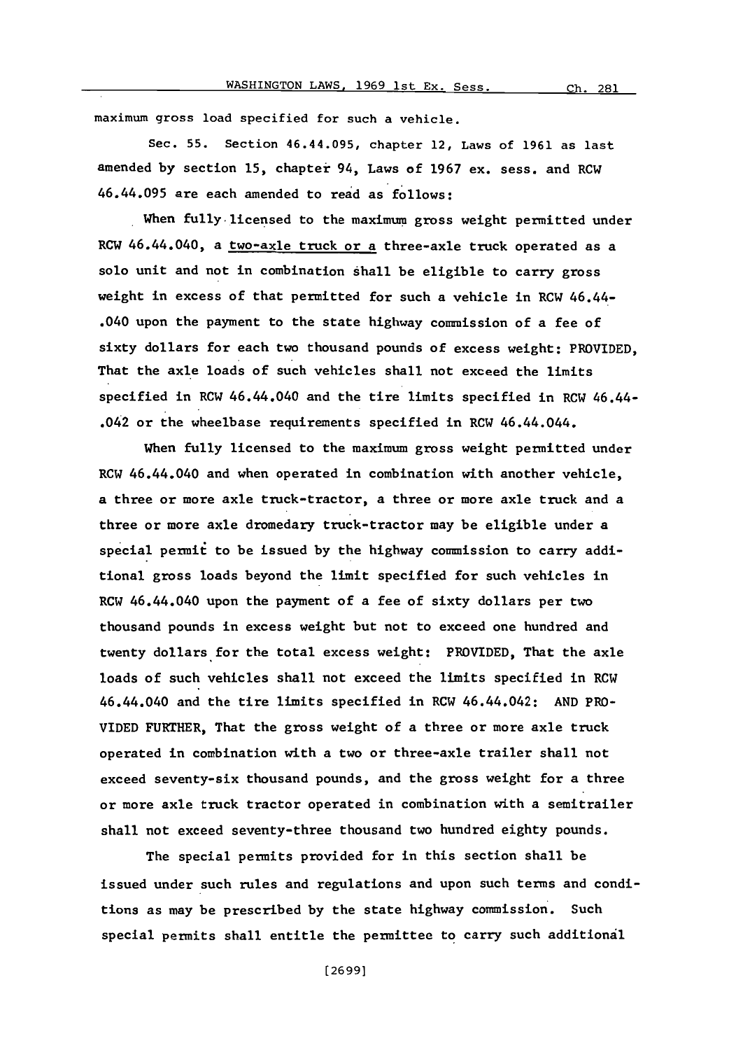maximum gross load specified for such a vehicle.

Sec. 55. Section 46.44.095, chapter 12, Laws of 1961 as last amended by section 15, chapter 94, Laws of 1967 ex. sess. and RCW 46.44.095 are each amended to read as follows:

When fully licensed to the maximum gross weight permitted under RCW 46.44.040, a <u>two-axle truck or a</u> three-axle truck operated as a solo unit and not in combination shall be eligible to carry gross weight in excess of that permitted for such a vehicle in RCW 46.44-.040 upon the payment to the state highway commission of a fee of sixty dollars for each two thousand pounds of excess weight: PROVIDED, That the axle loads of such vehicles shall not exceed the limits specified in RCW 46.44.040 and the tire limits specified in RCW 46.44-.042 or the wheelbase requirements specified in RCW 46.44.044.

When fully licensed to the maximum gross weight permitted under RCW 46.44.040 and when operated in combination with another vehicle, a three or more axle truck-tractor, a three or more axle truck and a three or more axle dromedary truck-tractor may be eligible under a special permit to be issued by the highway commission to carry additional gross loads beyond the limit specified for such vehicles in RCW 46.44.040 upon the payment of a fee of sixty dollars per two thousand pounds in excess weight but not to exceed one hundred and twenty dollars for the total excess weight: PROVIDED, That the axle loads of such vehicles shall not exceed the limits specified in RCW 46.44.040 and the tire limits specified in RCW 46.44.042: AND PROVIDED FURTHER, That the gross weight of a three or more axle truck operated in combination with a two or three-axle trailer shall not exceed seventy-six thousand pounds, and the gross weight for a three or more axle truck tractor operated in combination with a semitrailer shall not exceed seventy-three thousand two hundred eighty pounds.

The special permits provided for in this section shall be issued under such rules and regulations and upon such terms and conditions as may be prescribed by the state highway commission. Such special permits shall entitle the permittee to carry such additional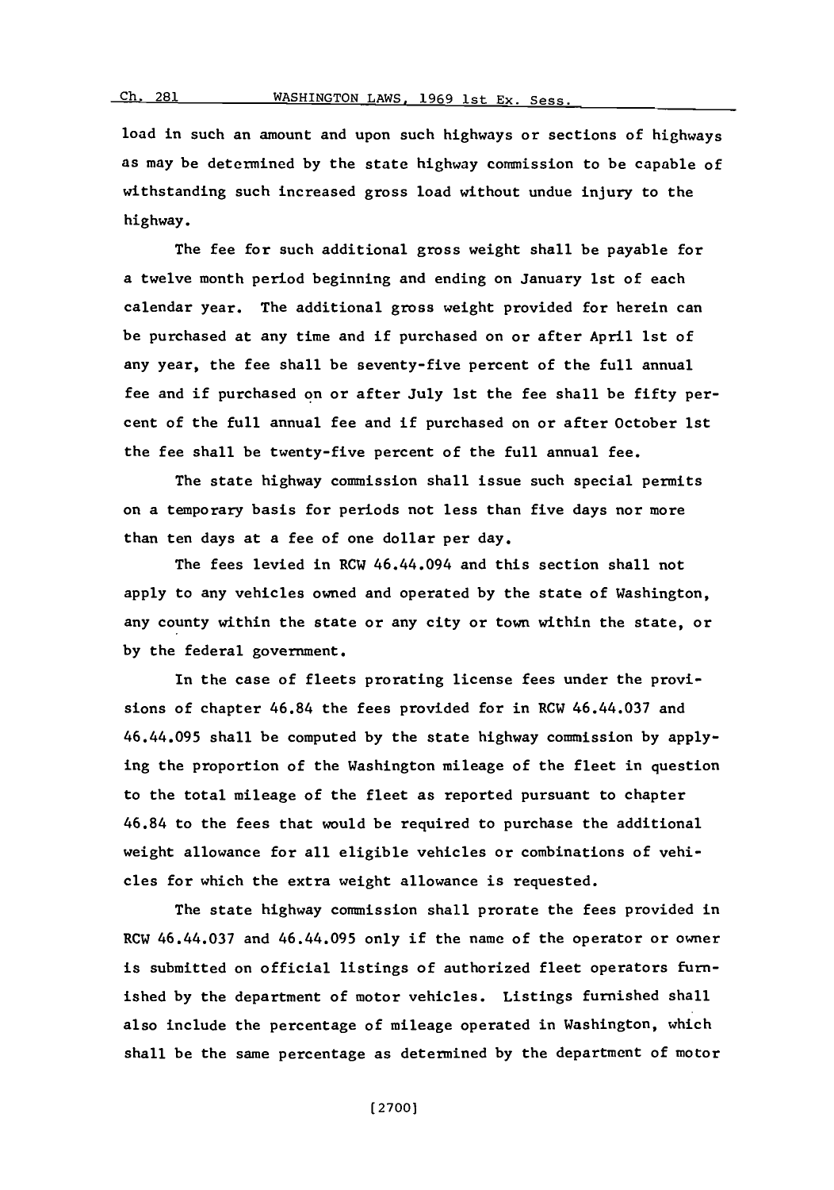load in such an amount and upon such highways or sections of highways as may be determined by the state highway commission to be capable of withstanding such increased gross load without undue injury to the highway.

The fee for such additional gross weight shall be payable for a twelve month period beginning and ending on January 1st of each calendar year. The additional gross weight provided for herein can be purchased at any time and if purchased on or after April 1st of any year, the fee shall be seventy-five percent of the full annual fee and if purchased on or after July 1st the fee shall be fifty percent of the full annual fee and if purchased on or after October 1st the fee shall be twenty-five percent of the full annual fee.

The state highway commission shall issue such special permits on a temporary basis for periods not less than five days nor more than ten days at a fee of one dollar per day.

The fees levied in RCW 46.44.094 and this section shall not apply to any vehicles owned and operated by the state of Washington, any county within the state or any city or town within the state, or by the federal government.

In the case of fleets prorating license fees under the provisions of chapter 46.84 the fees provided for in RCW 46.44.037 and 46.44.095 shall be computed by the state highway commission by applying the proportion of the Washington mileage of the fleet in question to the total mileage of the fleet as reported pursuant to chapter 46.84 to the fees that would be required to purchase the additional weight allowance for all eligible vehicles or combinations of vehicles for which the extra weight allowance is requested.

The state highway commission shall prorate the fees provided in RCW 46.44.037 and 46.44.095 only if the name of the operator or owner is submitted on official listings of authorized fleet operators furnished by the department of motor vehicles. Listings furnished shall also include the percentage of mileage operated in Washington, which shall be the same percentage as determined by the department of motor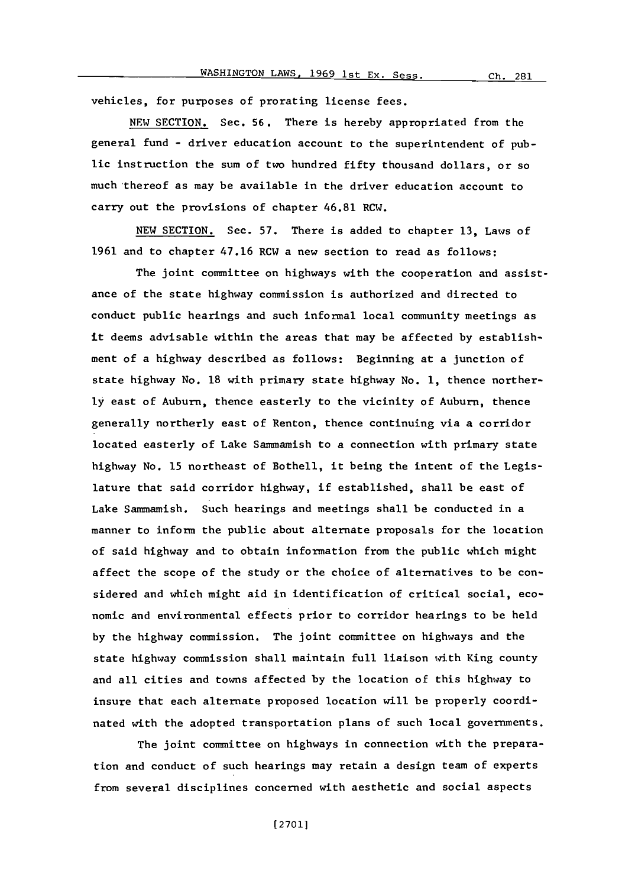vehicles, for purposes of prorating license fees.

NEW SECTION. Sec. 56. There is hereby appropriated from the general fund - driver education account to the superintendent of public instruction the sum of two hundred fifty thousand dollars, or so much thereof as may be available in the driver education account to carry out the provisions of chapter 46.81 RCW.

NEW SECTION. Sec. 57. There is added to chapter 13, Laws of 1961 and to chapter 47.16 RCW a new section to read as follows:

The joint committee on highways with the cooperation and assistance of the state highway commission is authorized and directed to conduct public hearings and such informal local community meetings as it deems advisable within the areas that may be affected by establishment of a highway described as follows: Beginning at a junction of state highway No. 18 with primary state highway No. 1, thence northerly east of Auburn, thence easterly to the vicinity of Auburn, thence generally northerly east of Renton, thence continuing via a corridor located easterly of Lake Sammamish to a connection with primary state highway No. 15 northeast of Bothell, it being the intent of the Legislature that said corridor highway, if established, shall be east of Lake Sammamish. Such hearings and meetings shall be conducted in a manner to inform the public about alternate proposals for the location of said highway and to obtain information from the public which might affect the scope of the study or the choice of alternatives to be considered and which might aid in identification of critical social, economic and environmental effects prior to corridor hearings to be held by the highway commission. The joint committee on highways and the state highway commission shall maintain full liaison with King county and all cities and towns affected by the location of this highway to insure that each alternate proposed location will be properly coordinated with the adopted transportation plans of such local governments.

The joint committee on highways in connection with the preparation and conduct of such hearings may retain a design team of experts from several disciplines concerned with aesthetic and social aspects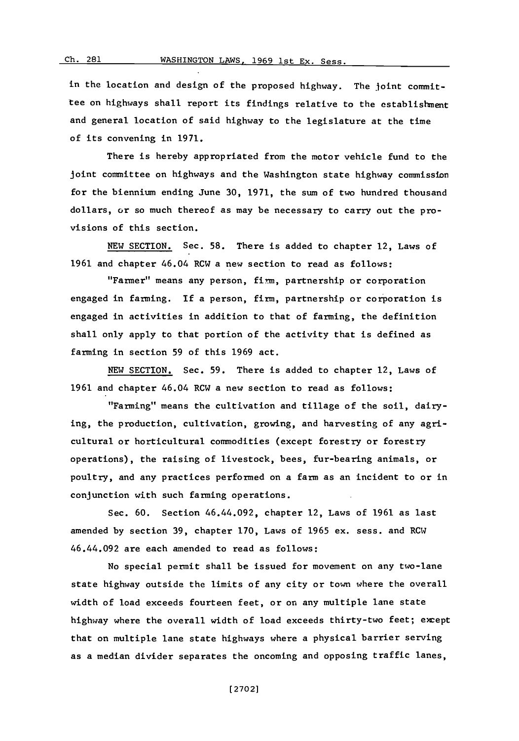in the location and design of the proposed highway. The joint committee on highways shall report its findings relative to the establishment and general location of said highway to the legislature at the time of its convening in 1971.

There is hereby appropriated from the motor vehicle fund to the joint committee on highways and the Washington state highway commission for the biennium ending June 30, 1971, the sum of two hundred thousand dollars, or so much thereof as may be necessary to carry out the provisions of this section.

NEW SECTION. Sec. 58. There is added to chapter 12, Laws of 1961 and chapter 46.04 RCW a new section to read as follows:

"Farmer" means any person, firm, partnership or corporation engaged in farming. If a person, firm, partnership or corporation is engaged in activities in addition to that of farming, the definition shall only apply to that portion of the activity that is defined as farming in section 59 of this 1969 act.

NEW SECTION. Sec. 59. There is added to chapter 12, Laws of 1961 and chapter 46.04 RCW a new section to read as follows:

"Farming" means the cultivation and tillage of the soil, dairying, the production, cultivation, growing, and harvesting of any agricultural or horticultural commodities (except forestry or forestry operations), the raising of livestock, bees, fur-bearing animals, or poultry, and any practices performed on a farm as an incident to or in conjunction with such farming operations.

Sec. 60. Section 46.44.092, chapter 12, Laws of 1961 as last amended by section 39, chapter 170, Laws of 1965 ex. sess. and RCW 46.44.092 are each amended to read as follows:

No special permit shall be issued for movement on any two-lane state highway outside the limits of any city or town where the overall width of load exceeds fourteen feet, or on any multiple lane state highway where the overall width of load exceeds thirty-two feet; except that on multiple lane state highways where a physical barrier serving as a median divider separates the oncoming and opposing traffic lanes,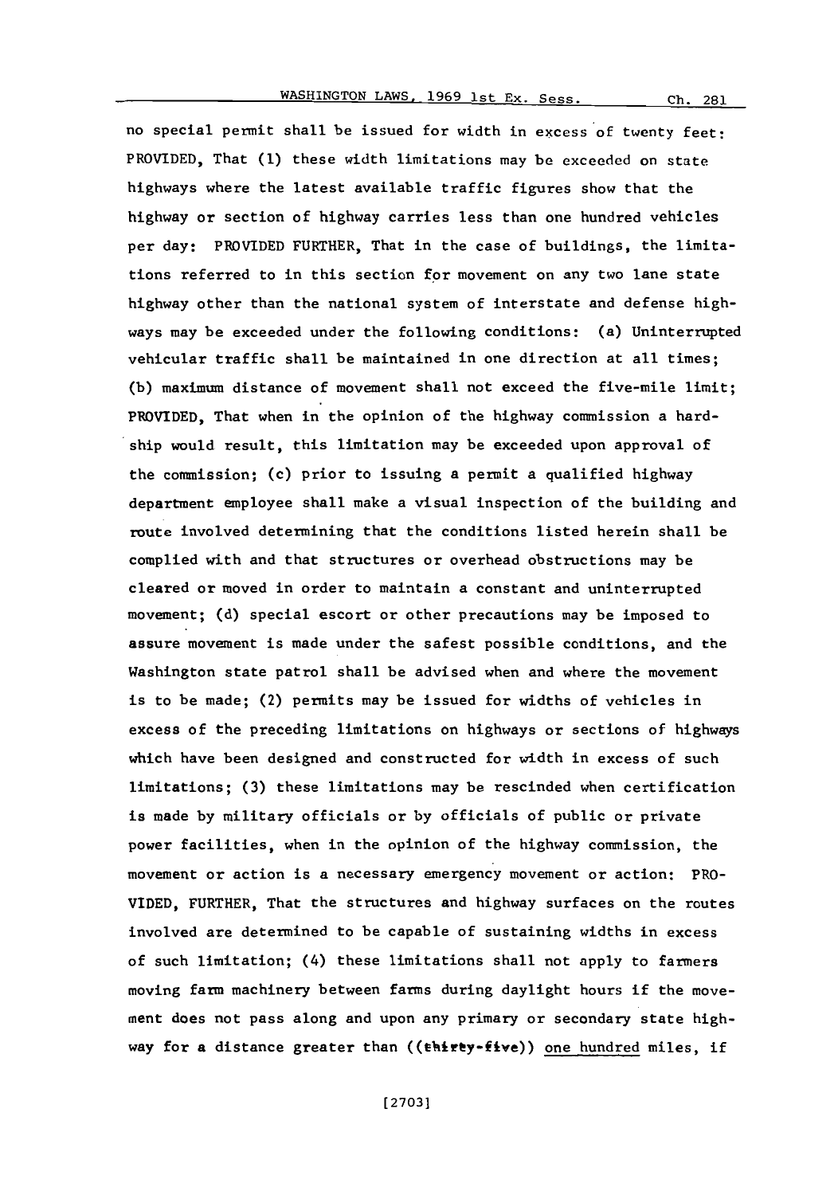no special permit shall be issued for width in excess of twenty feet: PROVIDED, That (1) these width limitations may be exceeded on state highways where the latest available traffic figures show that the highway or section of highway carries less than one hundred vehicles per day: PROVIDED FURTHER, That in the case of buildings, the limitations referred to in this section for movement on any two lane state highway other than the national system of interstate and defense highways may be exceeded under the following conditions: (a) Uninterrupted vehicular traffic shall be maintained in one direction at all times; (b) maximum distance of movement shall not exceed the five-mile limit; PROVIDED, That when in the opinion of the highway commission a hardship would result, this limitation may be exceeded upon approval of the commission; (c) prior to issuing a permit a qualified highway department employee shall make a visual inspection of the building and route involved determining that the conditions listed herein shall be complied with and that structures or overhead obstructions may be cleared or moved in order to maintain a constant and uninterrupted movement; (d) special escort or other precautions may be imposed to assure movement is made under the safest possible conditions, and the Washington state patrol shall be advised when and where the movement is to be made; (2) permits may be issued for widths of vehicles in excess of the preceding limitations on highways or sections of highways which have been designed and constructed for width in excess of such limitations; (3) these limitations may be rescinded when certification is made by military officials or by officials of public or private power facilities, when in the opinion of the highway commission, the movement or action is a necessary emergency movement or action: PROVIDED, FURTHER, That the structures and highway surfaces on the routes involved are determined to be capable of sustaining widths in excess of such limitation; (4) these limitations shall not apply to farmers moving farm machinery between farms during daylight hours if the movement does not pass along and upon any primary or secondary state highway for a distance greater than ((~~thirty-five~~)) one hundred miles, if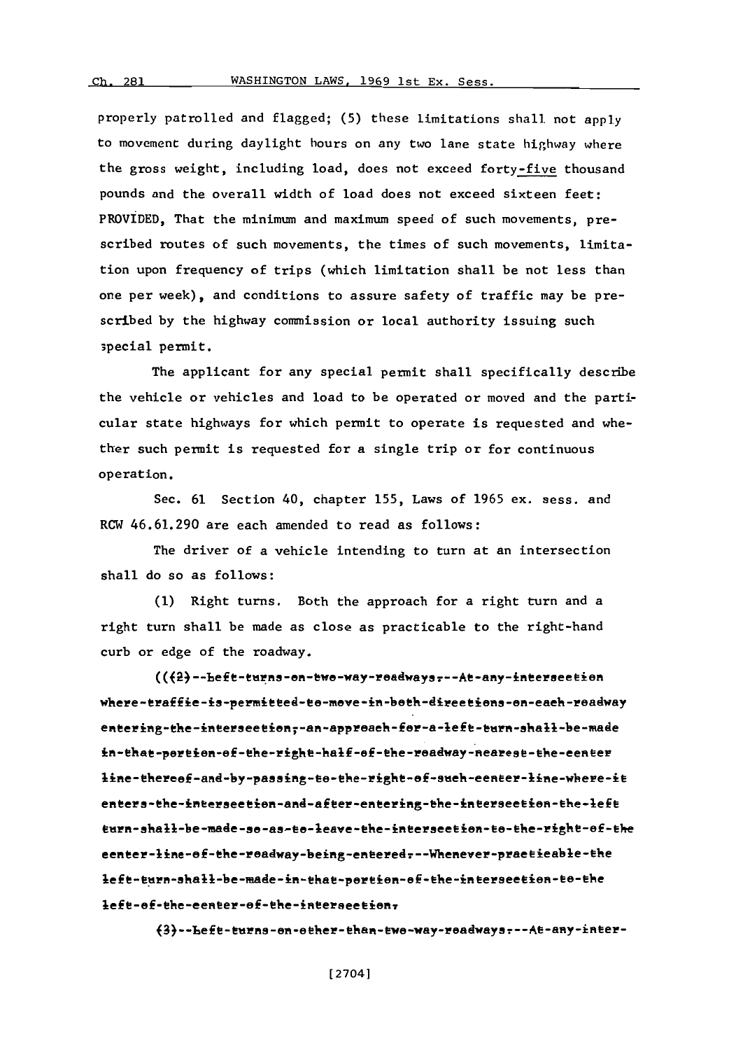properly patrolled and flagged; (5) these limitations shall not apply to movement during daylight hours on any two lane state highway where the gross weight, including load, does not exceed forty-five thousand pounds and the overall width of load does not exceed sixteen feet: PROVIDED, That the minimum and maximum speed of such movements, prescribed routes of such movements, the times of such movements, limitation upon frequency of trips (which limitation shall be not less than one per week), and conditions to assure safety of traffic may be prescribed by the highway commission or local authority issuing such special permit.

The applicant for any special permit shall specifically describe the vehicle or vehicles and load to be operated or moved and the particular state highways for which permit to operate is requested and whether such permit is requested for a single trip or for continuous operation.

Sec. 61 Section 40, chapter 155, Laws of 1965 ex. sess. and RCW 46.61.290 are each amended to read as follows:

The driver of a vehicle intending to turn at an intersection shall do so as follows:

(1) Right turns. Both the approach for a right turn and a right turn shall be made as close as practicable to the right-hand curb or edge of the roadway.

(((2) Left turns on two-way roadways. At any intersection where traffic is permitted to move in both directions on each roadway entering the intersection, an approach for a left turn shall be made in that portion of the right half of the roadway nearest the center line thereof and by passing to the right of such center line where it enters the intersection and after entering the intersection the left turn shall be made so as to leave the intersection to the right of the center line of the roadway being entered. Whenever practicable the left turn shall be made in that portion of the intersection to the left of the center of the intersection.

(3) Left turns on other than two-way roadways. At any inter-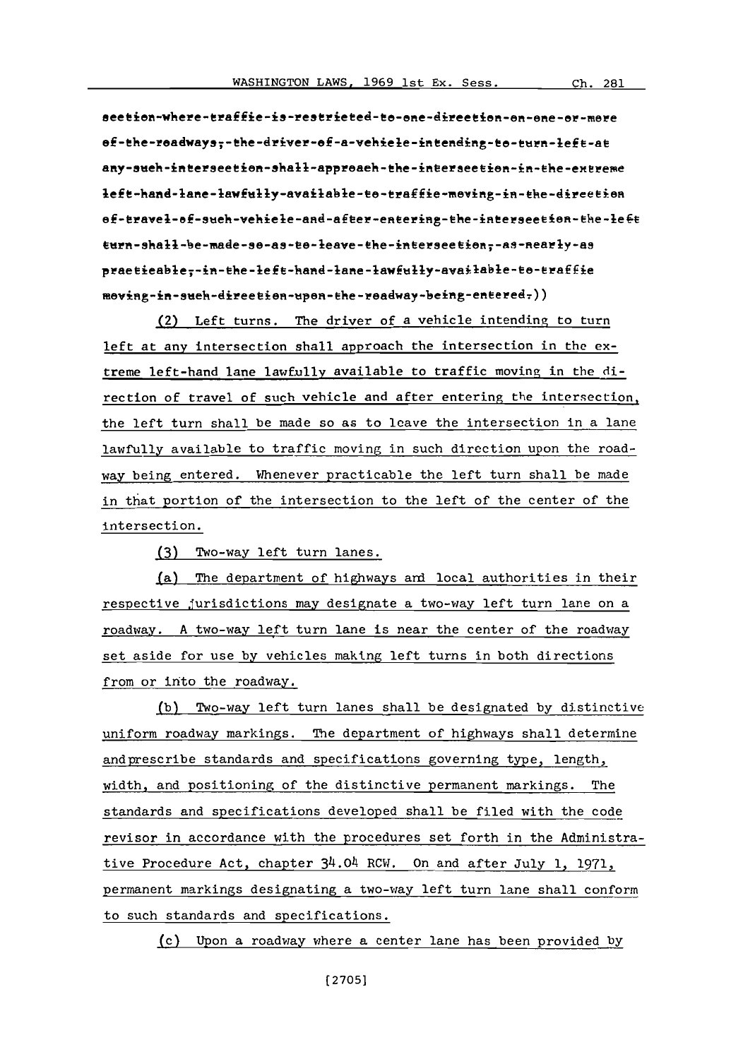~~section where traffic is restricted to one direction on one or more of the roadways, the driver of a vehicle intending to turn left at any such intersection shall approach the intersection in the extreme left-hand lane lawfully available to traffic moving in the direction of travel of such vehicle and after entering the intersection the left turn shall be made so as to leave the intersection, as nearly as practicable, in the left-hand lane lawfully available to traffic moving in such direction upon the roadway being entered.~~))

(2) Left turns. The driver of a vehicle intending to turn left at any intersection shall approach the intersection in the extreme left-hand lane lawfully available to traffic moving in the direction of travel of such vehicle and after entering the intersection, the left turn shall be made so as to leave the intersection in a lane lawfully available to traffic moving in such direction upon the roadway being entered. Whenever practicable the left turn shall be made in that portion of the intersection to the left of the center of the intersection.

(3) Two-way left turn lanes.

(a) The department of highways and local authorities in their respective jurisdictions may designate a two-way left turn lane on a roadway. A two-way left turn lane is near the center of the roadway set aside for use by vehicles making left turns in both directions from or into the roadway.

(b) Two-way left turn lanes shall be designated by distinctive uniform roadway markings. The department of highways shall determine and prescribe standards and specifications governing type, length, width, and positioning of the distinctive permanent markings. The standards and specifications developed shall be filed with the code revisor in accordance with the procedures set forth in the Administrative Procedure Act, chapter 34.04 RCW. On and after July 1, 1971, permanent markings designating a two-way left turn lane shall conform to such standards and specifications.

(c) Upon a roadway where a center lane has been provided by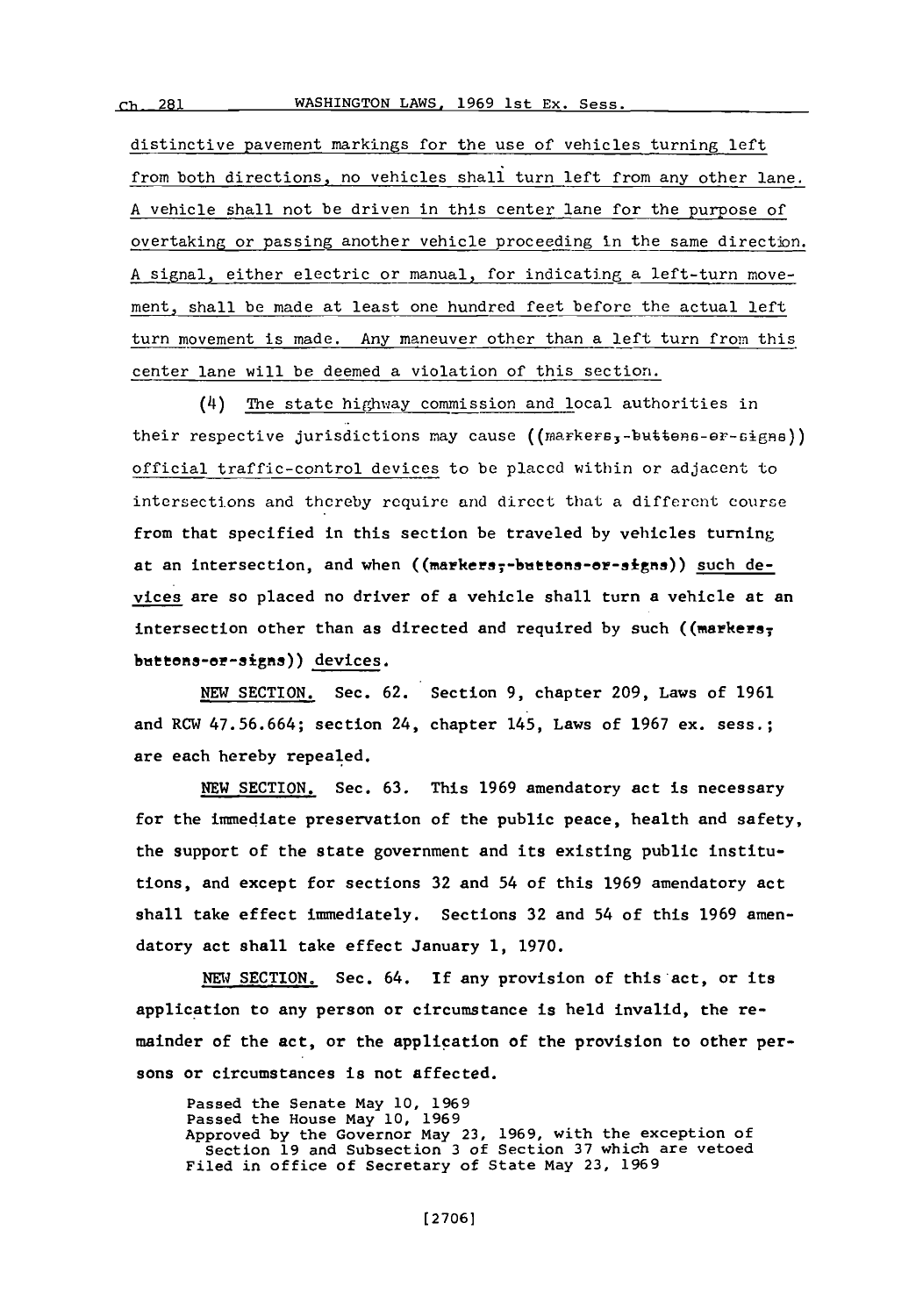distinctive pavement markings for the use of vehicles turning left from both directions, no vehicles shall turn left from any other lane. A vehicle shall not be driven in this center lane for the purpose of overtaking or passing another vehicle proceeding in the same direction. A signal, either electric or manual, for indicating a left-turn movement, shall be made at least one hundred feet before the actual left turn movement is made. Any maneuver other than a left turn from this center lane will be deemed a violation of this section.

(4) The state highway commission and local authorities in their respective jurisdictions may cause ((markers, buttons or signs)) official traffic-control devices to be placed within or adjacent to intersections and thereby require and direct that a different course from that specified in this section be traveled by vehicles turning at an intersection, and when ((markers, buttons or signs)) such devices are so placed no driver of a vehicle shall turn a vehicle at an intersection other than as directed and required by such ((markers, buttons or signs)) devices.

NEW SECTION. Sec. 62. Section 9, chapter 209, Laws of 1961 and RCW 47.56.664; section 24, chapter 145, Laws of 1967 ex. sess.; are each hereby repealed.

NEW SECTION. Sec. 63. This 1969 amendatory act is necessary for the immediate preservation of the public peace, health and safety, the support of the state government and its existing public institutions, and except for sections 32 and 54 of this 1969 amendatory act shall take effect immediately. Sections 32 and 54 of this 1969 amendatory act shall take effect January 1, 1970.

NEW SECTION. Sec. 64. If any provision of this act, or its application to any person or circumstance is held invalid, the remainder of the act, or the application of the provision to other persons or circumstances is not affected.

Passed the Senate May 10, 1969
Passed the House May 10, 1969
Approved by the Governor May 23, 1969, with the exception of Section 19 and Subsection 3 of Section 37 which are vetoed
Filed in office of Secretary of State May 23, 1969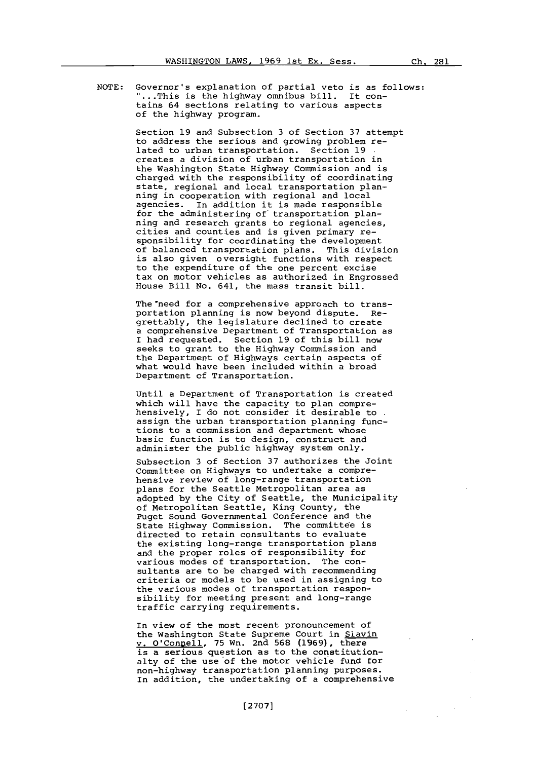NOTE: Governor's explanation of partial veto is as follows: "...This is the highway omnibus bill. It contains 64 sections relating to various aspects of the highway program.

Section 19 and Subsection 3 of Section 37 attempt to address the serious and growing problem related to urban transportation. Section 19 creates a division of urban transportation in the Washington State Highway Commission and is charged with the responsibility of coordinating state, regional and local transportation planning in cooperation with regional and local agencies. In addition it is made responsible for the administering of transportation planning and research grants to regional agencies, cities and counties and is given primary responsibility for coordinating the development of balanced transportation plans. This division is also given oversight functions with respect to the expenditure of the one percent excise tax on motor vehicles as authorized in Engrossed House Bill No. 641, the mass transit bill.

The need for a comprehensive approach to transportation planning is now beyond dispute. Regrettably, the legislature declined to create a comprehensive Department of Transportation as I had requested. Section 19 of this bill now seeks to grant to the Highway Commission and the Department of Highways certain aspects of what would have been included within a broad Department of Transportation.

Until a Department of Transportation is created which will have the capacity to plan comprehensively, I do not consider it desirable to assign the urban transportation planning functions to a commission and department whose basic function is to design, construct and administer the public highway system only.

Subsection 3 of Section 37 authorizes the Joint Committee on Highways to undertake a comprehensive review of long-range transportation plans for the Seattle Metropolitan area as adopted by the City of Seattle, the Municipality of Metropolitan Seattle, King County, the Puget Sound Governmental Conference and the State Highway Commission. The committee is directed to retain consultants to evaluate the existing long-range transportation plans and the proper roles of responsibility for various modes of transportation. The consultants are to be charged with recommending criteria or models to be used in assigning to the various modes of transportation responsibility for meeting present and long-range traffic carrying requirements.

In view of the most recent pronouncement of the Washington State Supreme Court in Slavin v. O'Connell, 75 Wn. 2nd 568 (1969), there is a serious question as to the constitutionality of the use of the motor vehicle fund for non-highway transportation planning purposes. In addition, the undertaking of a comprehensive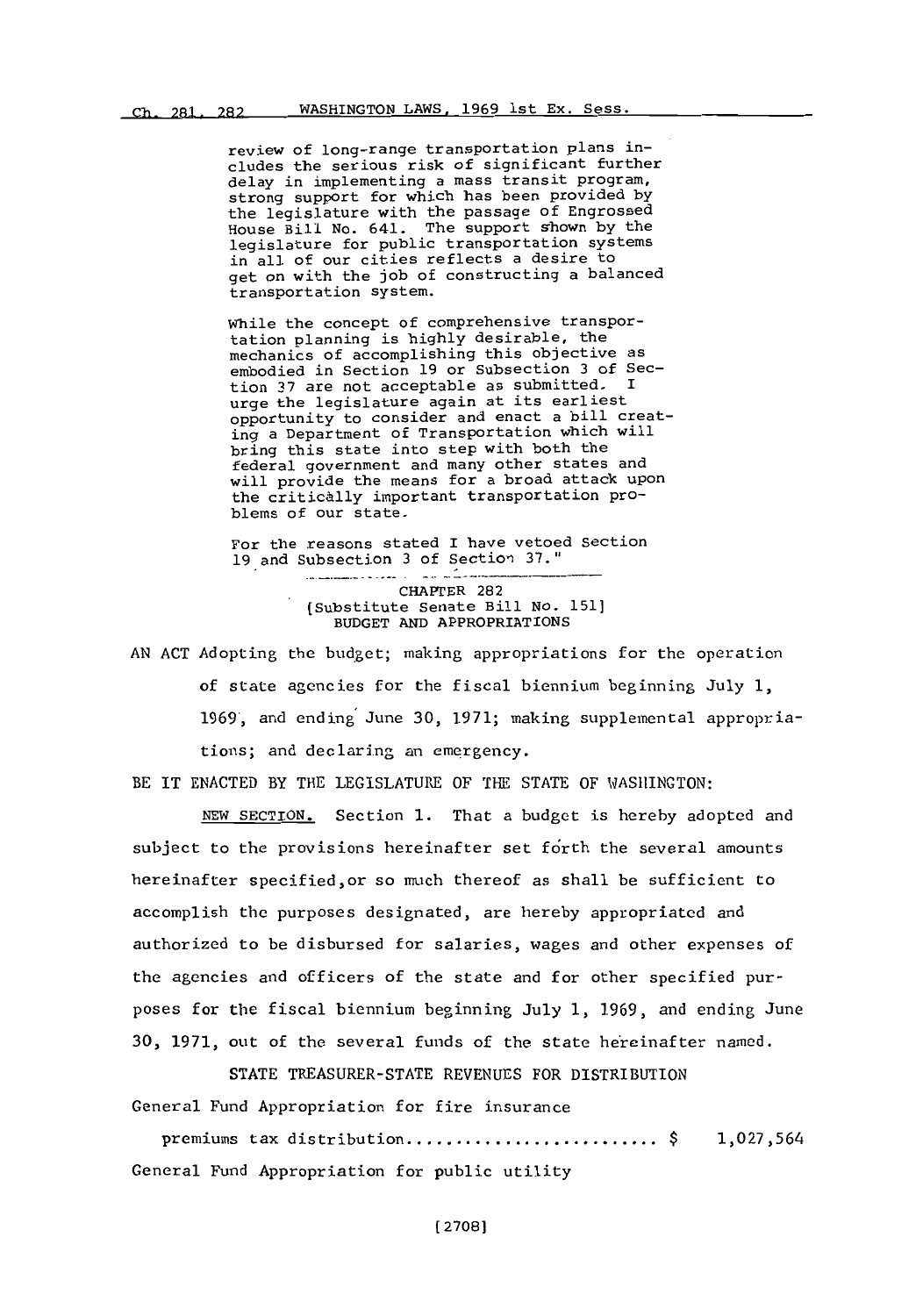review of long-range transportation plans includes the serious risk of significant further delay in implementing a mass transit program, strong support for which has been provided by the legislature with the passage of Engrossed House Bill No. 641. The support shown by the legislature for public transportation systems in all of our cities reflects a desire to get on with the job of constructing a balanced transportation system.

While the concept of comprehensive transportation planning is highly desirable, the mechanics of accomplishing this objective as embodied in Section 19 or Subsection 3 of Section 37 are not acceptable as submitted. I urge the legislature again at its earliest opportunity to consider and enact a bill creating a Department of Transportation which will bring this state into step with both the federal government and many other states and will provide the means for a broad attack upon the critically important transportation problems of our state.

For the reasons stated I have vetoed Section 19 and Subsection 3 of Section 37."

CHAPTER 282
[Substitute Senate Bill No. 151]
BUDGET AND APPROPRIATIONS

AN ACT Adopting the budget; making appropriations for the operation of state agencies for the fiscal biennium beginning July 1, 1969, and ending June 30, 1971; making supplemental appropriations; and declaring an emergency.

BE IT ENACTED BY THE LEGISLATURE OF THE STATE OF WASHINGTON:

NEW SECTION. Section 1. That a budget is hereby adopted and subject to the provisions hereinafter set forth the several amounts hereinafter specified, or so much thereof as shall be sufficient to accomplish the purposes designated, are hereby appropriated and authorized to be disbursed for salaries, wages and other expenses of the agencies and officers of the state and for other specified purposes for the fiscal biennium beginning July 1, 1969, and ending June 30, 1971, out of the several funds of the state hereinafter named.

STATE TREASURER-STATE REVENUES FOR DISTRIBUTION

General Fund Appropriation for fire insurance premiums tax distribution.......................... $ 1,027,564

General Fund Appropriation for public utility